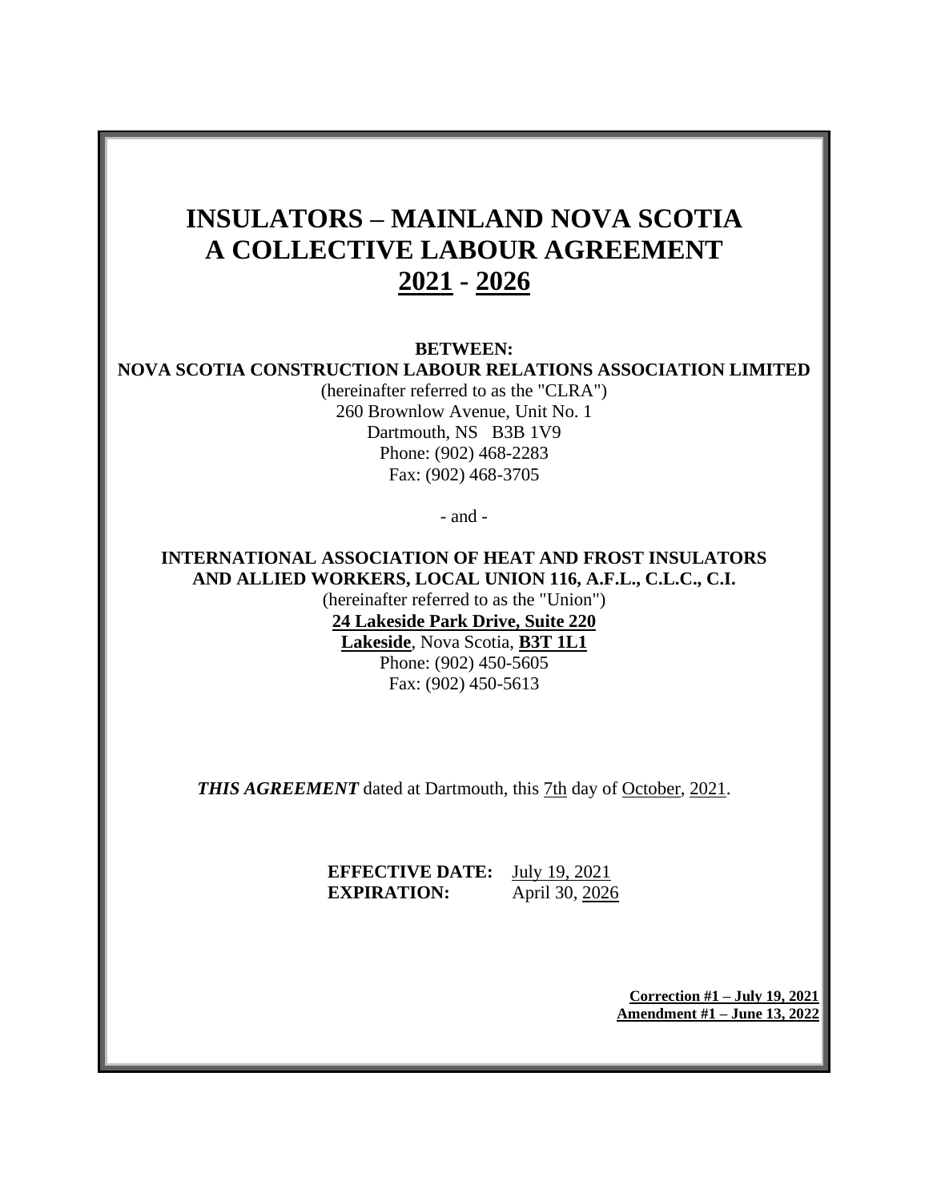# INSULATORS – MAINLAND NOVA SCOTIA
# A COLLECTIVE LABOUR AGREEMENT
# 2021 - 2026

**BETWEEN:**

**NOVA SCOTIA CONSTRUCTION LABOUR RELATIONS ASSOCIATION LIMITED**

(hereinafter referred to as the "CLRA")
260 Brownlow Avenue, Unit No. 1
Dartmouth, NS B3B 1V9
Phone: (902) 468-2283
Fax: (902) 468-3705

- and -

**INTERNATIONAL ASSOCIATION OF HEAT AND FROST INSULATORS AND ALLIED WORKERS, LOCAL UNION 116, A.F.L., C.L.C., C.I.**

(hereinafter referred to as the "Union")
**24 Lakeside Park Drive, Suite 220**
**Lakeside**, Nova Scotia, **B3T 1L1**
Phone: (902) 450-5605
Fax: (902) 450-5613

***THIS AGREEMENT*** dated at Dartmouth, this 7th day of October, 2021.

**EFFECTIVE DATE:** July 19, 2021
**EXPIRATION:** April 30, 2026

**Correction #1 – July 19, 2021**
**Amendment #1 – June 13, 2022**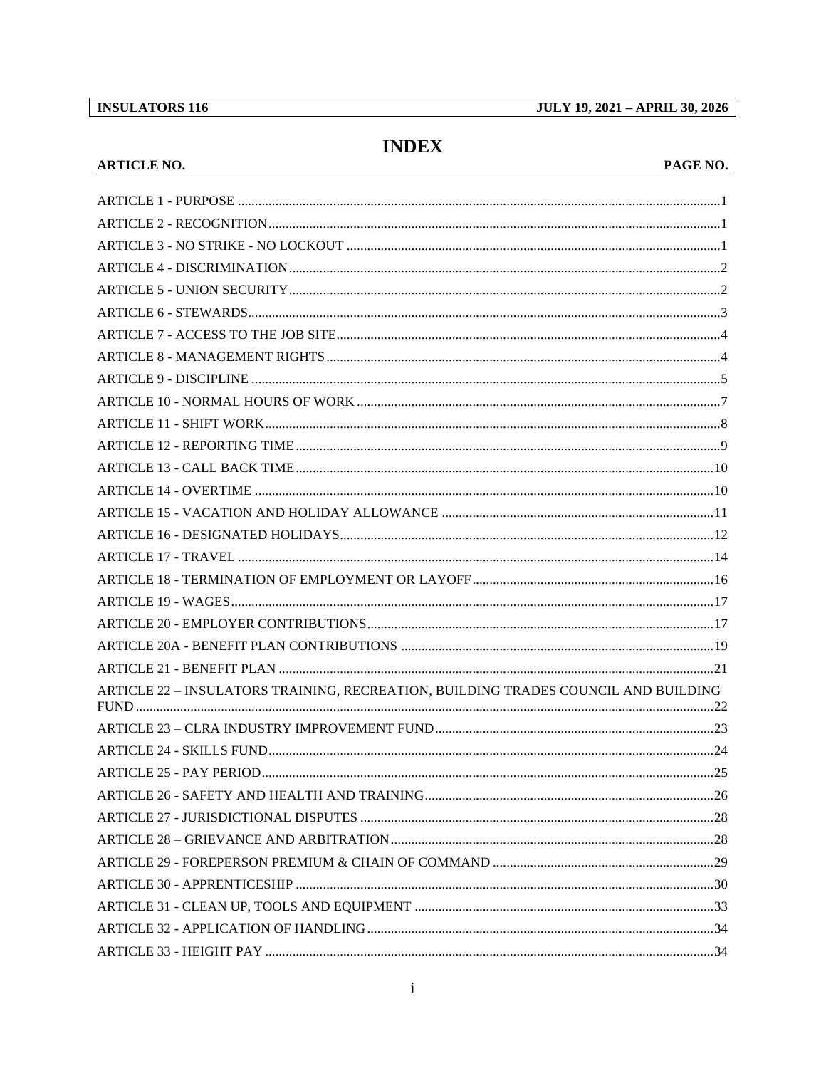# INDEX

| ARTICLE NO. | PAGE NO. |
|---|---|
| ARTICLE 1 - PURPOSE | 1 |
| ARTICLE 2 - RECOGNITION | 1 |
| ARTICLE 3 - NO STRIKE - NO LOCKOUT | 1 |
| ARTICLE 4 - DISCRIMINATION | 2 |
| ARTICLE 5 - UNION SECURITY | 2 |
| ARTICLE 6 - STEWARDS | 3 |
| ARTICLE 7 - ACCESS TO THE JOB SITE | 4 |
| ARTICLE 8 - MANAGEMENT RIGHTS | 4 |
| ARTICLE 9 - DISCIPLINE | 5 |
| ARTICLE 10 - NORMAL HOURS OF WORK | 7 |
| ARTICLE 11 - SHIFT WORK | 8 |
| ARTICLE 12 - REPORTING TIME | 9 |
| ARTICLE 13 - CALL BACK TIME | 10 |
| ARTICLE 14 - OVERTIME | 10 |
| ARTICLE 15 - VACATION AND HOLIDAY ALLOWANCE | 11 |
| ARTICLE 16 - DESIGNATED HOLIDAYS | 12 |
| ARTICLE 17 - TRAVEL | 14 |
| ARTICLE 18 - TERMINATION OF EMPLOYMENT OR LAYOFF | 16 |
| ARTICLE 19 - WAGES | 17 |
| ARTICLE 20 - EMPLOYER CONTRIBUTIONS | 17 |
| ARTICLE 20A - BENEFIT PLAN CONTRIBUTIONS | 19 |
| ARTICLE 21 - BENEFIT PLAN | 21 |
| ARTICLE 22 – INSULATORS TRAINING, RECREATION, BUILDING TRADES COUNCIL AND BUILDING FUND | 22 |
| ARTICLE 23 – CLRA INDUSTRY IMPROVEMENT FUND | 23 |
| ARTICLE 24 - SKILLS FUND | 24 |
| ARTICLE 25 - PAY PERIOD | 25 |
| ARTICLE 26 - SAFETY AND HEALTH AND TRAINING | 26 |
| ARTICLE 27 - JURISDICTIONAL DISPUTES | 28 |
| ARTICLE 28 – GRIEVANCE AND ARBITRATION | 28 |
| ARTICLE 29 - FOREPERSON PREMIUM & CHAIN OF COMMAND | 29 |
| ARTICLE 30 - APPRENTICESHIP | 30 |
| ARTICLE 31 - CLEAN UP, TOOLS AND EQUIPMENT | 33 |
| ARTICLE 32 - APPLICATION OF HANDLING | 34 |
| ARTICLE 33 - HEIGHT PAY | 34 |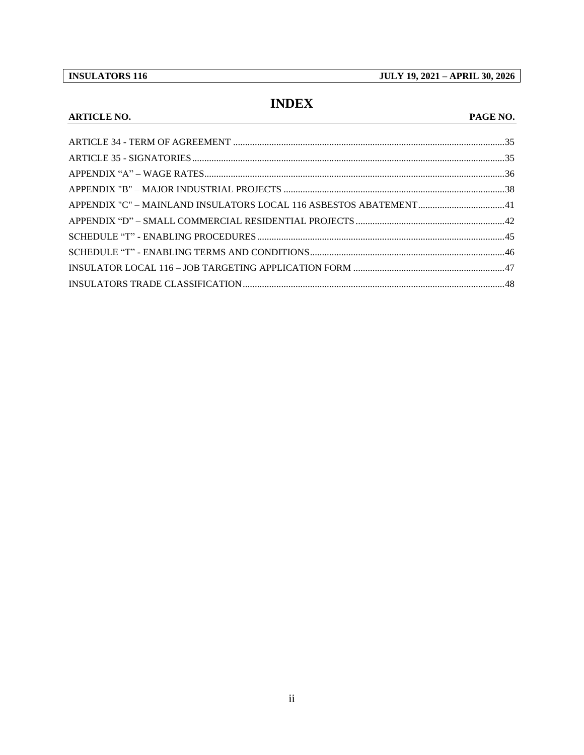# INDEX

| ARTICLE NO. | PAGE NO. |
|---|---|
| ARTICLE 34 - TERM OF AGREEMENT | 35 |
| ARTICLE 35 - SIGNATORIES | 35 |
| APPENDIX “A” – WAGE RATES | 36 |
| APPENDIX "B" – MAJOR INDUSTRIAL PROJECTS | 38 |
| APPENDIX "C" – MAINLAND INSULATORS LOCAL 116 ASBESTOS ABATEMENT | 41 |
| APPENDIX “D” – SMALL COMMERCIAL RESIDENTIAL PROJECTS | 42 |
| SCHEDULE “T” - ENABLING PROCEDURES | 45 |
| SCHEDULE “T” - ENABLING TERMS AND CONDITIONS | 46 |
| INSULATOR LOCAL 116 – JOB TARGETING APPLICATION FORM | 47 |
| INSULATORS TRADE CLASSIFICATION | 48 |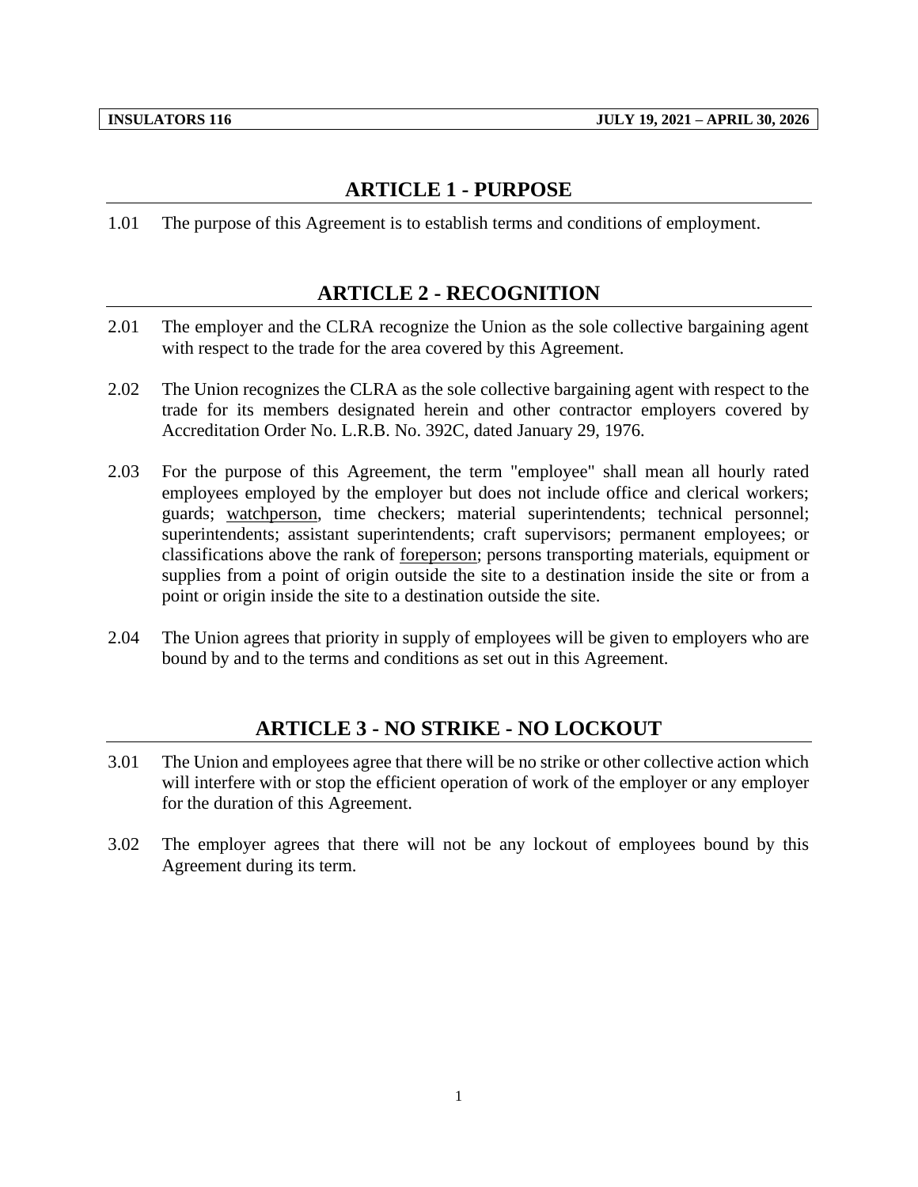## ARTICLE 1 - PURPOSE

1.01 The purpose of this Agreement is to establish terms and conditions of employment.

## ARTICLE 2 - RECOGNITION

2.01 The employer and the CLRA recognize the Union as the sole collective bargaining agent with respect to the trade for the area covered by this Agreement.

2.02 The Union recognizes the CLRA as the sole collective bargaining agent with respect to the trade for its members designated herein and other contractor employers covered by Accreditation Order No. L.R.B. No. 392C, dated January 29, 1976.

2.03 For the purpose of this Agreement, the term "employee" shall mean all hourly rated employees employed by the employer but does not include office and clerical workers; guards; <u>watchperson</u>, time checkers; material superintendents; technical personnel; superintendents; assistant superintendents; craft supervisors; permanent employees; or classifications above the rank of <u>foreperson</u>; persons transporting materials, equipment or supplies from a point of origin outside the site to a destination inside the site or from a point or origin inside the site to a destination outside the site.

2.04 The Union agrees that priority in supply of employees will be given to employers who are bound by and to the terms and conditions as set out in this Agreement.

## ARTICLE 3 - NO STRIKE - NO LOCKOUT

3.01 The Union and employees agree that there will be no strike or other collective action which will interfere with or stop the efficient operation of work of the employer or any employer for the duration of this Agreement.

3.02 The employer agrees that there will not be any lockout of employees bound by this Agreement during its term.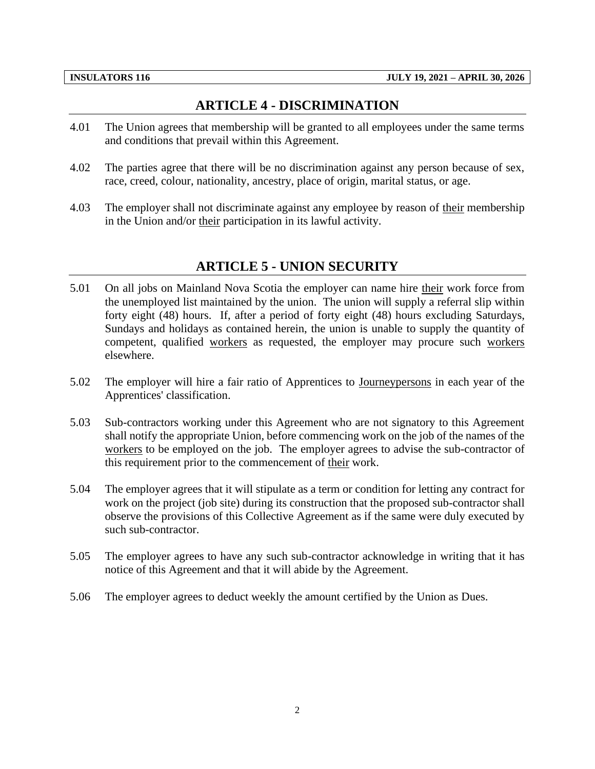## ARTICLE 4 - DISCRIMINATION

4.01 The Union agrees that membership will be granted to all employees under the same terms and conditions that prevail within this Agreement.

4.02 The parties agree that there will be no discrimination against any person because of sex, race, creed, colour, nationality, ancestry, place of origin, marital status, or age.

4.03 The employer shall not discriminate against any employee by reason of their membership in the Union and/or their participation in its lawful activity.

## ARTICLE 5 - UNION SECURITY

5.01 On all jobs on Mainland Nova Scotia the employer can name hire their work force from the unemployed list maintained by the union. The union will supply a referral slip within forty eight (48) hours. If, after a period of forty eight (48) hours excluding Saturdays, Sundays and holidays as contained herein, the union is unable to supply the quantity of competent, qualified workers as requested, the employer may procure such workers elsewhere.

5.02 The employer will hire a fair ratio of Apprentices to Journeypersons in each year of the Apprentices' classification.

5.03 Sub-contractors working under this Agreement who are not signatory to this Agreement shall notify the appropriate Union, before commencing work on the job of the names of the workers to be employed on the job. The employer agrees to advise the sub-contractor of this requirement prior to the commencement of their work.

5.04 The employer agrees that it will stipulate as a term or condition for letting any contract for work on the project (job site) during its construction that the proposed sub-contractor shall observe the provisions of this Collective Agreement as if the same were duly executed by such sub-contractor.

5.05 The employer agrees to have any such sub-contractor acknowledge in writing that it has notice of this Agreement and that it will abide by the Agreement.

5.06 The employer agrees to deduct weekly the amount certified by the Union as Dues.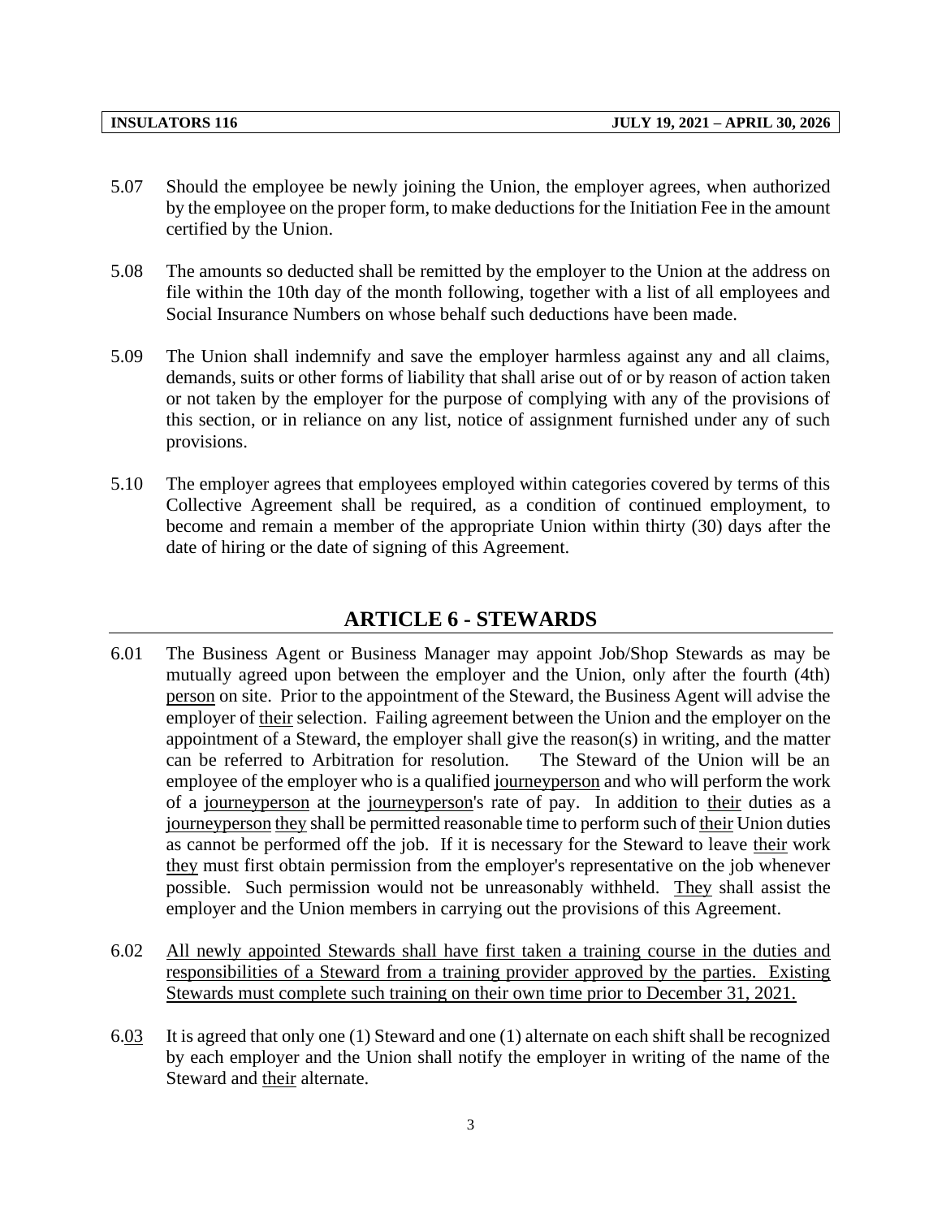5.07 Should the employee be newly joining the Union, the employer agrees, when authorized by the employee on the proper form, to make deductions for the Initiation Fee in the amount certified by the Union.

5.08 The amounts so deducted shall be remitted by the employer to the Union at the address on file within the 10th day of the month following, together with a list of all employees and Social Insurance Numbers on whose behalf such deductions have been made.

5.09 The Union shall indemnify and save the employer harmless against any and all claims, demands, suits or other forms of liability that shall arise out of or by reason of action taken or not taken by the employer for the purpose of complying with any of the provisions of this section, or in reliance on any list, notice of assignment furnished under any of such provisions.

5.10 The employer agrees that employees employed within categories covered by terms of this Collective Agreement shall be required, as a condition of continued employment, to become and remain a member of the appropriate Union within thirty (30) days after the date of hiring or the date of signing of this Agreement.

## ARTICLE 6 - STEWARDS

6.01 The Business Agent or Business Manager may appoint Job/Shop Stewards as may be mutually agreed upon between the employer and the Union, only after the fourth (4th) person on site. Prior to the appointment of the Steward, the Business Agent will advise the employer of their selection. Failing agreement between the Union and the employer on the appointment of a Steward, the employer shall give the reason(s) in writing, and the matter can be referred to Arbitration for resolution. The Steward of the Union will be an employee of the employer who is a qualified journeyperson and who will perform the work of a journeyperson at the journeyperson's rate of pay. In addition to their duties as a journeyperson they shall be permitted reasonable time to perform such of their Union duties as cannot be performed off the job. If it is necessary for the Steward to leave their work they must first obtain permission from the employer's representative on the job whenever possible. Such permission would not be unreasonably withheld. They shall assist the employer and the Union members in carrying out the provisions of this Agreement.

6.02 All newly appointed Stewards shall have first taken a training course in the duties and responsibilities of a Steward from a training provider approved by the parties. Existing Stewards must complete such training on their own time prior to December 31, 2021.

6.03 It is agreed that only one (1) Steward and one (1) alternate on each shift shall be recognized by each employer and the Union shall notify the employer in writing of the name of the Steward and their alternate.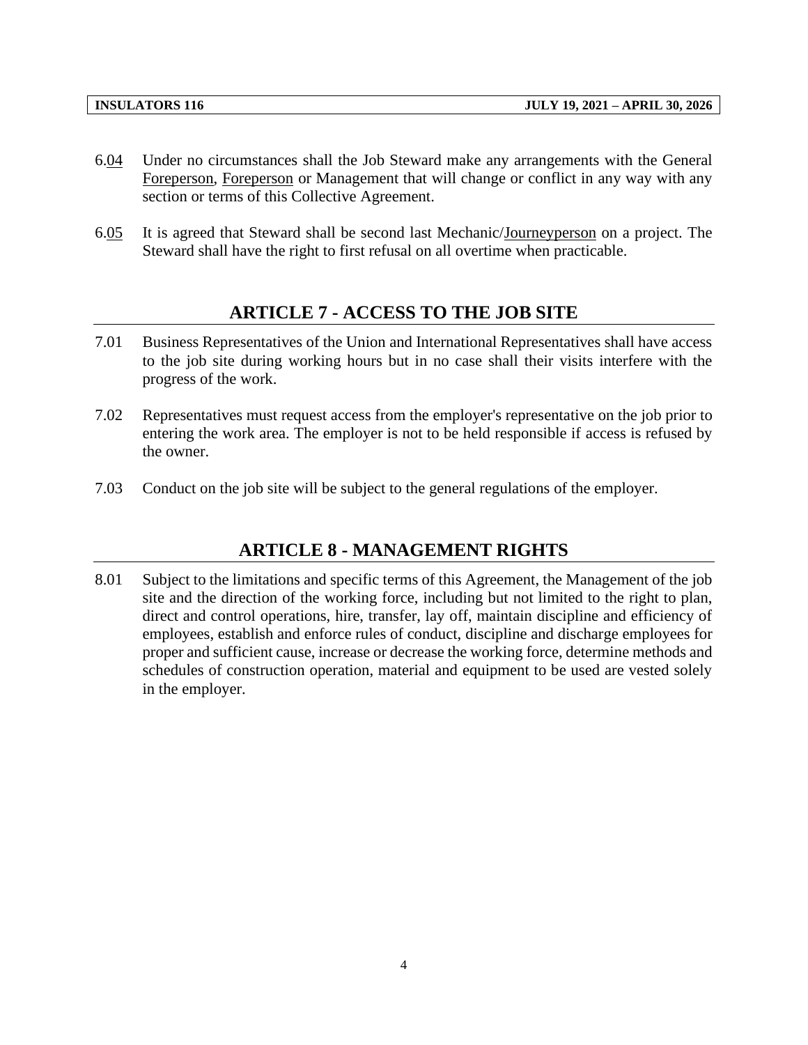6.04 Under no circumstances shall the Job Steward make any arrangements with the General Foreperson, Foreperson or Management that will change or conflict in any way with any section or terms of this Collective Agreement.

6.05 It is agreed that Steward shall be second last Mechanic/Journeyperson on a project. The Steward shall have the right to first refusal on all overtime when practicable.

## ARTICLE 7 - ACCESS TO THE JOB SITE

7.01 Business Representatives of the Union and International Representatives shall have access to the job site during working hours but in no case shall their visits interfere with the progress of the work.

7.02 Representatives must request access from the employer's representative on the job prior to entering the work area. The employer is not to be held responsible if access is refused by the owner.

7.03 Conduct on the job site will be subject to the general regulations of the employer.

## ARTICLE 8 - MANAGEMENT RIGHTS

8.01 Subject to the limitations and specific terms of this Agreement, the Management of the job site and the direction of the working force, including but not limited to the right to plan, direct and control operations, hire, transfer, lay off, maintain discipline and efficiency of employees, establish and enforce rules of conduct, discipline and discharge employees for proper and sufficient cause, increase or decrease the working force, determine methods and schedules of construction operation, material and equipment to be used are vested solely in the employer.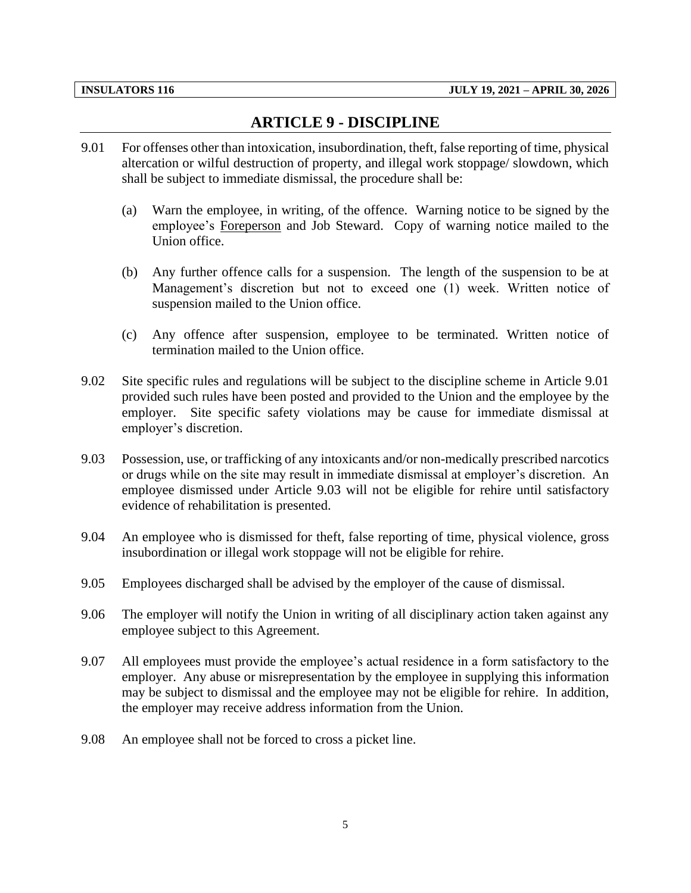## ARTICLE 9 - DISCIPLINE

9.01 For offenses other than intoxication, insubordination, theft, false reporting of time, physical altercation or wilful destruction of property, and illegal work stoppage/ slowdown, which shall be subject to immediate dismissal, the procedure shall be:

(a) Warn the employee, in writing, of the offence. Warning notice to be signed by the employee's Foreperson and Job Steward. Copy of warning notice mailed to the Union office.

(b) Any further offence calls for a suspension. The length of the suspension to be at Management's discretion but not to exceed one (1) week. Written notice of suspension mailed to the Union office.

(c) Any offence after suspension, employee to be terminated. Written notice of termination mailed to the Union office.

9.02 Site specific rules and regulations will be subject to the discipline scheme in Article 9.01 provided such rules have been posted and provided to the Union and the employee by the employer. Site specific safety violations may be cause for immediate dismissal at employer's discretion.

9.03 Possession, use, or trafficking of any intoxicants and/or non-medically prescribed narcotics or drugs while on the site may result in immediate dismissal at employer's discretion. An employee dismissed under Article 9.03 will not be eligible for rehire until satisfactory evidence of rehabilitation is presented.

9.04 An employee who is dismissed for theft, false reporting of time, physical violence, gross insubordination or illegal work stoppage will not be eligible for rehire.

9.05 Employees discharged shall be advised by the employer of the cause of dismissal.

9.06 The employer will notify the Union in writing of all disciplinary action taken against any employee subject to this Agreement.

9.07 All employees must provide the employee's actual residence in a form satisfactory to the employer. Any abuse or misrepresentation by the employee in supplying this information may be subject to dismissal and the employee may not be eligible for rehire. In addition, the employer may receive address information from the Union.

9.08 An employee shall not be forced to cross a picket line.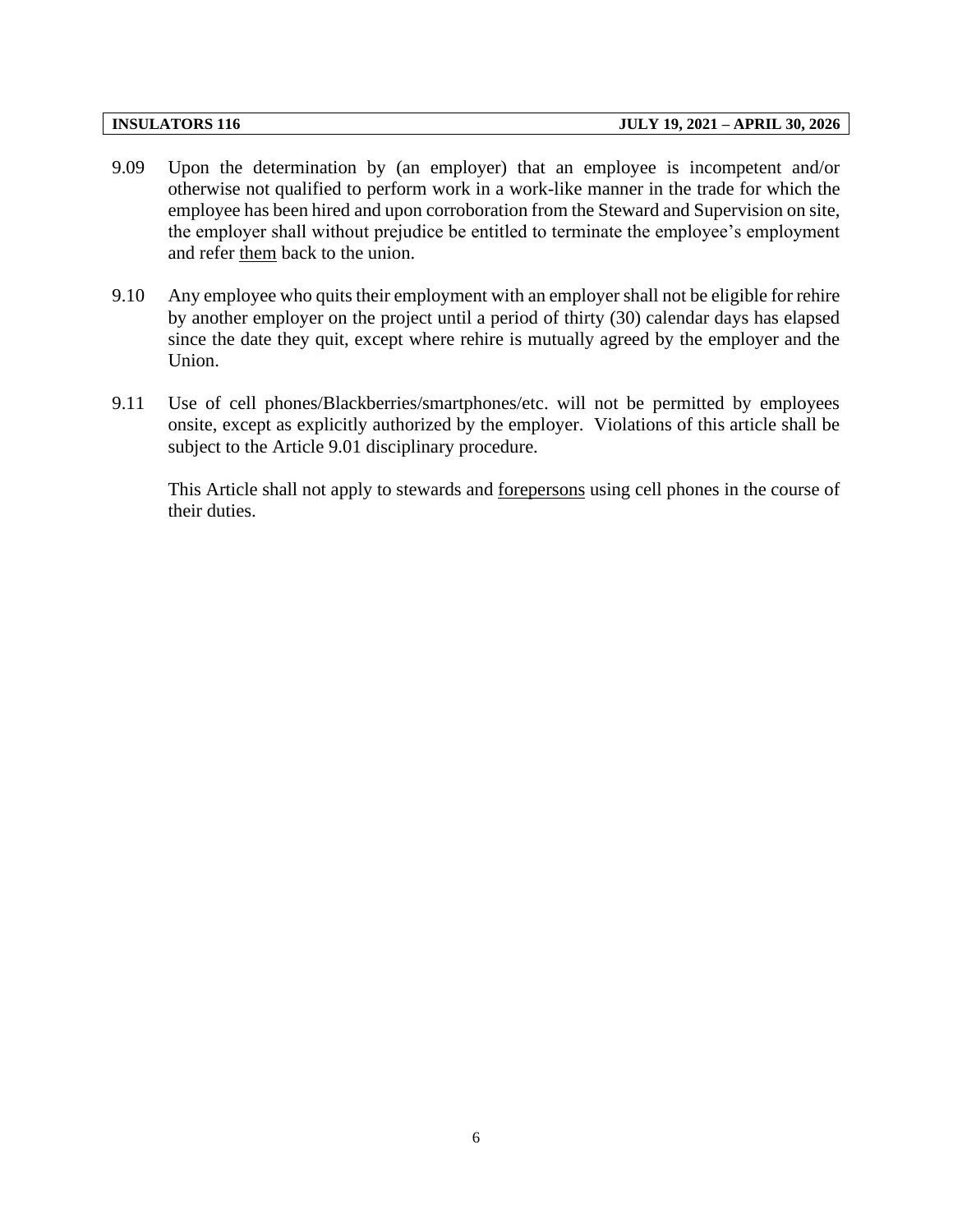9.09 Upon the determination by (an employer) that an employee is incompetent and/or otherwise not qualified to perform work in a work-like manner in the trade for which the employee has been hired and upon corroboration from the Steward and Supervision on site, the employer shall without prejudice be entitled to terminate the employee's employment and refer <u>them</u> back to the union.

9.10 Any employee who quits their employment with an employer shall not be eligible for rehire by another employer on the project until a period of thirty (30) calendar days has elapsed since the date they quit, except where rehire is mutually agreed by the employer and the Union.

9.11 Use of cell phones/Blackberries/smartphones/etc. will not be permitted by employees onsite, except as explicitly authorized by the employer. Violations of this article shall be subject to the Article 9.01 disciplinary procedure.

This Article shall not apply to stewards and <u>forepersons</u> using cell phones in the course of their duties.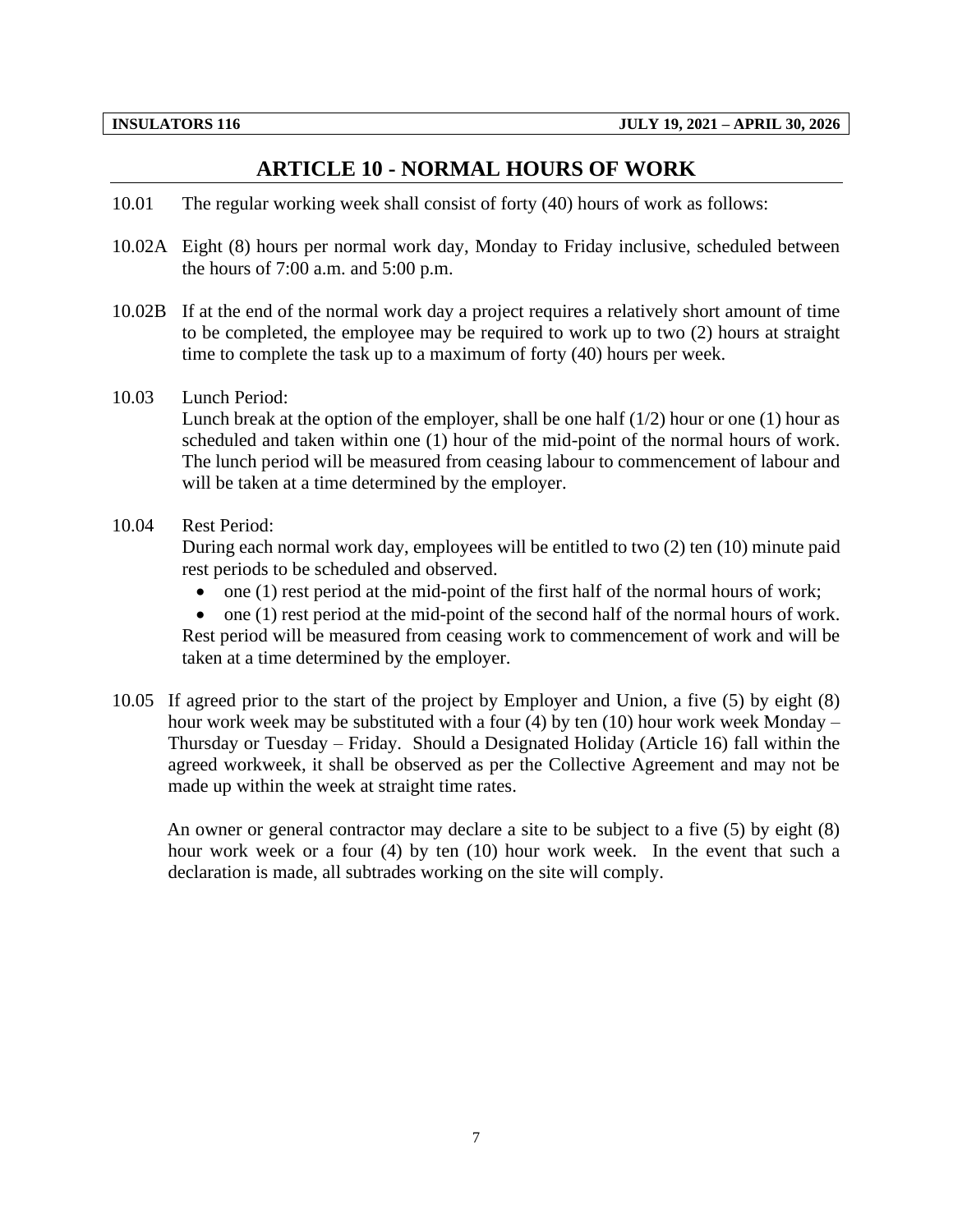## ARTICLE 10 - NORMAL HOURS OF WORK

10.01 The regular working week shall consist of forty (40) hours of work as follows:

10.02A Eight (8) hours per normal work day, Monday to Friday inclusive, scheduled between the hours of 7:00 a.m. and 5:00 p.m.

10.02B If at the end of the normal work day a project requires a relatively short amount of time to be completed, the employee may be required to work up to two (2) hours at straight time to complete the task up to a maximum of forty (40) hours per week.

10.03 Lunch Period:
Lunch break at the option of the employer, shall be one half (1/2) hour or one (1) hour as scheduled and taken within one (1) hour of the mid-point of the normal hours of work. The lunch period will be measured from ceasing labour to commencement of labour and will be taken at a time determined by the employer.

10.04 Rest Period:
During each normal work day, employees will be entitled to two (2) ten (10) minute paid rest periods to be scheduled and observed.

- one (1) rest period at the mid-point of the first half of the normal hours of work;
- one (1) rest period at the mid-point of the second half of the normal hours of work.

Rest period will be measured from ceasing work to commencement of work and will be taken at a time determined by the employer.

10.05 If agreed prior to the start of the project by Employer and Union, a five (5) by eight (8) hour work week may be substituted with a four (4) by ten (10) hour work week Monday – Thursday or Tuesday – Friday. Should a Designated Holiday (Article 16) fall within the agreed workweek, it shall be observed as per the Collective Agreement and may not be made up within the week at straight time rates.

An owner or general contractor may declare a site to be subject to a five (5) by eight (8) hour work week or a four (4) by ten (10) hour work week. In the event that such a declaration is made, all subtrades working on the site will comply.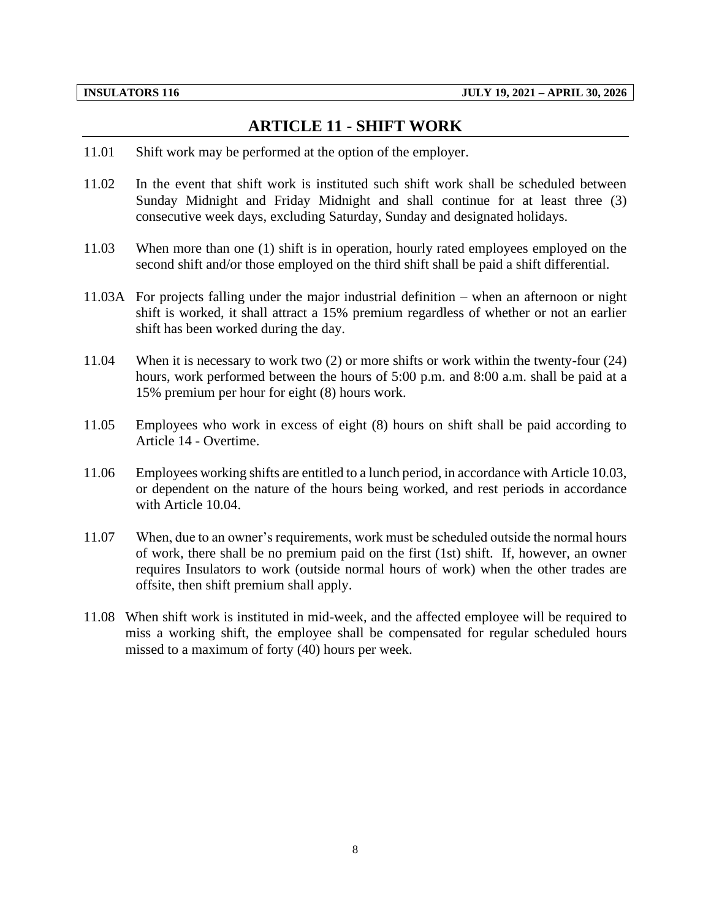## ARTICLE 11 - SHIFT WORK

11.01 Shift work may be performed at the option of the employer.

11.02 In the event that shift work is instituted such shift work shall be scheduled between Sunday Midnight and Friday Midnight and shall continue for at least three (3) consecutive week days, excluding Saturday, Sunday and designated holidays.

11.03 When more than one (1) shift is in operation, hourly rated employees employed on the second shift and/or those employed on the third shift shall be paid a shift differential.

11.03A For projects falling under the major industrial definition – when an afternoon or night shift is worked, it shall attract a 15% premium regardless of whether or not an earlier shift has been worked during the day.

11.04 When it is necessary to work two (2) or more shifts or work within the twenty-four (24) hours, work performed between the hours of 5:00 p.m. and 8:00 a.m. shall be paid at a 15% premium per hour for eight (8) hours work.

11.05 Employees who work in excess of eight (8) hours on shift shall be paid according to Article 14 - Overtime.

11.06 Employees working shifts are entitled to a lunch period, in accordance with Article 10.03, or dependent on the nature of the hours being worked, and rest periods in accordance with Article 10.04.

11.07 When, due to an owner's requirements, work must be scheduled outside the normal hours of work, there shall be no premium paid on the first (1st) shift. If, however, an owner requires Insulators to work (outside normal hours of work) when the other trades are offsite, then shift premium shall apply.

11.08 When shift work is instituted in mid-week, and the affected employee will be required to miss a working shift, the employee shall be compensated for regular scheduled hours missed to a maximum of forty (40) hours per week.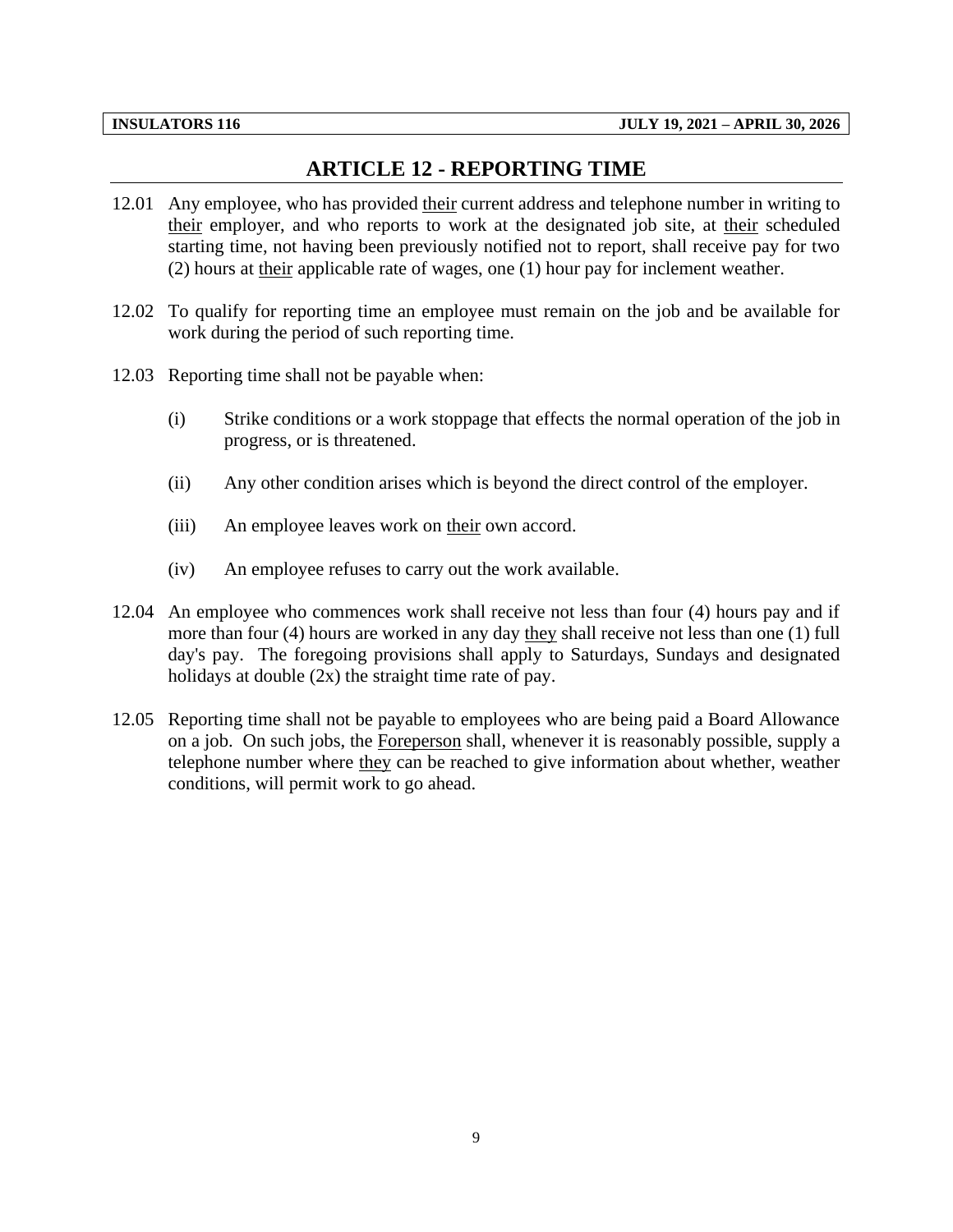# ARTICLE 12 - REPORTING TIME

12.01 Any employee, who has provided their current address and telephone number in writing to their employer, and who reports to work at the designated job site, at their scheduled starting time, not having been previously notified not to report, shall receive pay for two (2) hours at their applicable rate of wages, one (1) hour pay for inclement weather.

12.02 To qualify for reporting time an employee must remain on the job and be available for work during the period of such reporting time.

12.03 Reporting time shall not be payable when:

(i) Strike conditions or a work stoppage that effects the normal operation of the job in progress, or is threatened.

(ii) Any other condition arises which is beyond the direct control of the employer.

(iii) An employee leaves work on their own accord.

(iv) An employee refuses to carry out the work available.

12.04 An employee who commences work shall receive not less than four (4) hours pay and if more than four (4) hours are worked in any day they shall receive not less than one (1) full day's pay. The foregoing provisions shall apply to Saturdays, Sundays and designated holidays at double (2x) the straight time rate of pay.

12.05 Reporting time shall not be payable to employees who are being paid a Board Allowance on a job. On such jobs, the Foreperson shall, whenever it is reasonably possible, supply a telephone number where they can be reached to give information about whether, weather conditions, will permit work to go ahead.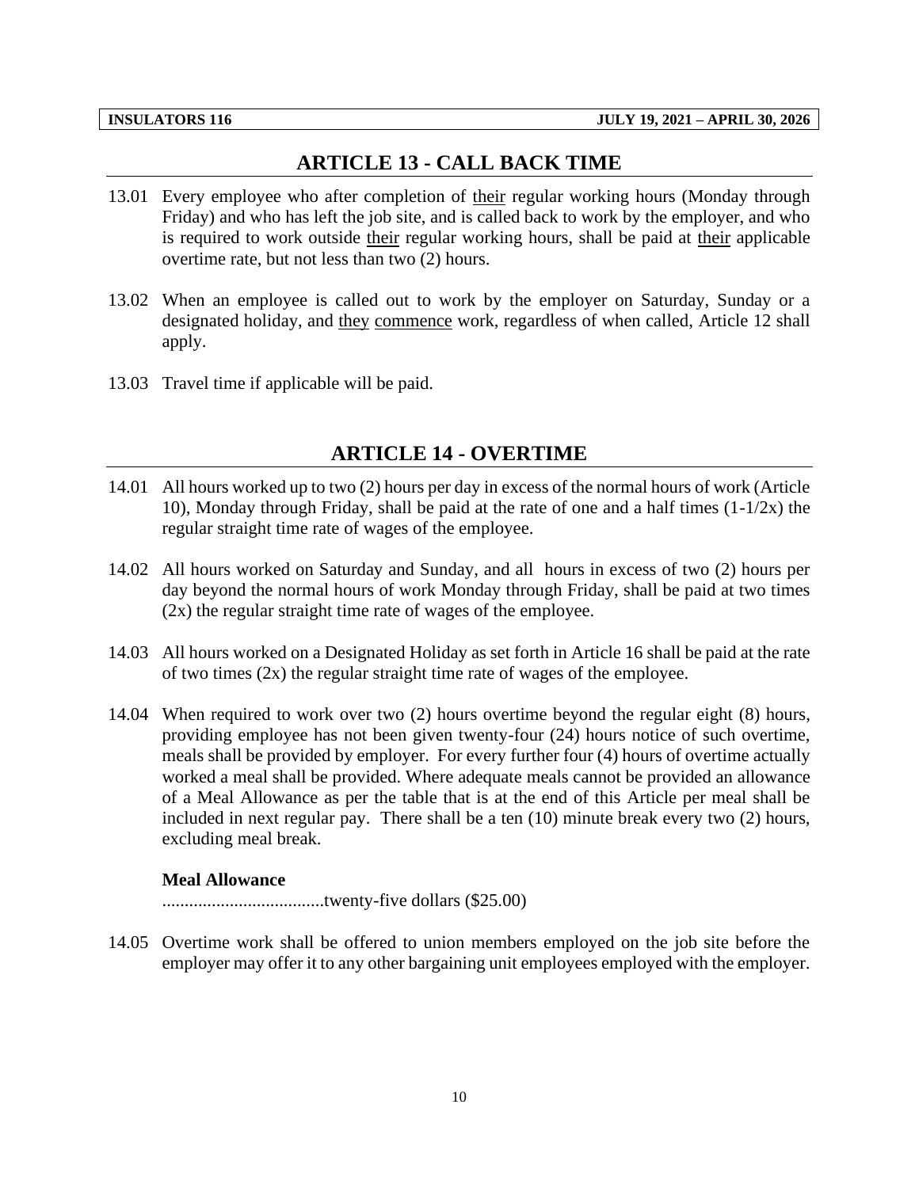## ARTICLE 13 - CALL BACK TIME

13.01 Every employee who after completion of their regular working hours (Monday through Friday) and who has left the job site, and is called back to work by the employer, and who is required to work outside their regular working hours, shall be paid at their applicable overtime rate, but not less than two (2) hours.

13.02 When an employee is called out to work by the employer on Saturday, Sunday or a designated holiday, and they commence work, regardless of when called, Article 12 shall apply.

13.03 Travel time if applicable will be paid.

## ARTICLE 14 - OVERTIME

14.01 All hours worked up to two (2) hours per day in excess of the normal hours of work (Article 10), Monday through Friday, shall be paid at the rate of one and a half times (1-1/2x) the regular straight time rate of wages of the employee.

14.02 All hours worked on Saturday and Sunday, and all hours in excess of two (2) hours per day beyond the normal hours of work Monday through Friday, shall be paid at two times (2x) the regular straight time rate of wages of the employee.

14.03 All hours worked on a Designated Holiday as set forth in Article 16 shall be paid at the rate of two times (2x) the regular straight time rate of wages of the employee.

14.04 When required to work over two (2) hours overtime beyond the regular eight (8) hours, providing employee has not been given twenty-four (24) hours notice of such overtime, meals shall be provided by employer. For every further four (4) hours of overtime actually worked a meal shall be provided. Where adequate meals cannot be provided an allowance of a Meal Allowance as per the table that is at the end of this Article per meal shall be included in next regular pay. There shall be a ten (10) minute break every two (2) hours, excluding meal break.

**Meal Allowance**

....................................twenty-five dollars ($25.00)

14.05 Overtime work shall be offered to union members employed on the job site before the employer may offer it to any other bargaining unit employees employed with the employer.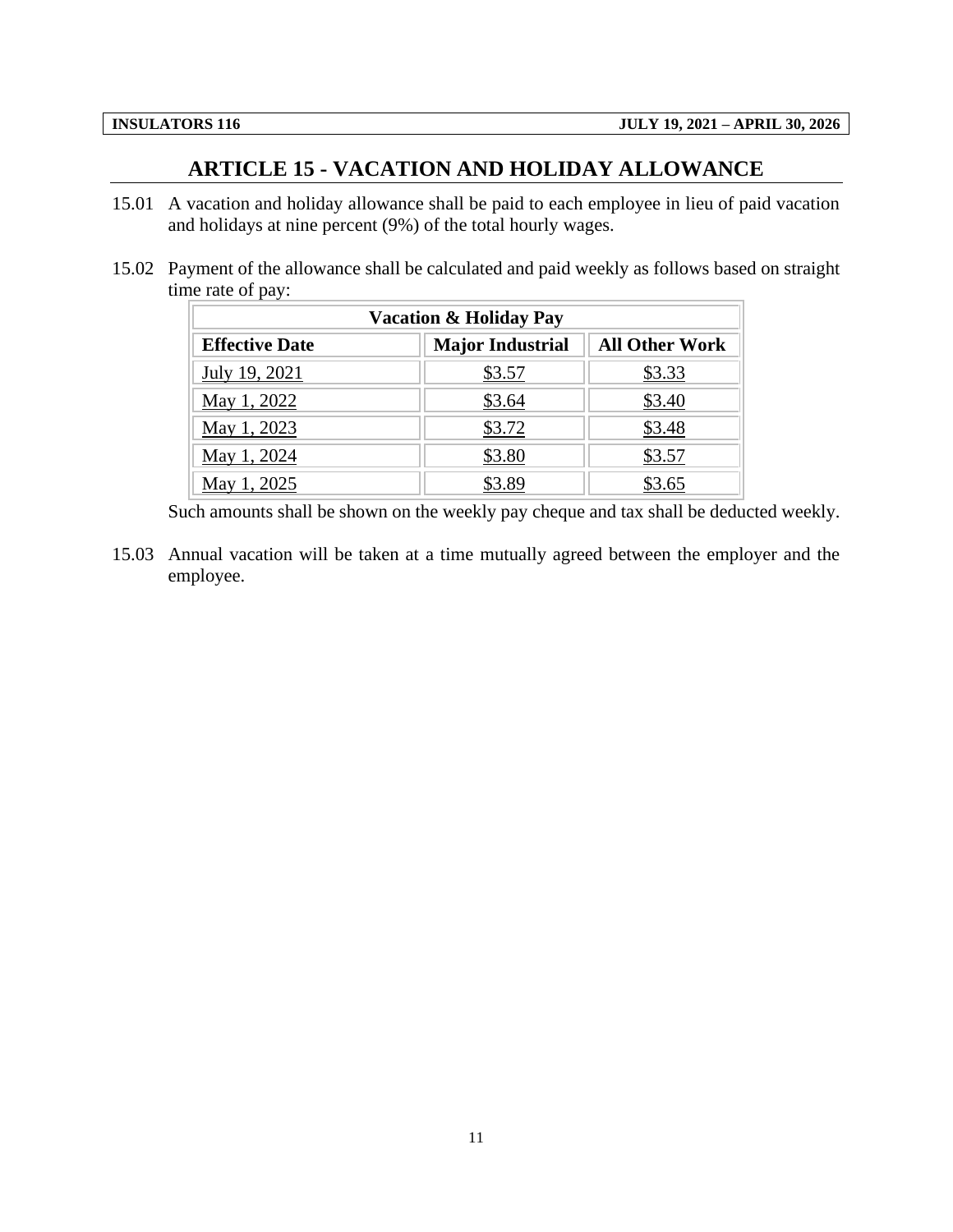## ARTICLE 15 - VACATION AND HOLIDAY ALLOWANCE

15.01 A vacation and holiday allowance shall be paid to each employee in lieu of paid vacation and holidays at nine percent (9%) of the total hourly wages.

15.02 Payment of the allowance shall be calculated and paid weekly as follows based on straight time rate of pay:

| Vacation & Holiday Pay | | |
|---|---|---|
| **Effective Date** | **Major Industrial** | **All Other Work** |
| July 19, 2021 | $3.57 | $3.33 |
| May 1, 2022 | $3.64 | $3.40 |
| May 1, 2023 | $3.72 | $3.48 |
| May 1, 2024 | $3.80 | $3.57 |
| May 1, 2025 | $3.89 | $3.65 |

Such amounts shall be shown on the weekly pay cheque and tax shall be deducted weekly.

15.03 Annual vacation will be taken at a time mutually agreed between the employer and the employee.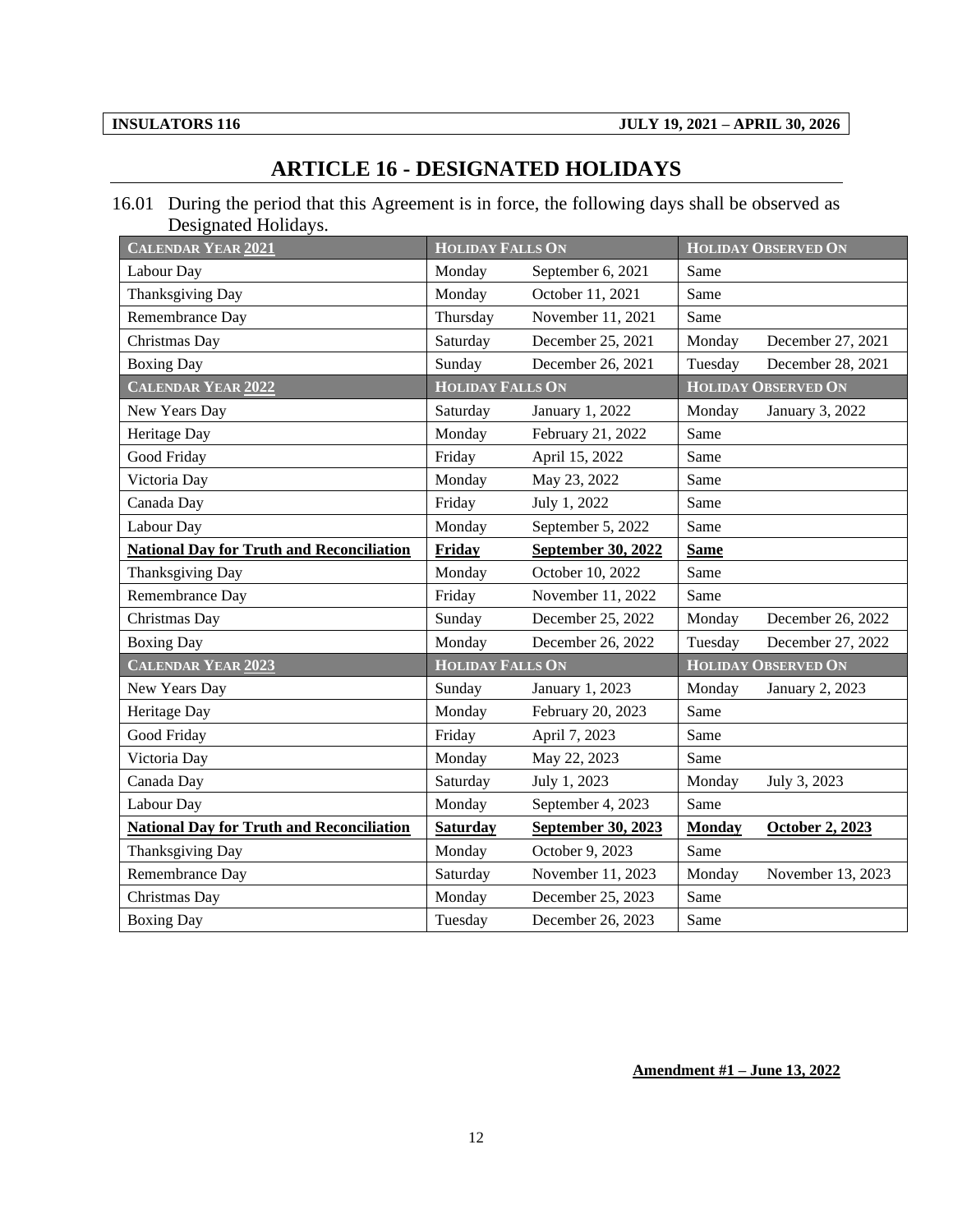# ARTICLE 16 - DESIGNATED HOLIDAYS

16.01 During the period that this Agreement is in force, the following days shall be observed as Designated Holidays.

| CALENDAR YEAR **2021** | HOLIDAY FALLS ON | | HOLIDAY OBSERVED ON | |
|---|---|---|---|---|
| Labour Day | Monday | September 6, 2021 | Same | |
| Thanksgiving Day | Monday | October 11, 2021 | Same | |
| Remembrance Day | Thursday | November 11, 2021 | Same | |
| Christmas Day | Saturday | December 25, 2021 | Monday | December 27, 2021 |
| Boxing Day | Sunday | December 26, 2021 | Tuesday | December 28, 2021 |
| CALENDAR YEAR **2022** | HOLIDAY FALLS ON | | HOLIDAY OBSERVED ON | |
| New Years Day | Saturday | January 1, 2022 | Monday | January 3, 2022 |
| Heritage Day | Monday | February 21, 2022 | Same | |
| Good Friday | Friday | April 15, 2022 | Same | |
| Victoria Day | Monday | May 23, 2022 | Same | |
| Canada Day | Friday | July 1, 2022 | Same | |
| Labour Day | Monday | September 5, 2022 | Same | |
| **National Day for Truth and Reconciliation** | **Friday** | **September 30, 2022** | **Same** | |
| Thanksgiving Day | Monday | October 10, 2022 | Same | |
| Remembrance Day | Friday | November 11, 2022 | Same | |
| Christmas Day | Sunday | December 25, 2022 | Monday | December 26, 2022 |
| Boxing Day | Monday | December 26, 2022 | Tuesday | December 27, 2022 |
| CALENDAR YEAR **2023** | HOLIDAY FALLS ON | | HOLIDAY OBSERVED ON | |
| New Years Day | Sunday | January 1, 2023 | Monday | January 2, 2023 |
| Heritage Day | Monday | February 20, 2023 | Same | |
| Good Friday | Friday | April 7, 2023 | Same | |
| Victoria Day | Monday | May 22, 2023 | Same | |
| Canada Day | Saturday | July 1, 2023 | Monday | July 3, 2023 |
| Labour Day | Monday | September 4, 2023 | Same | |
| **National Day for Truth and Reconciliation** | **Saturday** | **September 30, 2023** | **Monday** | **October 2, 2023** |
| Thanksgiving Day | Monday | October 9, 2023 | Same | |
| Remembrance Day | Saturday | November 11, 2023 | Monday | November 13, 2023 |
| Christmas Day | Monday | December 25, 2023 | Same | |
| Boxing Day | Tuesday | December 26, 2023 | Same | |

**Amendment #1 – June 13, 2022**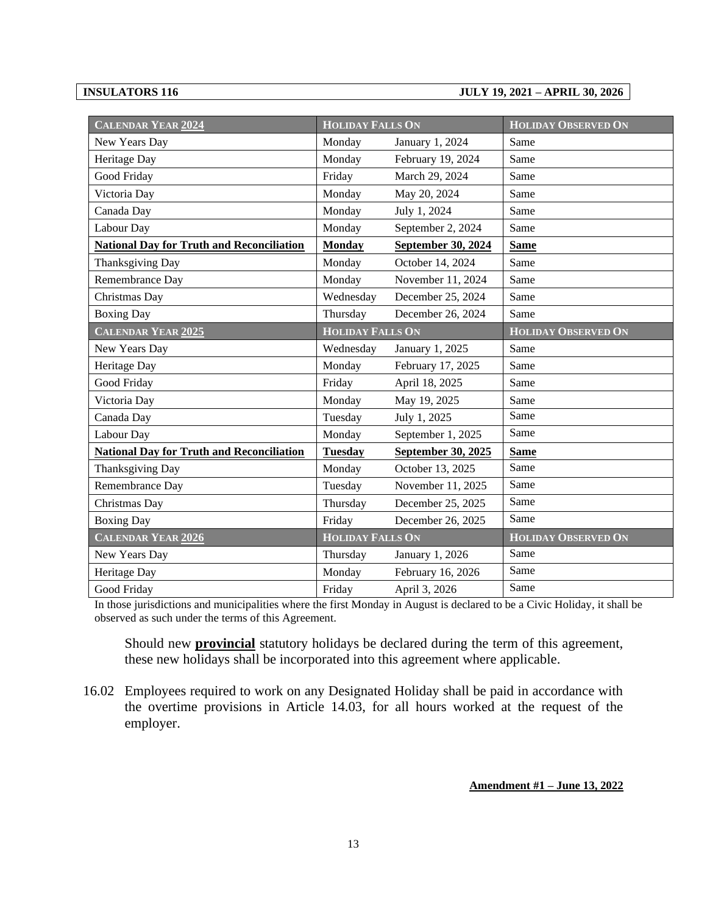| **CALENDAR YEAR 2024** | **HOLIDAY FALLS ON** | | **HOLIDAY OBSERVED ON** |
|---|---|---|---|
| New Years Day | Monday | January 1, 2024 | Same |
| Heritage Day | Monday | February 19, 2024 | Same |
| Good Friday | Friday | March 29, 2024 | Same |
| Victoria Day | Monday | May 20, 2024 | Same |
| Canada Day | Monday | July 1, 2024 | Same |
| Labour Day | Monday | September 2, 2024 | Same |
| **National Day for Truth and Reconciliation** | **Monday** | **September 30, 2024** | **Same** |
| Thanksgiving Day | Monday | October 14, 2024 | Same |
| Remembrance Day | Monday | November 11, 2024 | Same |
| Christmas Day | Wednesday | December 25, 2024 | Same |
| Boxing Day | Thursday | December 26, 2024 | Same |
| **CALENDAR YEAR 2025** | **HOLIDAY FALLS ON** | | **HOLIDAY OBSERVED ON** |
| New Years Day | Wednesday | January 1, 2025 | Same |
| Heritage Day | Monday | February 17, 2025 | Same |
| Good Friday | Friday | April 18, 2025 | Same |
| Victoria Day | Monday | May 19, 2025 | Same |
| Canada Day | Tuesday | July 1, 2025 | Same |
| Labour Day | Monday | September 1, 2025 | Same |
| **National Day for Truth and Reconciliation** | **Tuesday** | **September 30, 2025** | **Same** |
| Thanksgiving Day | Monday | October 13, 2025 | Same |
| Remembrance Day | Tuesday | November 11, 2025 | Same |
| Christmas Day | Thursday | December 25, 2025 | Same |
| Boxing Day | Friday | December 26, 2025 | Same |
| **CALENDAR YEAR 2026** | **HOLIDAY FALLS ON** | | **HOLIDAY OBSERVED ON** |
| New Years Day | Thursday | January 1, 2026 | Same |
| Heritage Day | Monday | February 16, 2026 | Same |
| Good Friday | Friday | April 3, 2026 | Same |

In those jurisdictions and municipalities where the first Monday in August is declared to be a Civic Holiday, it shall be observed as such under the terms of this Agreement.

Should new **provincial** statutory holidays be declared during the term of this agreement, these new holidays shall be incorporated into this agreement where applicable.

16.02 Employees required to work on any Designated Holiday shall be paid in accordance with the overtime provisions in Article 14.03, for all hours worked at the request of the employer.

**Amendment #1 – June 13, 2022**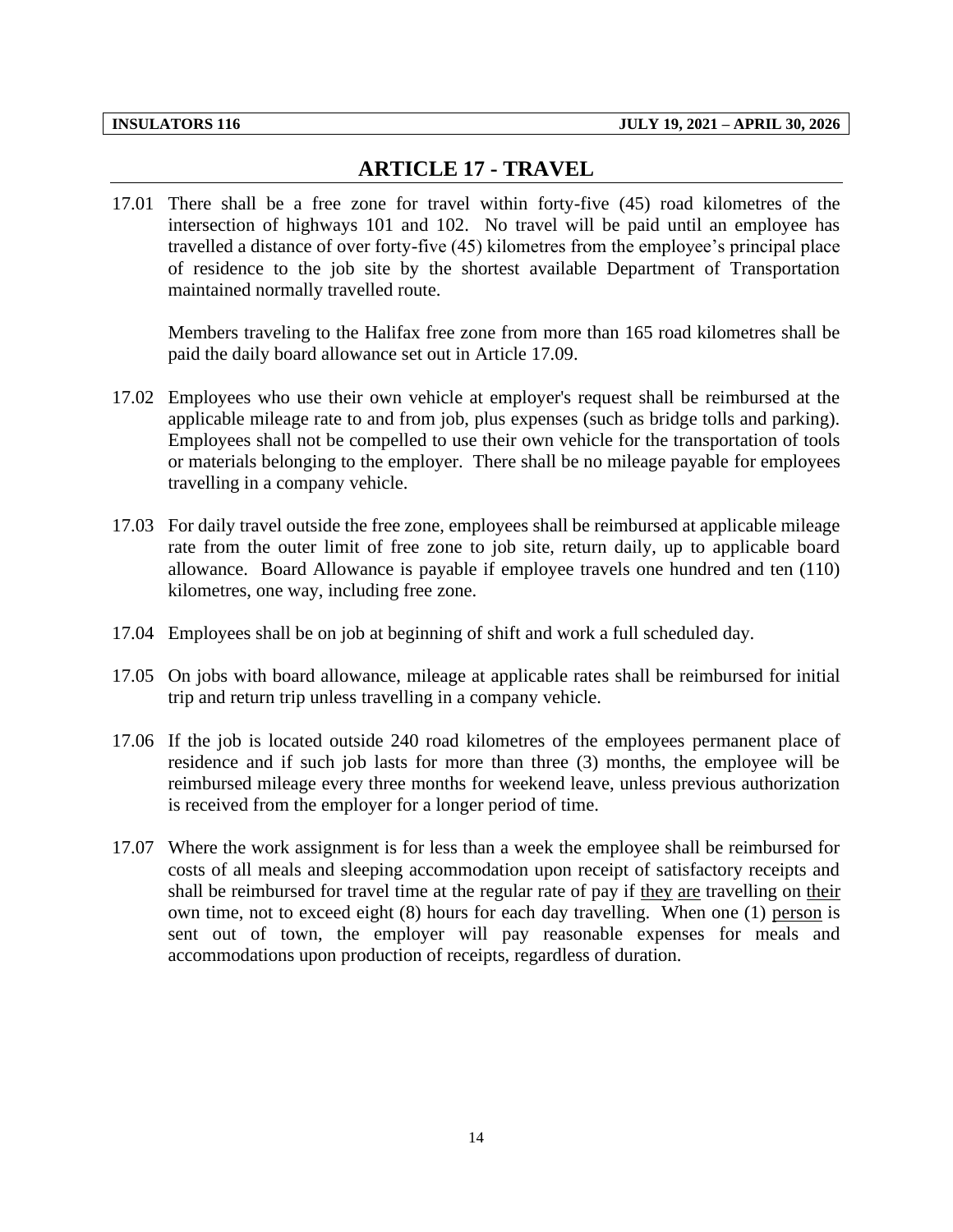## ARTICLE 17 - TRAVEL

17.01 There shall be a free zone for travel within forty-five (45) road kilometres of the intersection of highways 101 and 102. No travel will be paid until an employee has travelled a distance of over forty-five (45) kilometres from the employee's principal place of residence to the job site by the shortest available Department of Transportation maintained normally travelled route.

Members traveling to the Halifax free zone from more than 165 road kilometres shall be paid the daily board allowance set out in Article 17.09.

17.02 Employees who use their own vehicle at employer's request shall be reimbursed at the applicable mileage rate to and from job, plus expenses (such as bridge tolls and parking). Employees shall not be compelled to use their own vehicle for the transportation of tools or materials belonging to the employer. There shall be no mileage payable for employees travelling in a company vehicle.

17.03 For daily travel outside the free zone, employees shall be reimbursed at applicable mileage rate from the outer limit of free zone to job site, return daily, up to applicable board allowance. Board Allowance is payable if employee travels one hundred and ten (110) kilometres, one way, including free zone.

17.04 Employees shall be on job at beginning of shift and work a full scheduled day.

17.05 On jobs with board allowance, mileage at applicable rates shall be reimbursed for initial trip and return trip unless travelling in a company vehicle.

17.06 If the job is located outside 240 road kilometres of the employees permanent place of residence and if such job lasts for more than three (3) months, the employee will be reimbursed mileage every three months for weekend leave, unless previous authorization is received from the employer for a longer period of time.

17.07 Where the work assignment is for less than a week the employee shall be reimbursed for costs of all meals and sleeping accommodation upon receipt of satisfactory receipts and shall be reimbursed for travel time at the regular rate of pay if they are travelling on their own time, not to exceed eight (8) hours for each day travelling. When one (1) person is sent out of town, the employer will pay reasonable expenses for meals and accommodations upon production of receipts, regardless of duration.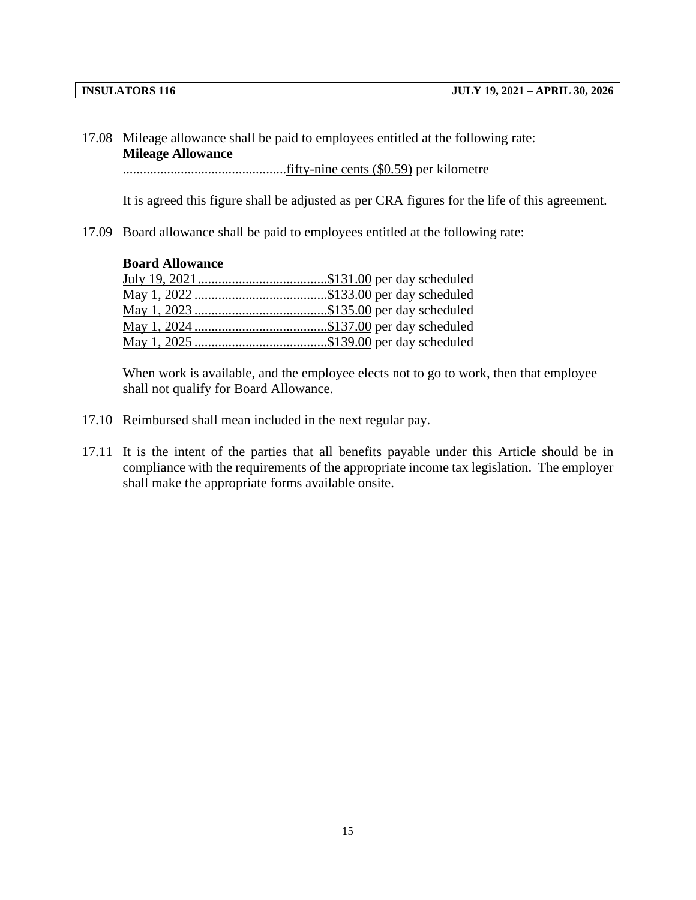17.08 Mileage allowance shall be paid to employees entitled at the following rate:

**Mileage Allowance**

................................................fifty-nine cents ($0.59) per kilometre

It is agreed this figure shall be adjusted as per CRA figures for the life of this agreement.

17.09 Board allowance shall be paid to employees entitled at the following rate:

**Board Allowance**

July 19, 2021......................................$131.00 per day scheduled
May 1, 2022 .......................................$133.00 per day scheduled
May 1, 2023 .......................................$135.00 per day scheduled
May 1, 2024 .......................................$137.00 per day scheduled
May 1, 2025 .......................................$139.00 per day scheduled

When work is available, and the employee elects not to go to work, then that employee shall not qualify for Board Allowance.

17.10 Reimbursed shall mean included in the next regular pay.

17.11 It is the intent of the parties that all benefits payable under this Article should be in compliance with the requirements of the appropriate income tax legislation. The employer shall make the appropriate forms available onsite.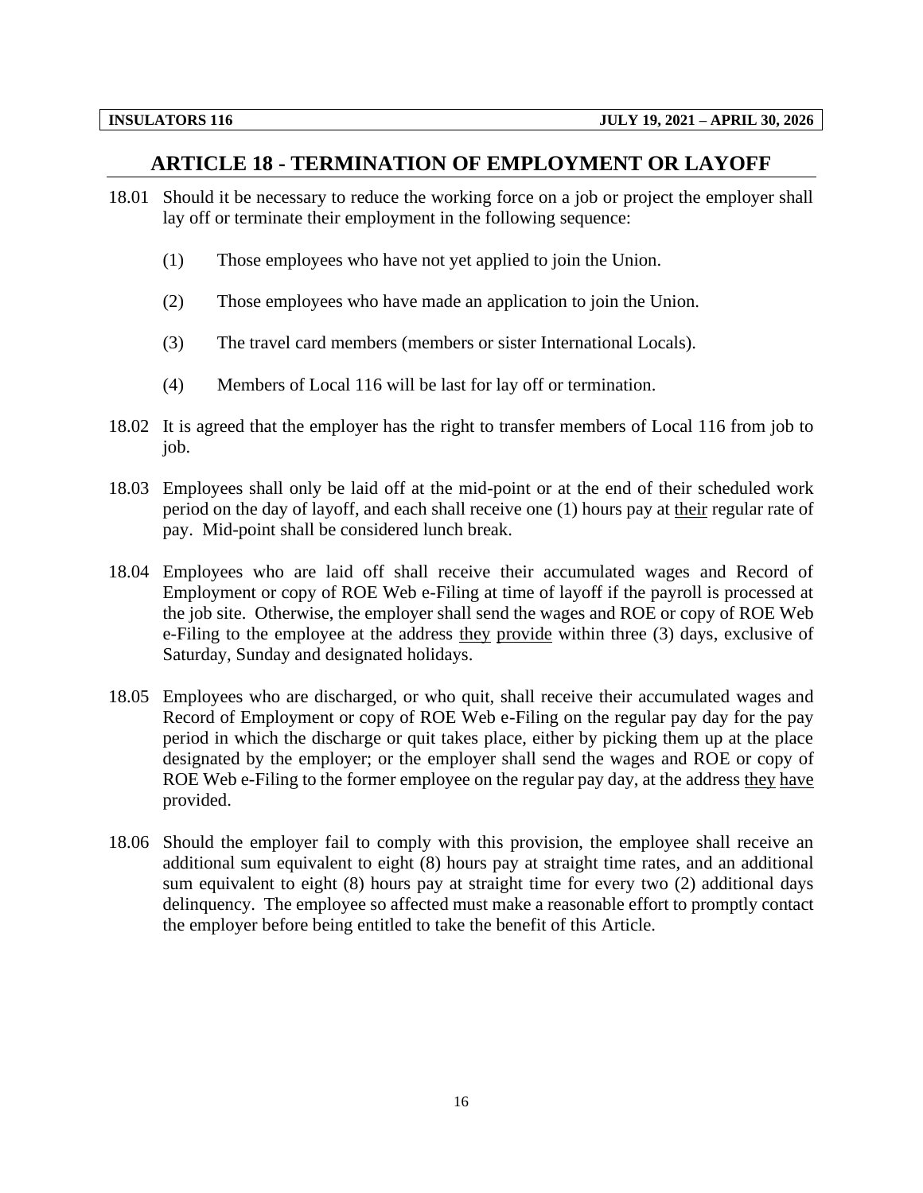## ARTICLE 18 - TERMINATION OF EMPLOYMENT OR LAYOFF

18.01 Should it be necessary to reduce the working force on a job or project the employer shall lay off or terminate their employment in the following sequence:

(1) Those employees who have not yet applied to join the Union.

(2) Those employees who have made an application to join the Union.

(3) The travel card members (members or sister International Locals).

(4) Members of Local 116 will be last for lay off or termination.

18.02 It is agreed that the employer has the right to transfer members of Local 116 from job to job.

18.03 Employees shall only be laid off at the mid-point or at the end of their scheduled work period on the day of layoff, and each shall receive one (1) hours pay at <u>their</u> regular rate of pay. Mid-point shall be considered lunch break.

18.04 Employees who are laid off shall receive their accumulated wages and Record of Employment or copy of ROE Web e-Filing at time of layoff if the payroll is processed at the job site. Otherwise, the employer shall send the wages and ROE or copy of ROE Web e-Filing to the employee at the address <u>they provide</u> within three (3) days, exclusive of Saturday, Sunday and designated holidays.

18.05 Employees who are discharged, or who quit, shall receive their accumulated wages and Record of Employment or copy of ROE Web e-Filing on the regular pay day for the pay period in which the discharge or quit takes place, either by picking them up at the place designated by the employer; or the employer shall send the wages and ROE or copy of ROE Web e-Filing to the former employee on the regular pay day, at the address <u>they have</u> provided.

18.06 Should the employer fail to comply with this provision, the employee shall receive an additional sum equivalent to eight (8) hours pay at straight time rates, and an additional sum equivalent to eight (8) hours pay at straight time for every two (2) additional days delinquency. The employee so affected must make a reasonable effort to promptly contact the employer before being entitled to take the benefit of this Article.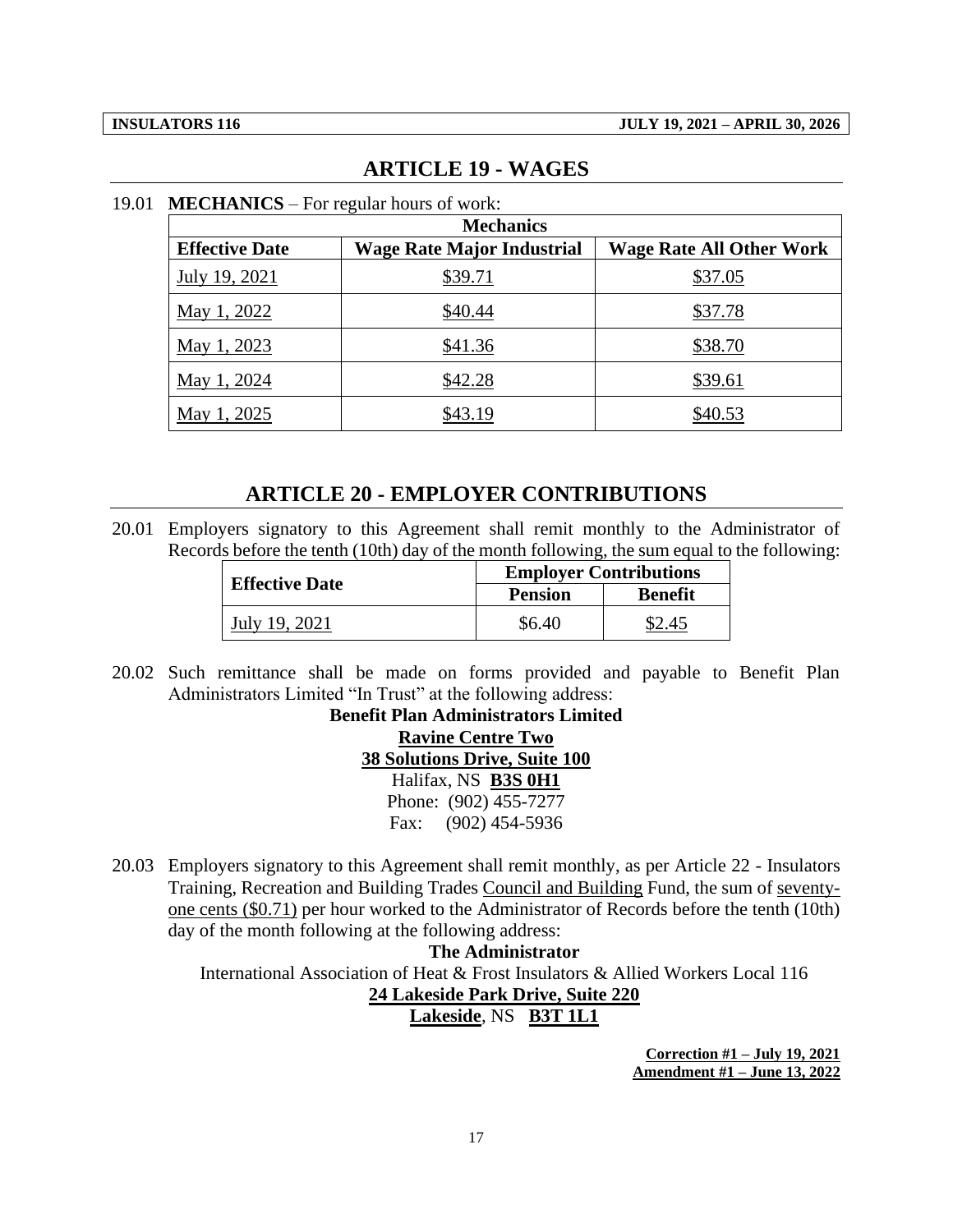## ARTICLE 19 - WAGES

19.01 **MECHANICS** – For regular hours of work:

| Mechanics | | |
|---|---|---|
| **Effective Date** | **Wage Rate Major Industrial** | **Wage Rate All Other Work** |
| July 19, 2021 | $39.71 | $37.05 |
| May 1, 2022 | $40.44 | $37.78 |
| May 1, 2023 | $41.36 | $38.70 |
| May 1, 2024 | $42.28 | $39.61 |
| May 1, 2025 | $43.19 | $40.53 |

## ARTICLE 20 - EMPLOYER CONTRIBUTIONS

20.01 Employers signatory to this Agreement shall remit monthly to the Administrator of Records before the tenth (10th) day of the month following, the sum equal to the following:

| Effective Date | Employer Contributions | |
|---|---|---|
| | **Pension** | **Benefit** |
| July 19, 2021 | $6.40 | $2.45 |

20.02 Such remittance shall be made on forms provided and payable to Benefit Plan Administrators Limited "In Trust" at the following address:

**Benefit Plan Administrators Limited**
**Ravine Centre Two**
**38 Solutions Drive, Suite 100**
Halifax, NS **B3S 0H1**
Phone: (902) 455-7277
Fax: (902) 454-5936

20.03 Employers signatory to this Agreement shall remit monthly, as per Article 22 - Insulators Training, Recreation and Building Trades Council and Building Fund, the sum of seventy-one cents ($0.71) per hour worked to the Administrator of Records before the tenth (10th) day of the month following at the following address:

**The Administrator**
International Association of Heat & Frost Insulators & Allied Workers Local 116
**24 Lakeside Park Drive, Suite 220**
**Lakeside**, NS **B3T 1L1**

**Correction #1 – July 19, 2021**
**Amendment #1 – June 13, 2022**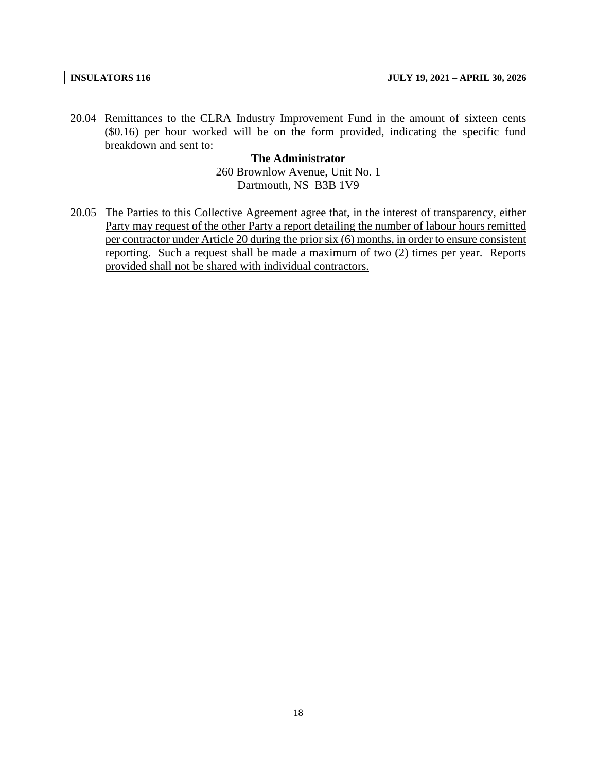20.04 Remittances to the CLRA Industry Improvement Fund in the amount of sixteen cents ($0.16) per hour worked will be on the form provided, indicating the specific fund breakdown and sent to:

**The Administrator**
260 Brownlow Avenue, Unit No. 1
Dartmouth, NS B3B 1V9

<u>20.05</u> <u>The Parties to this Collective Agreement agree that, in the interest of transparency, either Party may request of the other Party a report detailing the number of labour hours remitted per contractor under Article 20 during the prior six (6) months, in order to ensure consistent reporting. Such a request shall be made a maximum of two (2) times per year. Reports provided shall not be shared with individual contractors.</u>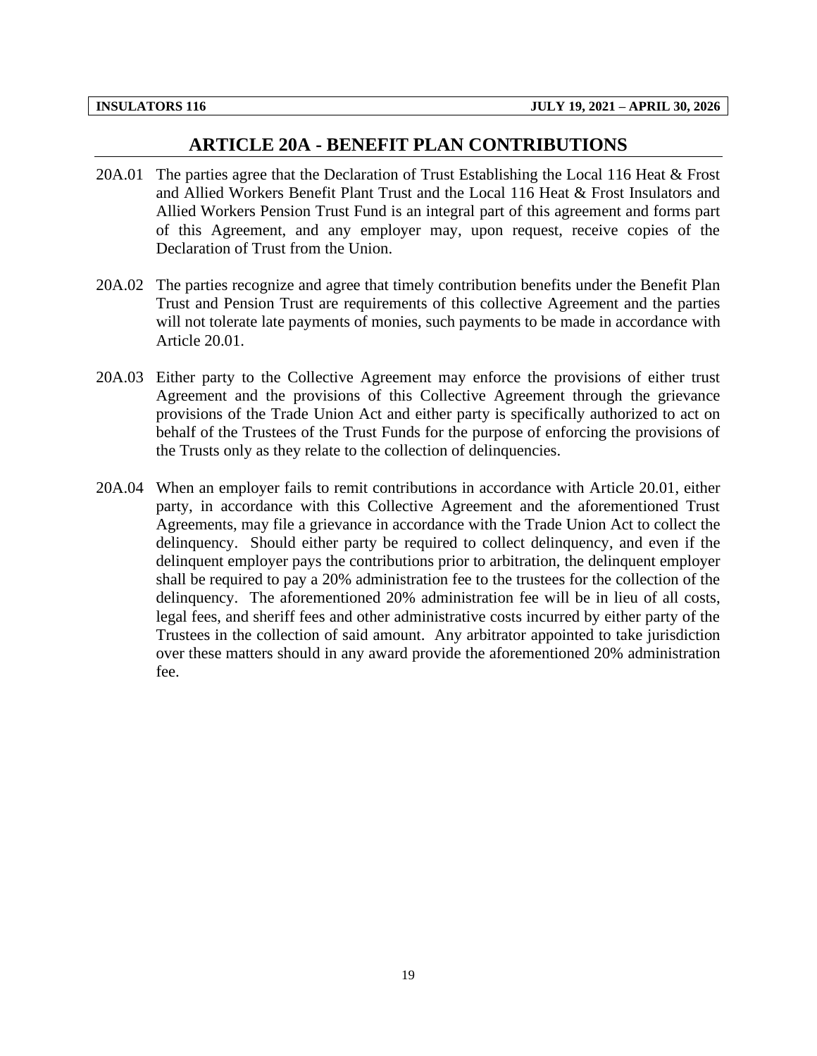## ARTICLE 20A - BENEFIT PLAN CONTRIBUTIONS

20A.01 The parties agree that the Declaration of Trust Establishing the Local 116 Heat & Frost and Allied Workers Benefit Plant Trust and the Local 116 Heat & Frost Insulators and Allied Workers Pension Trust Fund is an integral part of this agreement and forms part of this Agreement, and any employer may, upon request, receive copies of the Declaration of Trust from the Union.

20A.02 The parties recognize and agree that timely contribution benefits under the Benefit Plan Trust and Pension Trust are requirements of this collective Agreement and the parties will not tolerate late payments of monies, such payments to be made in accordance with Article 20.01.

20A.03 Either party to the Collective Agreement may enforce the provisions of either trust Agreement and the provisions of this Collective Agreement through the grievance provisions of the Trade Union Act and either party is specifically authorized to act on behalf of the Trustees of the Trust Funds for the purpose of enforcing the provisions of the Trusts only as they relate to the collection of delinquencies.

20A.04 When an employer fails to remit contributions in accordance with Article 20.01, either party, in accordance with this Collective Agreement and the aforementioned Trust Agreements, may file a grievance in accordance with the Trade Union Act to collect the delinquency. Should either party be required to collect delinquency, and even if the delinquent employer pays the contributions prior to arbitration, the delinquent employer shall be required to pay a 20% administration fee to the trustees for the collection of the delinquency. The aforementioned 20% administration fee will be in lieu of all costs, legal fees, and sheriff fees and other administrative costs incurred by either party of the Trustees in the collection of said amount. Any arbitrator appointed to take jurisdiction over these matters should in any award provide the aforementioned 20% administration fee.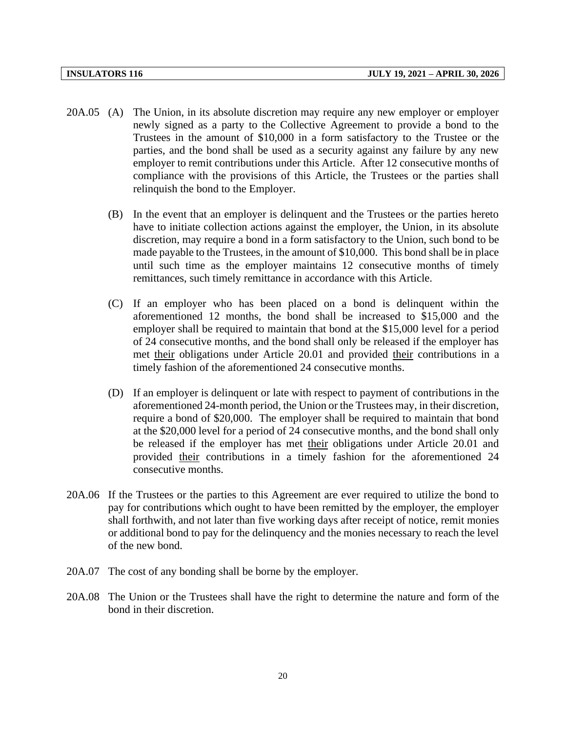20A.05 (A) The Union, in its absolute discretion may require any new employer or employer newly signed as a party to the Collective Agreement to provide a bond to the Trustees in the amount of $10,000 in a form satisfactory to the Trustee or the parties, and the bond shall be used as a security against any failure by any new employer to remit contributions under this Article. After 12 consecutive months of compliance with the provisions of this Article, the Trustees or the parties shall relinquish the bond to the Employer.

(B) In the event that an employer is delinquent and the Trustees or the parties hereto have to initiate collection actions against the employer, the Union, in its absolute discretion, may require a bond in a form satisfactory to the Union, such bond to be made payable to the Trustees, in the amount of $10,000. This bond shall be in place until such time as the employer maintains 12 consecutive months of timely remittances, such timely remittance in accordance with this Article.

(C) If an employer who has been placed on a bond is delinquent within the aforementioned 12 months, the bond shall be increased to $15,000 and the employer shall be required to maintain that bond at the $15,000 level for a period of 24 consecutive months, and the bond shall only be released if the employer has met <u>their</u> obligations under Article 20.01 and provided <u>their</u> contributions in a timely fashion of the aforementioned 24 consecutive months.

(D) If an employer is delinquent or late with respect to payment of contributions in the aforementioned 24-month period, the Union or the Trustees may, in their discretion, require a bond of $20,000. The employer shall be required to maintain that bond at the $20,000 level for a period of 24 consecutive months, and the bond shall only be released if the employer has met <u>their</u> obligations under Article 20.01 and provided <u>their</u> contributions in a timely fashion for the aforementioned 24 consecutive months.

20A.06 If the Trustees or the parties to this Agreement are ever required to utilize the bond to pay for contributions which ought to have been remitted by the employer, the employer shall forthwith, and not later than five working days after receipt of notice, remit monies or additional bond to pay for the delinquency and the monies necessary to reach the level of the new bond.

20A.07 The cost of any bonding shall be borne by the employer.

20A.08 The Union or the Trustees shall have the right to determine the nature and form of the bond in their discretion.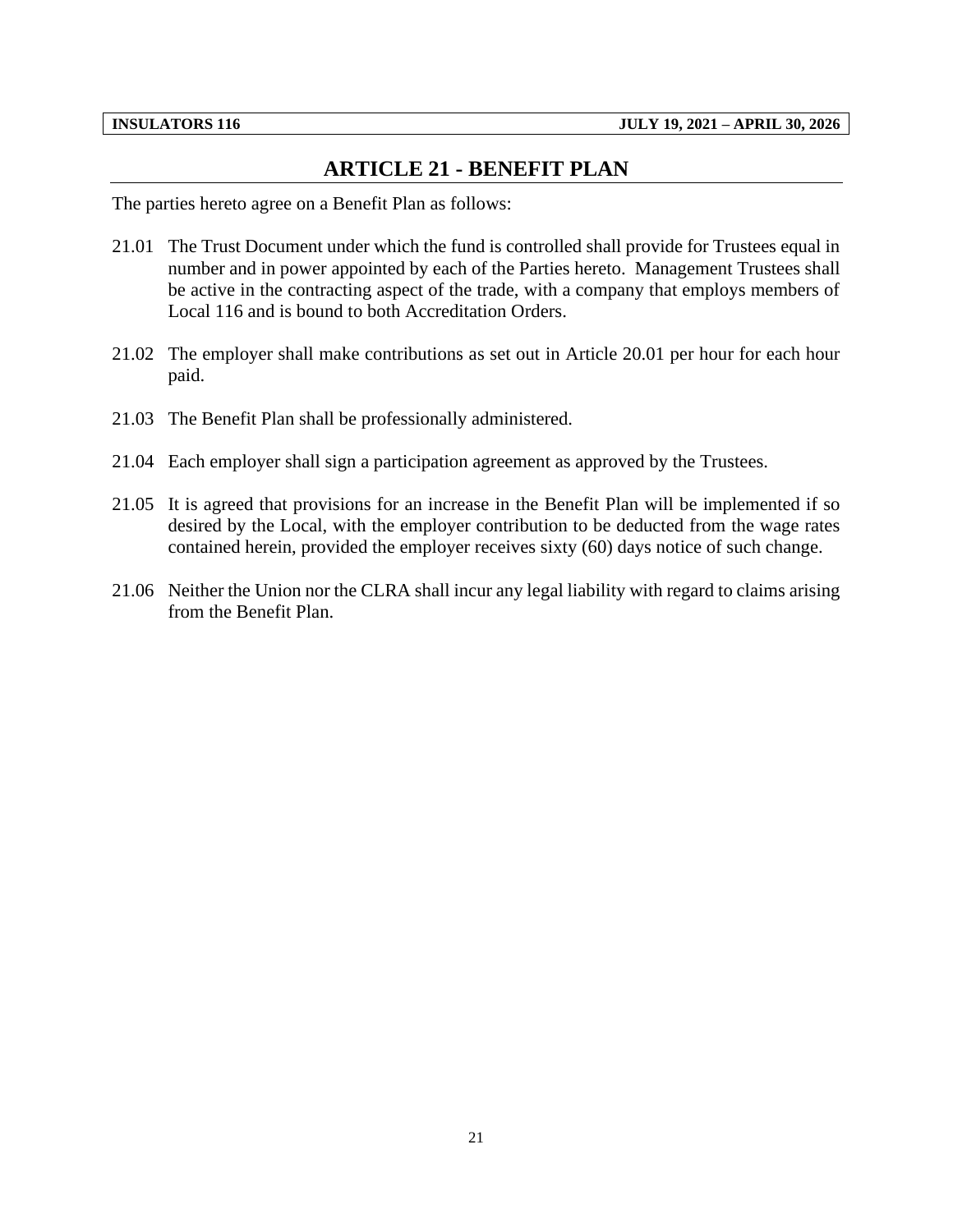# ARTICLE 21 - BENEFIT PLAN

The parties hereto agree on a Benefit Plan as follows:

21.01 The Trust Document under which the fund is controlled shall provide for Trustees equal in number and in power appointed by each of the Parties hereto. Management Trustees shall be active in the contracting aspect of the trade, with a company that employs members of Local 116 and is bound to both Accreditation Orders.

21.02 The employer shall make contributions as set out in Article 20.01 per hour for each hour paid.

21.03 The Benefit Plan shall be professionally administered.

21.04 Each employer shall sign a participation agreement as approved by the Trustees.

21.05 It is agreed that provisions for an increase in the Benefit Plan will be implemented if so desired by the Local, with the employer contribution to be deducted from the wage rates contained herein, provided the employer receives sixty (60) days notice of such change.

21.06 Neither the Union nor the CLRA shall incur any legal liability with regard to claims arising from the Benefit Plan.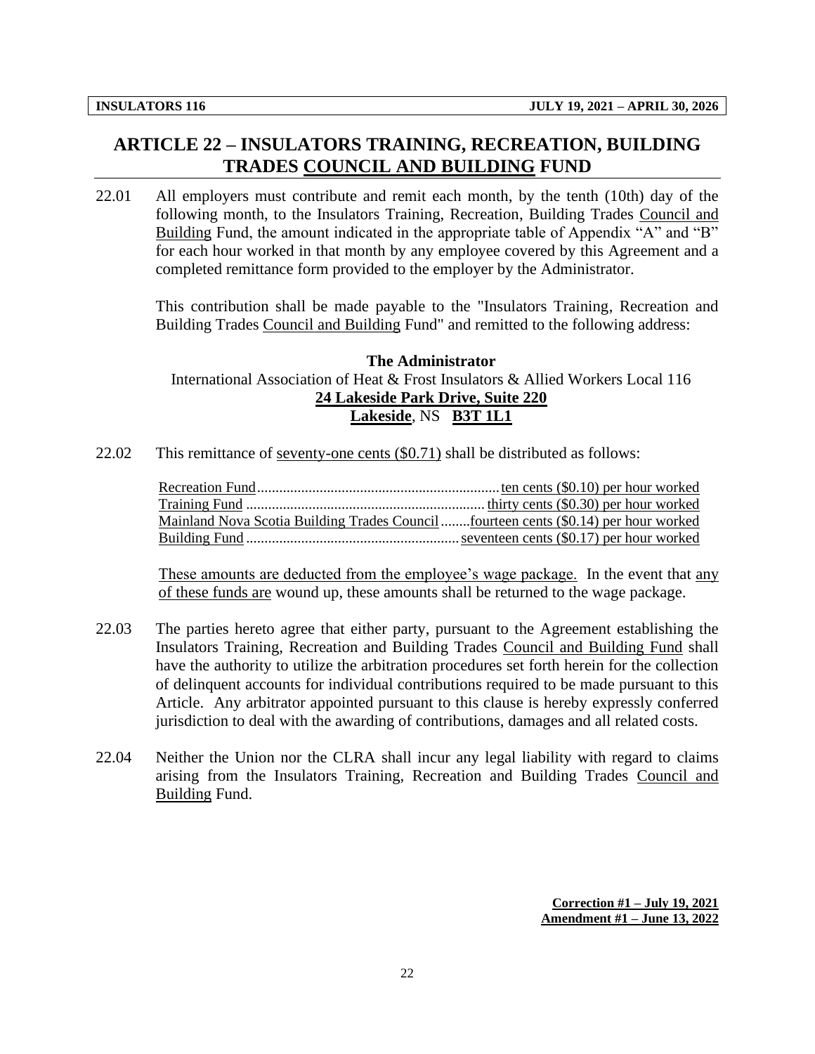## ARTICLE 22 – INSULATORS TRAINING, RECREATION, BUILDING TRADES COUNCIL AND BUILDING FUND

22.01 All employers must contribute and remit each month, by the tenth (10th) day of the following month, to the Insulators Training, Recreation, Building Trades Council and Building Fund, the amount indicated in the appropriate table of Appendix "A" and "B" for each hour worked in that month by any employee covered by this Agreement and a completed remittance form provided to the employer by the Administrator.

This contribution shall be made payable to the "Insulators Training, Recreation and Building Trades Council and Building Fund" and remitted to the following address:

**The Administrator**
International Association of Heat & Frost Insulators & Allied Workers Local 116
**24 Lakeside Park Drive, Suite 220**
**Lakeside**, NS **B3T 1L1**

22.02 This remittance of seventy-one cents ($0.71) shall be distributed as follows:

| | |
|---|---|
| Recreation Fund | ten cents ($0.10) per hour worked |
| Training Fund | thirty cents ($0.30) per hour worked |
| Mainland Nova Scotia Building Trades Council | fourteen cents ($0.14) per hour worked |
| Building Fund | seventeen cents ($0.17) per hour worked |

These amounts are deducted from the employee's wage package. In the event that any of these funds are wound up, these amounts shall be returned to the wage package.

22.03 The parties hereto agree that either party, pursuant to the Agreement establishing the Insulators Training, Recreation and Building Trades Council and Building Fund shall have the authority to utilize the arbitration procedures set forth herein for the collection of delinquent accounts for individual contributions required to be made pursuant to this Article. Any arbitrator appointed pursuant to this clause is hereby expressly conferred jurisdiction to deal with the awarding of contributions, damages and all related costs.

22.04 Neither the Union nor the CLRA shall incur any legal liability with regard to claims arising from the Insulators Training, Recreation and Building Trades Council and Building Fund.

**Correction #1 – July 19, 2021**
**Amendment #1 – June 13, 2022**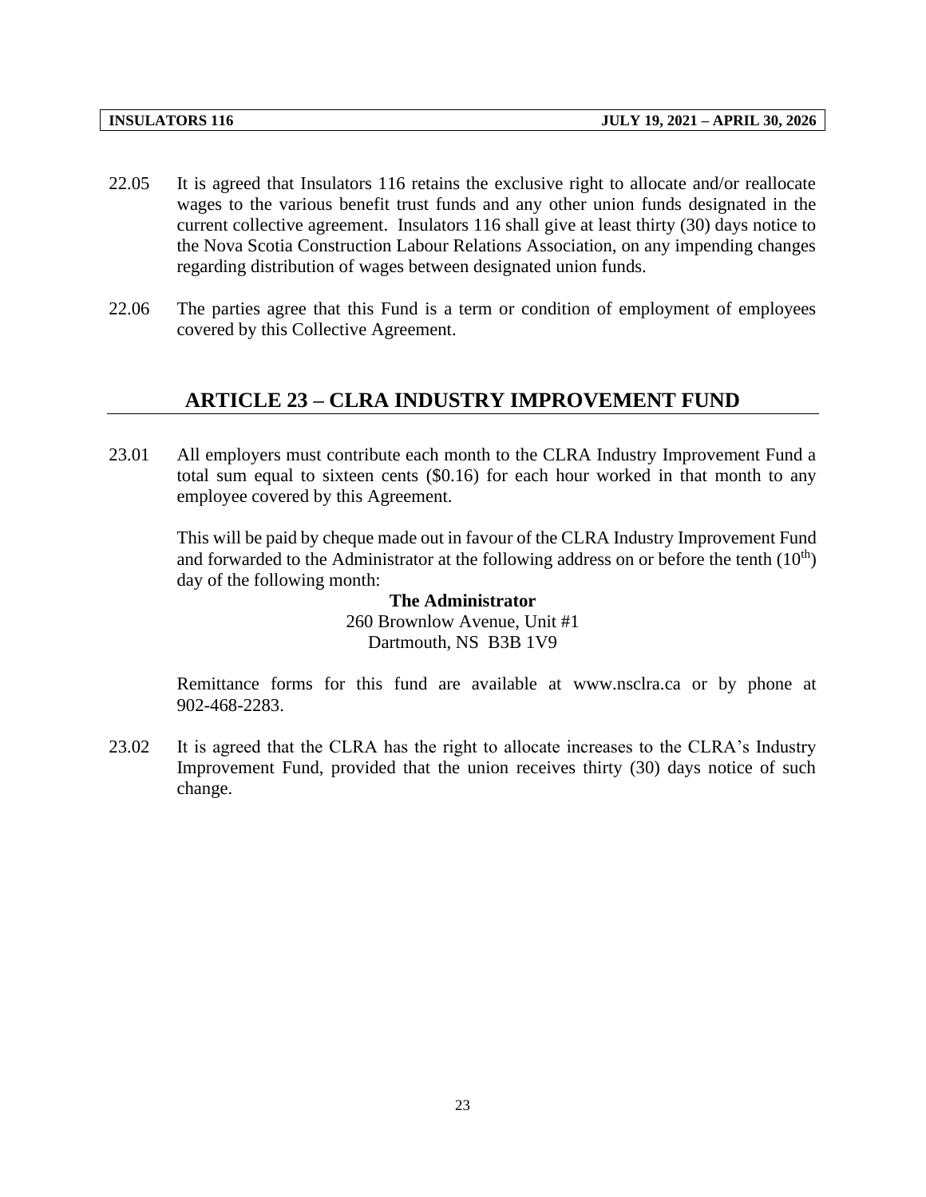22.05 It is agreed that Insulators 116 retains the exclusive right to allocate and/or reallocate wages to the various benefit trust funds and any other union funds designated in the current collective agreement. Insulators 116 shall give at least thirty (30) days notice to the Nova Scotia Construction Labour Relations Association, on any impending changes regarding distribution of wages between designated union funds.

22.06 The parties agree that this Fund is a term or condition of employment of employees covered by this Collective Agreement.

## ARTICLE 23 – CLRA INDUSTRY IMPROVEMENT FUND

23.01 All employers must contribute each month to the CLRA Industry Improvement Fund a total sum equal to sixteen cents ($0.16) for each hour worked in that month to any employee covered by this Agreement.

This will be paid by cheque made out in favour of the CLRA Industry Improvement Fund and forwarded to the Administrator at the following address on or before the tenth (10th) day of the following month:

**The Administrator**
260 Brownlow Avenue, Unit #1
Dartmouth, NS B3B 1V9

Remittance forms for this fund are available at www.nsclra.ca or by phone at 902-468-2283.

23.02 It is agreed that the CLRA has the right to allocate increases to the CLRA's Industry Improvement Fund, provided that the union receives thirty (30) days notice of such change.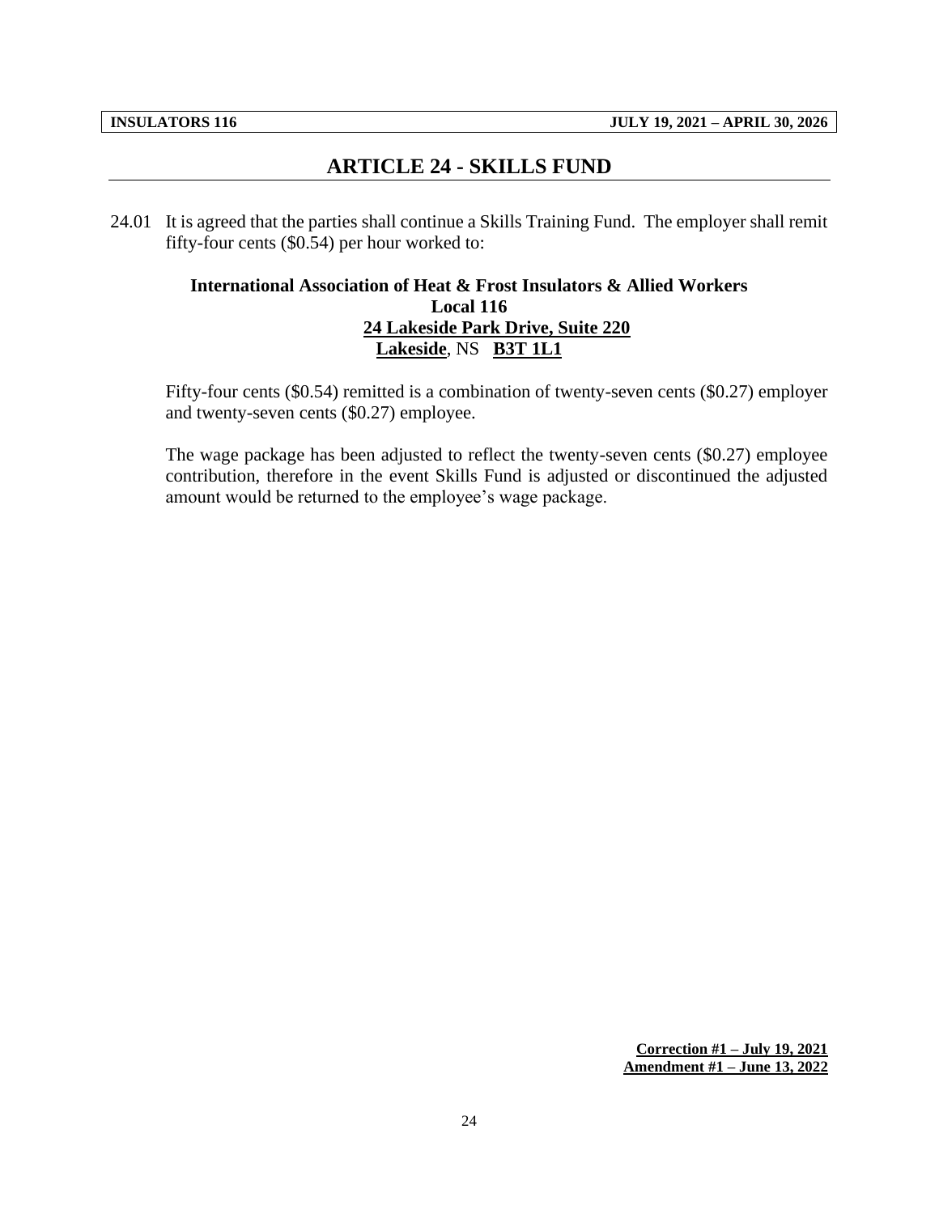# ARTICLE 24 - SKILLS FUND

24.01 It is agreed that the parties shall continue a Skills Training Fund. The employer shall remit fifty-four cents ($0.54) per hour worked to:

**International Association of Heat & Frost Insulators & Allied Workers**
**Local 116**
**<u>24 Lakeside Park Drive, Suite 220</u>**
**<u>Lakeside</u>**, NS **<u>B3T 1L1</u>**

Fifty-four cents ($0.54) remitted is a combination of twenty-seven cents ($0.27) employer and twenty-seven cents ($0.27) employee.

The wage package has been adjusted to reflect the twenty-seven cents ($0.27) employee contribution, therefore in the event Skills Fund is adjusted or discontinued the adjusted amount would be returned to the employee's wage package.

**<u>Correction #1 – July 19, 2021</u>**
**<u>Amendment #1 – June 13, 2022</u>**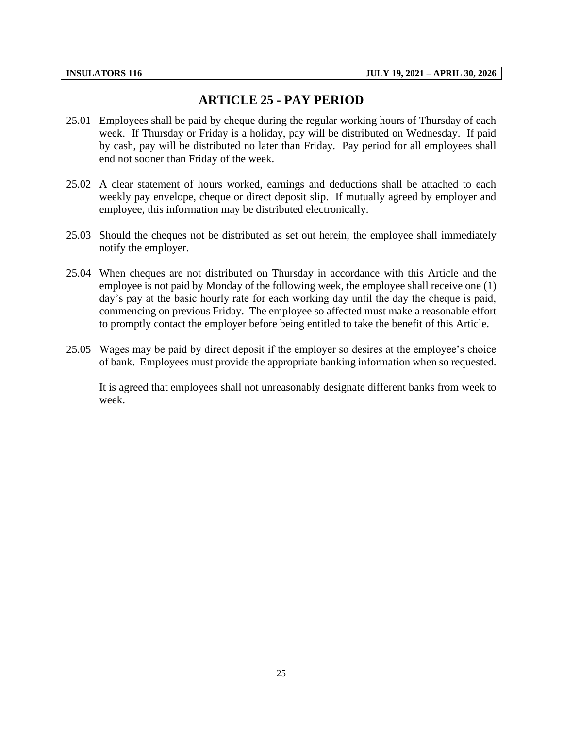## ARTICLE 25 - PAY PERIOD

25.01 Employees shall be paid by cheque during the regular working hours of Thursday of each week. If Thursday or Friday is a holiday, pay will be distributed on Wednesday. If paid by cash, pay will be distributed no later than Friday. Pay period for all employees shall end not sooner than Friday of the week.

25.02 A clear statement of hours worked, earnings and deductions shall be attached to each weekly pay envelope, cheque or direct deposit slip. If mutually agreed by employer and employee, this information may be distributed electronically.

25.03 Should the cheques not be distributed as set out herein, the employee shall immediately notify the employer.

25.04 When cheques are not distributed on Thursday in accordance with this Article and the employee is not paid by Monday of the following week, the employee shall receive one (1) day's pay at the basic hourly rate for each working day until the day the cheque is paid, commencing on previous Friday. The employee so affected must make a reasonable effort to promptly contact the employer before being entitled to take the benefit of this Article.

25.05 Wages may be paid by direct deposit if the employer so desires at the employee's choice of bank. Employees must provide the appropriate banking information when so requested.

It is agreed that employees shall not unreasonably designate different banks from week to week.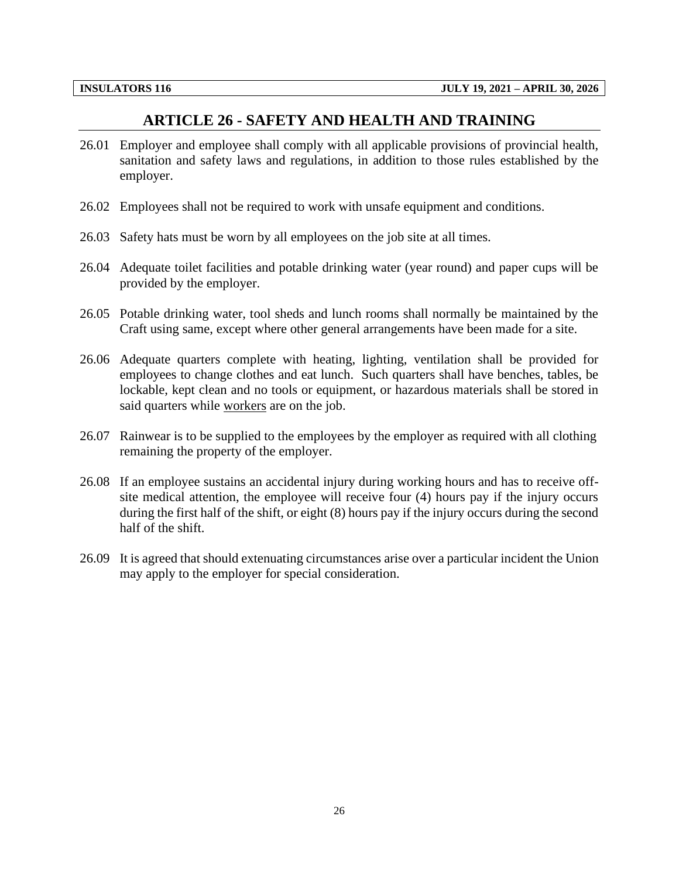## ARTICLE 26 - SAFETY AND HEALTH AND TRAINING

26.01 Employer and employee shall comply with all applicable provisions of provincial health, sanitation and safety laws and regulations, in addition to those rules established by the employer.

26.02 Employees shall not be required to work with unsafe equipment and conditions.

26.03 Safety hats must be worn by all employees on the job site at all times.

26.04 Adequate toilet facilities and potable drinking water (year round) and paper cups will be provided by the employer.

26.05 Potable drinking water, tool sheds and lunch rooms shall normally be maintained by the Craft using same, except where other general arrangements have been made for a site.

26.06 Adequate quarters complete with heating, lighting, ventilation shall be provided for employees to change clothes and eat lunch. Such quarters shall have benches, tables, be lockable, kept clean and no tools or equipment, or hazardous materials shall be stored in said quarters while workers are on the job.

26.07 Rainwear is to be supplied to the employees by the employer as required with all clothing remaining the property of the employer.

26.08 If an employee sustains an accidental injury during working hours and has to receive off-site medical attention, the employee will receive four (4) hours pay if the injury occurs during the first half of the shift, or eight (8) hours pay if the injury occurs during the second half of the shift.

26.09 It is agreed that should extenuating circumstances arise over a particular incident the Union may apply to the employer for special consideration.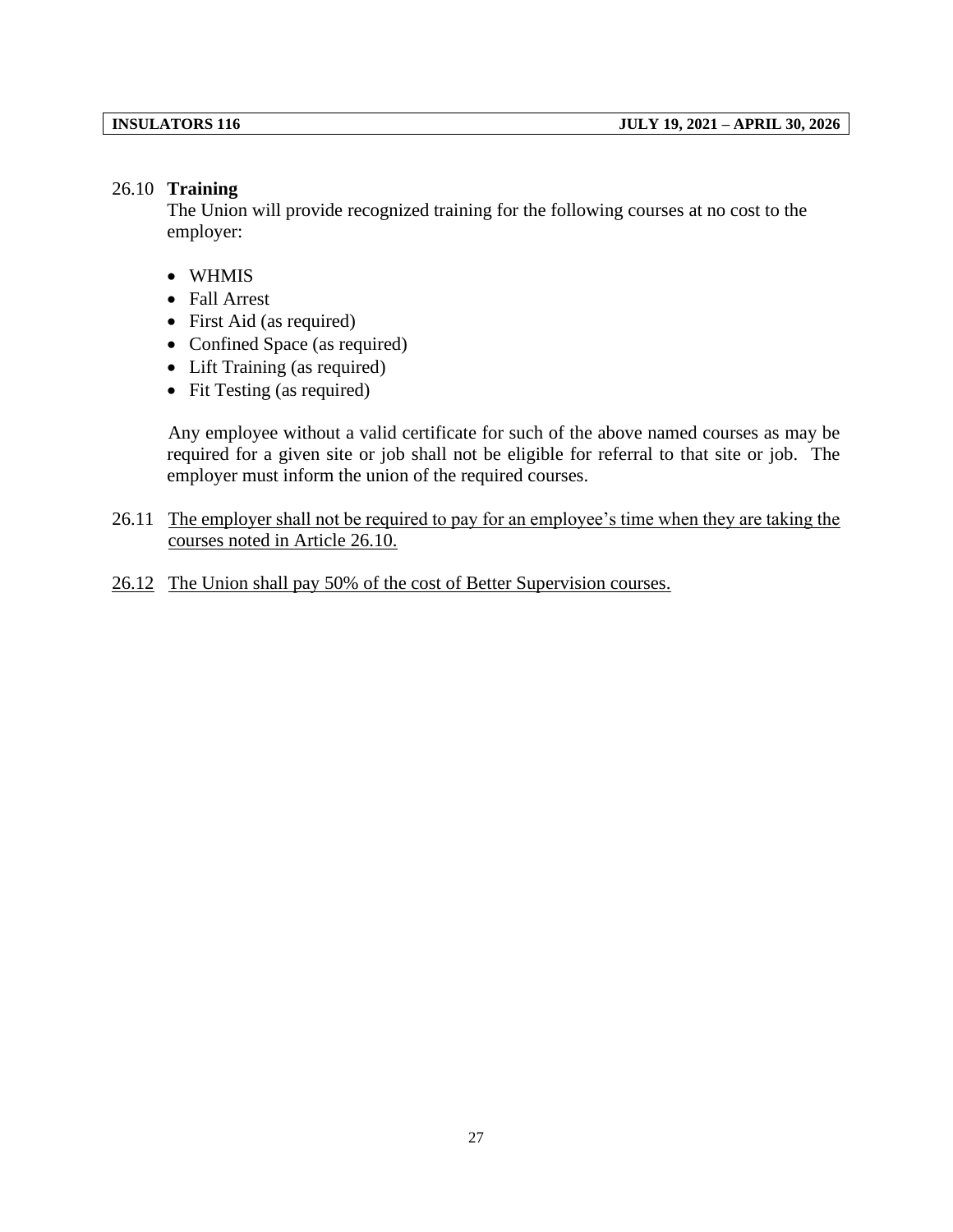26.10 **Training**

The Union will provide recognized training for the following courses at no cost to the employer:

- WHMIS
- Fall Arrest
- First Aid (as required)
- Confined Space (as required)
- Lift Training (as required)
- Fit Testing (as required)

Any employee without a valid certificate for such of the above named courses as may be required for a given site or job shall not be eligible for referral to that site or job. The employer must inform the union of the required courses.

26.11 The employer shall not be required to pay for an employee's time when they are taking the courses noted in Article 26.10.

26.12 The Union shall pay 50% of the cost of Better Supervision courses.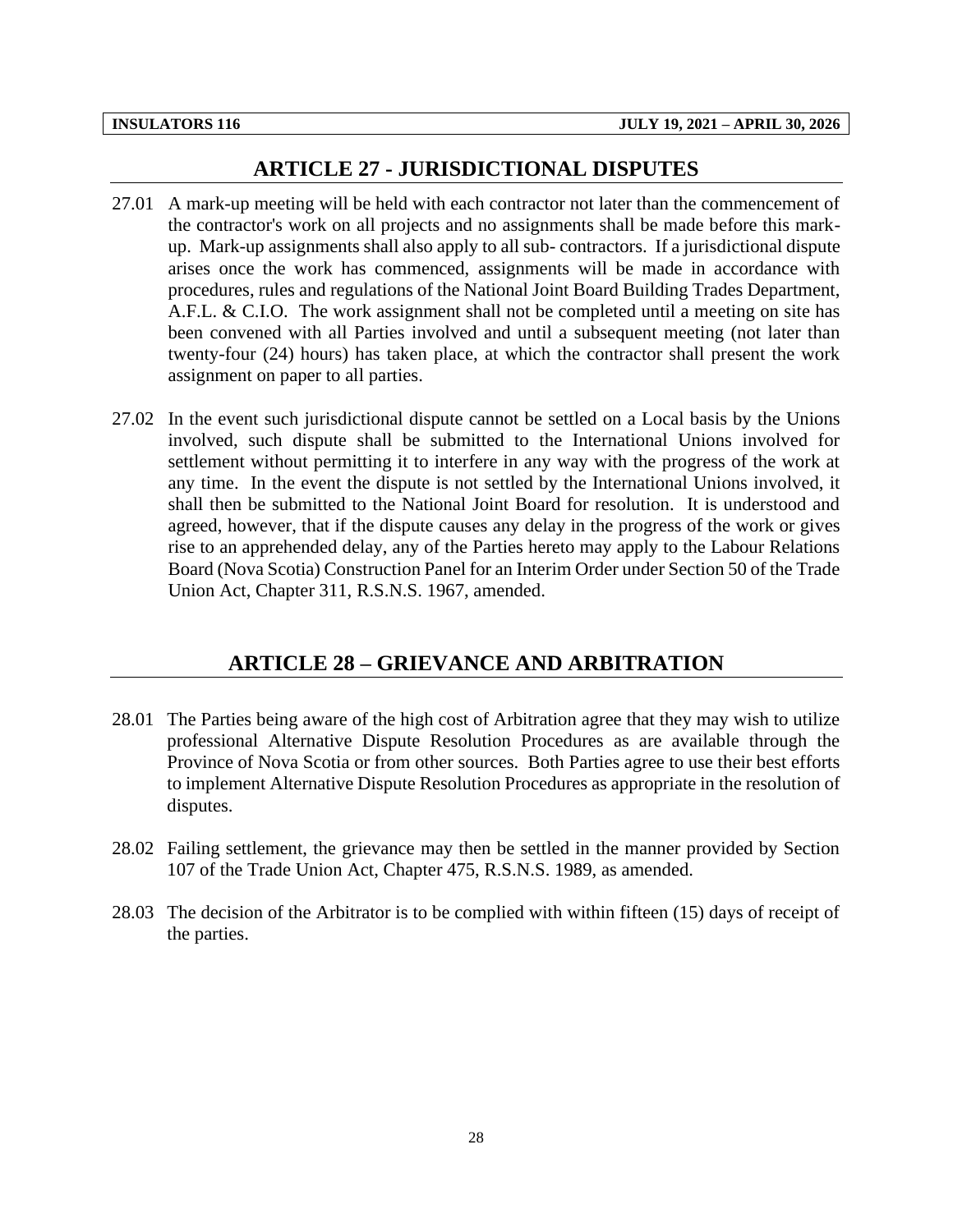## ARTICLE 27 - JURISDICTIONAL DISPUTES

27.01 A mark-up meeting will be held with each contractor not later than the commencement of the contractor's work on all projects and no assignments shall be made before this mark-up. Mark-up assignments shall also apply to all sub- contractors. If a jurisdictional dispute arises once the work has commenced, assignments will be made in accordance with procedures, rules and regulations of the National Joint Board Building Trades Department, A.F.L. & C.I.O. The work assignment shall not be completed until a meeting on site has been convened with all Parties involved and until a subsequent meeting (not later than twenty-four (24) hours) has taken place, at which the contractor shall present the work assignment on paper to all parties.

27.02 In the event such jurisdictional dispute cannot be settled on a Local basis by the Unions involved, such dispute shall be submitted to the International Unions involved for settlement without permitting it to interfere in any way with the progress of the work at any time. In the event the dispute is not settled by the International Unions involved, it shall then be submitted to the National Joint Board for resolution. It is understood and agreed, however, that if the dispute causes any delay in the progress of the work or gives rise to an apprehended delay, any of the Parties hereto may apply to the Labour Relations Board (Nova Scotia) Construction Panel for an Interim Order under Section 50 of the Trade Union Act, Chapter 311, R.S.N.S. 1967, amended.

## ARTICLE 28 – GRIEVANCE AND ARBITRATION

28.01 The Parties being aware of the high cost of Arbitration agree that they may wish to utilize professional Alternative Dispute Resolution Procedures as are available through the Province of Nova Scotia or from other sources. Both Parties agree to use their best efforts to implement Alternative Dispute Resolution Procedures as appropriate in the resolution of disputes.

28.02 Failing settlement, the grievance may then be settled in the manner provided by Section 107 of the Trade Union Act, Chapter 475, R.S.N.S. 1989, as amended.

28.03 The decision of the Arbitrator is to be complied with within fifteen (15) days of receipt of the parties.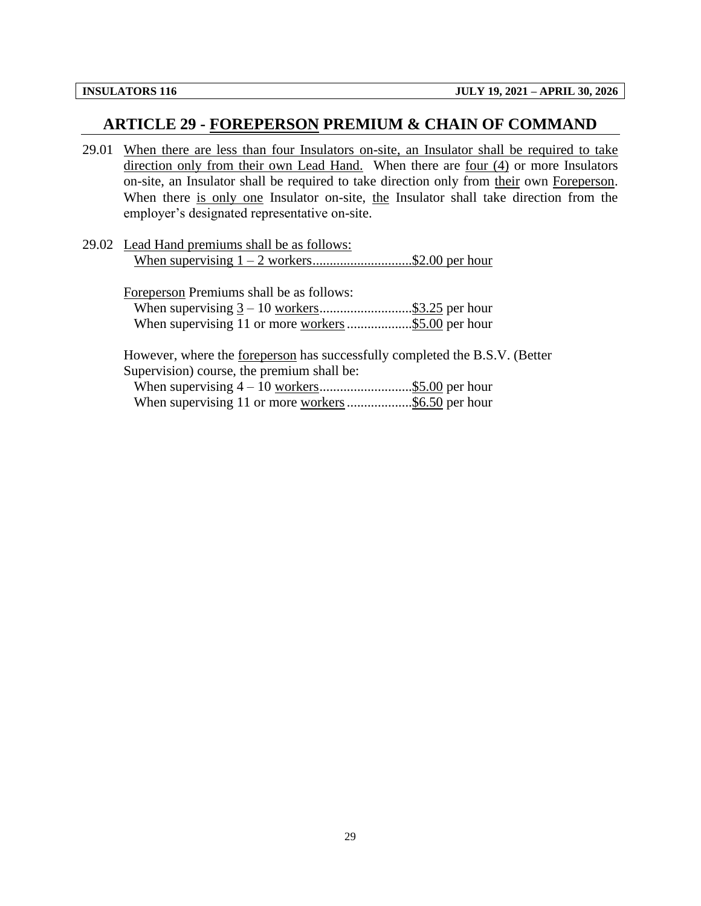# ARTICLE 29 - FOREPERSON PREMIUM & CHAIN OF COMMAND

29.01 When there are less than four Insulators on-site, an Insulator shall be required to take direction only from their own Lead Hand. When there are four (4) or more Insulators on-site, an Insulator shall be required to take direction only from their own Foreperson. When there is only one Insulator on-site, the Insulator shall take direction from the employer's designated representative on-site.

29.02 Lead Hand premiums shall be as follows:

When supervising 1 – 2 workers............................$2.00 per hour

Foreperson Premiums shall be as follows:

When supervising 3 – 10 workers..........................$3.25 per hour
When supervising 11 or more workers ...................$5.00 per hour

However, where the foreperson has successfully completed the B.S.V. (Better Supervision) course, the premium shall be:

When supervising 4 – 10 workers..........................$5.00 per hour
When supervising 11 or more workers ...................$6.50 per hour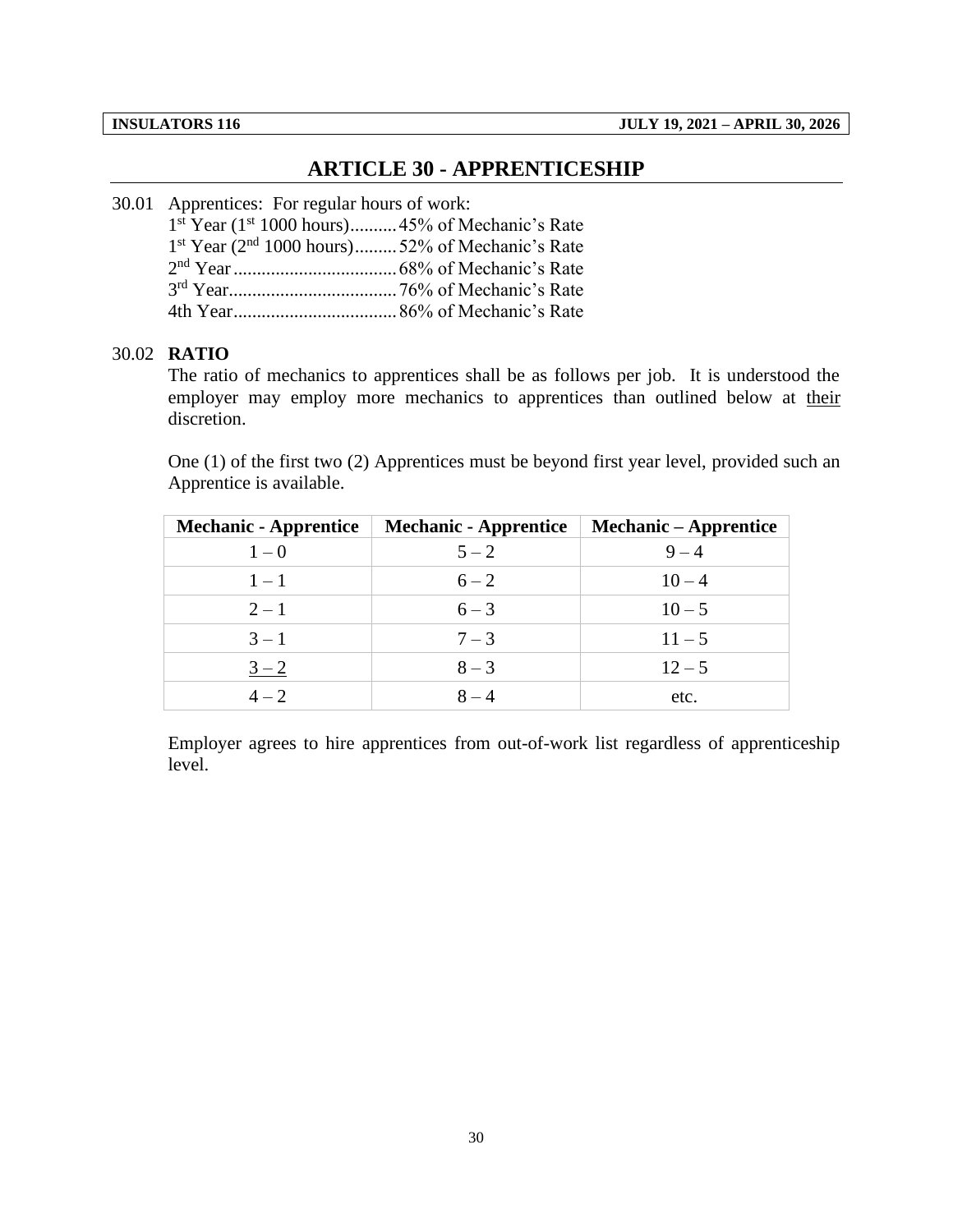# ARTICLE 30 - APPRENTICESHIP

30.01 Apprentices: For regular hours of work:

1st Year (1st 1000 hours)..........45% of Mechanic's Rate
1st Year (2nd 1000 hours).........52% of Mechanic's Rate
2nd Year...................................68% of Mechanic's Rate
3rd Year....................................76% of Mechanic's Rate
4th Year...................................86% of Mechanic's Rate

30.02 **RATIO**

The ratio of mechanics to apprentices shall be as follows per job. It is understood the employer may employ more mechanics to apprentices than outlined below at their discretion.

One (1) of the first two (2) Apprentices must be beyond first year level, provided such an Apprentice is available.

| Mechanic - Apprentice | Mechanic - Apprentice | Mechanic – Apprentice |
|---|---|---|
| 1 – 0 | 5 – 2 | 9 – 4 |
| 1 – 1 | 6 – 2 | 10 – 4 |
| 2 – 1 | 6 – 3 | 10 – 5 |
| 3 – 1 | 7 – 3 | 11 – 5 |
| 3 – 2 | 8 – 3 | 12 – 5 |
| 4 – 2 | 8 – 4 | etc. |

Employer agrees to hire apprentices from out-of-work list regardless of apprenticeship level.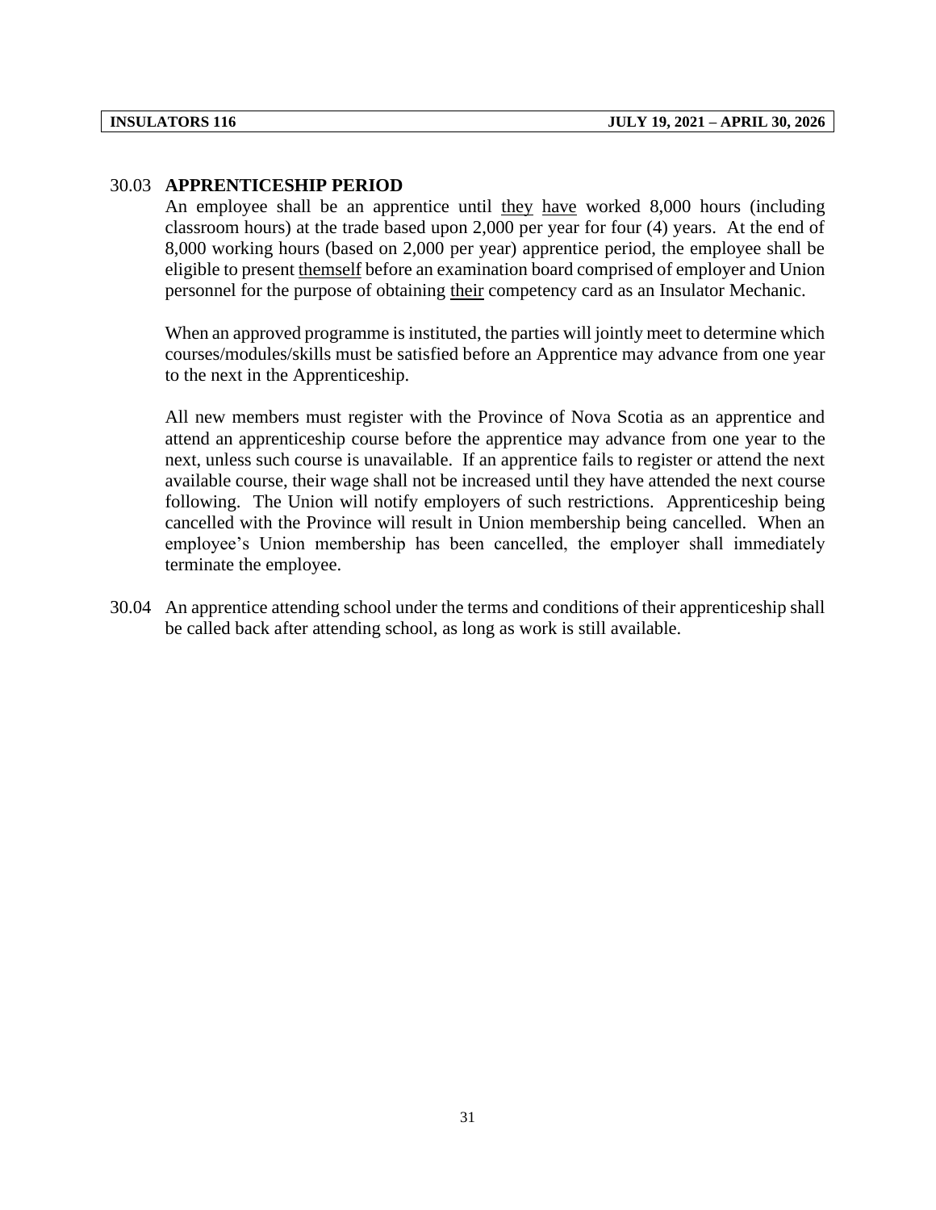30.03 **APPRENTICESHIP PERIOD**

An employee shall be an apprentice until they have worked 8,000 hours (including classroom hours) at the trade based upon 2,000 per year for four (4) years. At the end of 8,000 working hours (based on 2,000 per year) apprentice period, the employee shall be eligible to present themself before an examination board comprised of employer and Union personnel for the purpose of obtaining their competency card as an Insulator Mechanic.

When an approved programme is instituted, the parties will jointly meet to determine which courses/modules/skills must be satisfied before an Apprentice may advance from one year to the next in the Apprenticeship.

All new members must register with the Province of Nova Scotia as an apprentice and attend an apprenticeship course before the apprentice may advance from one year to the next, unless such course is unavailable. If an apprentice fails to register or attend the next available course, their wage shall not be increased until they have attended the next course following. The Union will notify employers of such restrictions. Apprenticeship being cancelled with the Province will result in Union membership being cancelled. When an employee's Union membership has been cancelled, the employer shall immediately terminate the employee.

30.04 An apprentice attending school under the terms and conditions of their apprenticeship shall be called back after attending school, as long as work is still available.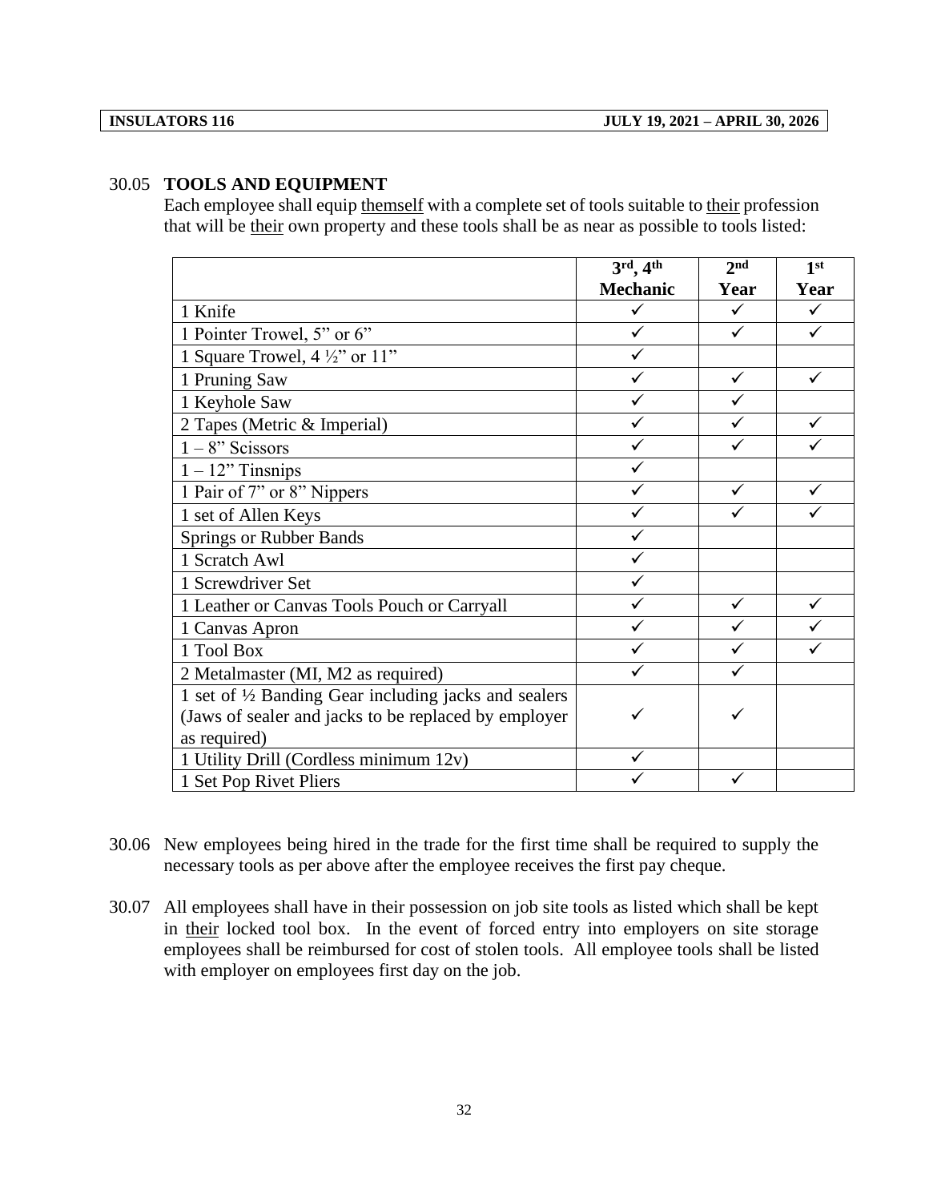## 30.05 TOOLS AND EQUIPMENT

Each employee shall equip themself with a complete set of tools suitable to their profession that will be their own property and these tools shall be as near as possible to tools listed:

| | 3rd, 4th Mechanic | 2nd Year | 1st Year |
|---|---|---|---|
| 1 Knife | ✓ | ✓ | ✓ |
| 1 Pointer Trowel, 5" or 6" | ✓ | ✓ | ✓ |
| 1 Square Trowel, 4 ½" or 11" | ✓ | | |
| 1 Pruning Saw | ✓ | ✓ | ✓ |
| 1 Keyhole Saw | ✓ | ✓ | |
| 2 Tapes (Metric & Imperial) | ✓ | ✓ | ✓ |
| 1 – 8" Scissors | ✓ | ✓ | ✓ |
| 1 – 12" Tinsnips | ✓ | | |
| 1 Pair of 7" or 8" Nippers | ✓ | ✓ | ✓ |
| 1 set of Allen Keys | ✓ | ✓ | ✓ |
| Springs or Rubber Bands | ✓ | | |
| 1 Scratch Awl | ✓ | | |
| 1 Screwdriver Set | ✓ | | |
| 1 Leather or Canvas Tools Pouch or Carryall | ✓ | ✓ | ✓ |
| 1 Canvas Apron | ✓ | ✓ | ✓ |
| 1 Tool Box | ✓ | ✓ | ✓ |
| 2 Metalmaster (MI, M2 as required) | ✓ | ✓ | |
| 1 set of ½ Banding Gear including jacks and sealers (Jaws of sealer and jacks to be replaced by employer as required) | ✓ | ✓ | |
| 1 Utility Drill (Cordless minimum 12v) | ✓ | | |
| 1 Set Pop Rivet Pliers | ✓ | ✓ | |

30.06 New employees being hired in the trade for the first time shall be required to supply the necessary tools as per above after the employee receives the first pay cheque.

30.07 All employees shall have in their possession on job site tools as listed which shall be kept in their locked tool box. In the event of forced entry into employers on site storage employees shall be reimbursed for cost of stolen tools. All employee tools shall be listed with employer on employees first day on the job.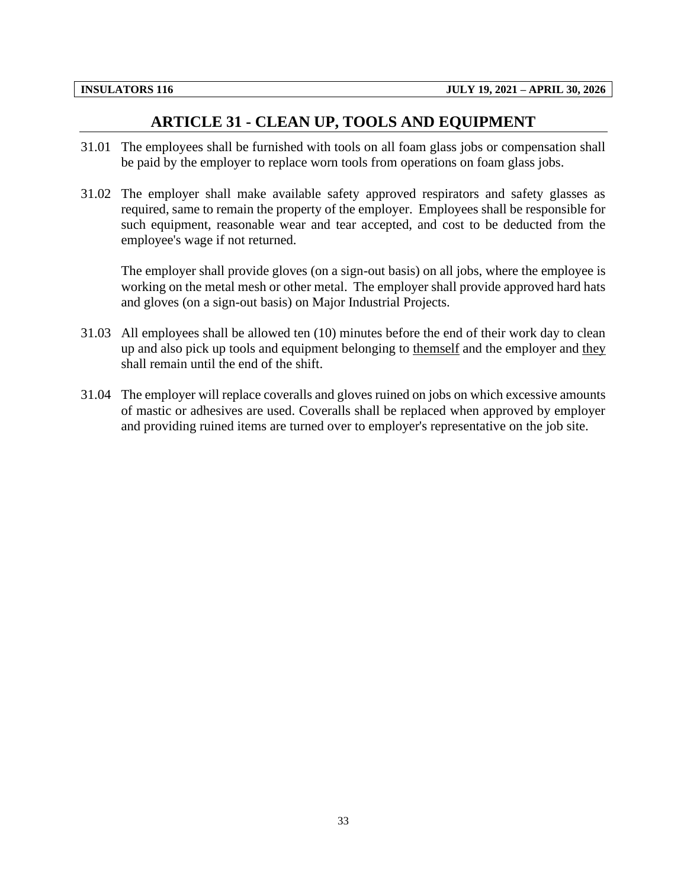## ARTICLE 31 - CLEAN UP, TOOLS AND EQUIPMENT

31.01 The employees shall be furnished with tools on all foam glass jobs or compensation shall be paid by the employer to replace worn tools from operations on foam glass jobs.

31.02 The employer shall make available safety approved respirators and safety glasses as required, same to remain the property of the employer. Employees shall be responsible for such equipment, reasonable wear and tear accepted, and cost to be deducted from the employee's wage if not returned.

The employer shall provide gloves (on a sign-out basis) on all jobs, where the employee is working on the metal mesh or other metal. The employer shall provide approved hard hats and gloves (on a sign-out basis) on Major Industrial Projects.

31.03 All employees shall be allowed ten (10) minutes before the end of their work day to clean up and also pick up tools and equipment belonging to <u>themself</u> and the employer and <u>they</u> shall remain until the end of the shift.

31.04 The employer will replace coveralls and gloves ruined on jobs on which excessive amounts of mastic or adhesives are used. Coveralls shall be replaced when approved by employer and providing ruined items are turned over to employer's representative on the job site.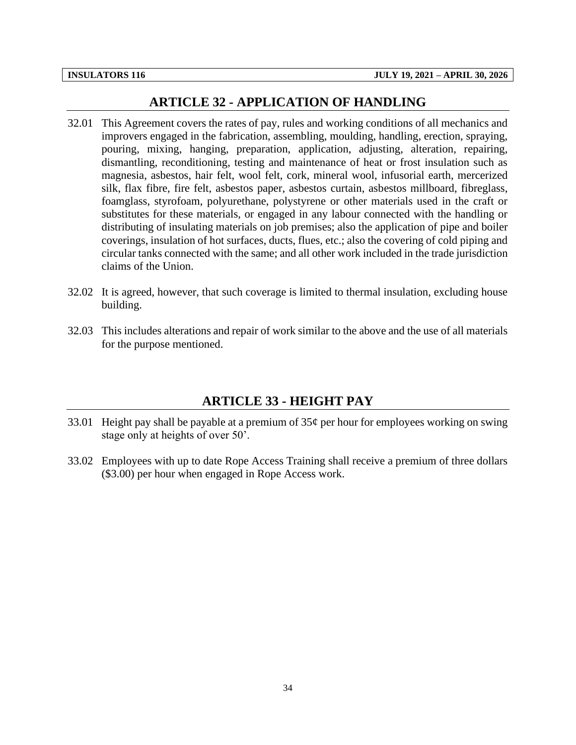## ARTICLE 32 - APPLICATION OF HANDLING

32.01 This Agreement covers the rates of pay, rules and working conditions of all mechanics and improvers engaged in the fabrication, assembling, moulding, handling, erection, spraying, pouring, mixing, hanging, preparation, application, adjusting, alteration, repairing, dismantling, reconditioning, testing and maintenance of heat or frost insulation such as magnesia, asbestos, hair felt, wool felt, cork, mineral wool, infusorial earth, mercerized silk, flax fibre, fire felt, asbestos paper, asbestos curtain, asbestos millboard, fibreglass, foamglass, styrofoam, polyurethane, polystyrene or other materials used in the craft or substitutes for these materials, or engaged in any labour connected with the handling or distributing of insulating materials on job premises; also the application of pipe and boiler coverings, insulation of hot surfaces, ducts, flues, etc.; also the covering of cold piping and circular tanks connected with the same; and all other work included in the trade jurisdiction claims of the Union.

32.02 It is agreed, however, that such coverage is limited to thermal insulation, excluding house building.

32.03 This includes alterations and repair of work similar to the above and the use of all materials for the purpose mentioned.

## ARTICLE 33 - HEIGHT PAY

33.01 Height pay shall be payable at a premium of 35¢ per hour for employees working on swing stage only at heights of over 50'.

33.02 Employees with up to date Rope Access Training shall receive a premium of three dollars ($3.00) per hour when engaged in Rope Access work.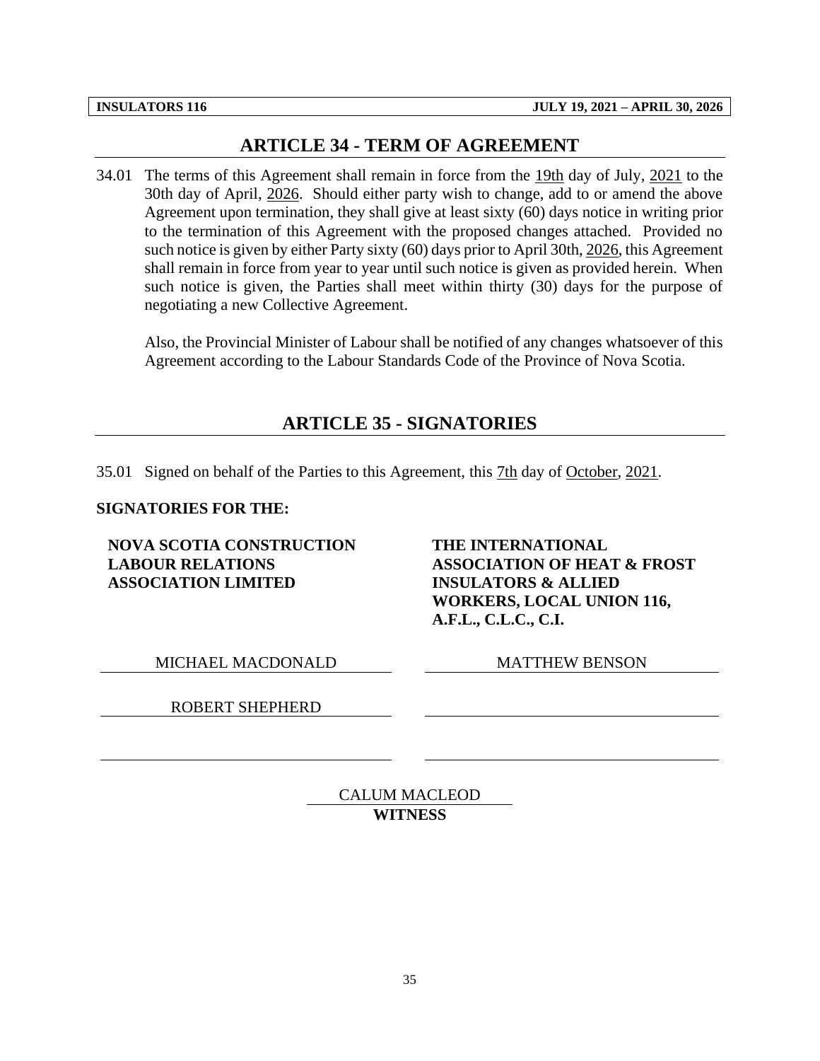## ARTICLE 34 - TERM OF AGREEMENT

34.01 The terms of this Agreement shall remain in force from the 19th day of July, 2021 to the 30th day of April, 2026. Should either party wish to change, add to or amend the above Agreement upon termination, they shall give at least sixty (60) days notice in writing prior to the termination of this Agreement with the proposed changes attached. Provided no such notice is given by either Party sixty (60) days prior to April 30th, 2026, this Agreement shall remain in force from year to year until such notice is given as provided herein. When such notice is given, the Parties shall meet within thirty (30) days for the purpose of negotiating a new Collective Agreement.

Also, the Provincial Minister of Labour shall be notified of any changes whatsoever of this Agreement according to the Labour Standards Code of the Province of Nova Scotia.

## ARTICLE 35 - SIGNATORIES

35.01 Signed on behalf of the Parties to this Agreement, this 7th day of October, 2021.

**SIGNATORIES FOR THE:**

| **NOVA SCOTIA CONSTRUCTION LABOUR RELATIONS ASSOCIATION LIMITED** | **THE INTERNATIONAL ASSOCIATION OF HEAT & FROST INSULATORS & ALLIED WORKERS, LOCAL UNION 116, A.F.L., C.L.C., C.I.** |
|---|---|
| MICHAEL MACDONALD | MATTHEW BENSON |
| ROBERT SHEPHERD | |
| | |

CALUM MACLEOD
**WITNESS**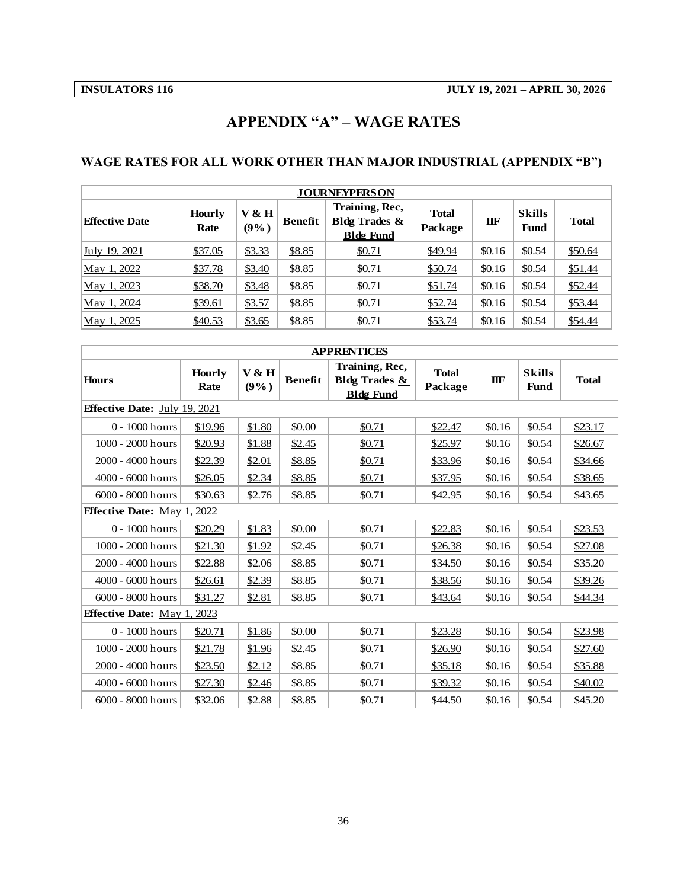# APPENDIX "A" – WAGE RATES

## WAGE RATES FOR ALL WORK OTHER THAN MAJOR INDUSTRIAL (APPENDIX "B")

| JOURNEYPERSON | | | | | | | | |
|---|---|---|---|---|---|---|---|---|
| Effective Date | Hourly Rate | V & H (9%) | Benefit | Training, Rec, Bldg Trades & Bldg Fund | Total Package | IIF | Skills Fund | Total |
| July 19, 2021 | $37.05 | $3.33 | $8.85 | $0.71 | $49.94 | $0.16 | $0.54 | $50.64 |
| May 1, 2022 | $37.78 | $3.40 | $8.85 | $0.71 | $50.74 | $0.16 | $0.54 | $51.44 |
| May 1, 2023 | $38.70 | $3.48 | $8.85 | $0.71 | $51.74 | $0.16 | $0.54 | $52.44 |
| May 1, 2024 | $39.61 | $3.57 | $8.85 | $0.71 | $52.74 | $0.16 | $0.54 | $53.44 |
| May 1, 2025 | $40.53 | $3.65 | $8.85 | $0.71 | $53.74 | $0.16 | $0.54 | $54.44 |

| APPRENTICES | | | | | | | | |
|---|---|---|---|---|---|---|---|---|
| Hours | Hourly Rate | V & H (9%) | Benefit | Training, Rec, Bldg Trades & Bldg Fund | Total Package | IIF | Skills Fund | Total |
| **Effective Date: July 19, 2021** | | | | | | | | |
| 0 - 1000 hours | $19.96 | $1.80 | $0.00 | $0.71 | $22.47 | $0.16 | $0.54 | $23.17 |
| 1000 - 2000 hours | $20.93 | $1.88 | $2.45 | $0.71 | $25.97 | $0.16 | $0.54 | $26.67 |
| 2000 - 4000 hours | $22.39 | $2.01 | $8.85 | $0.71 | $33.96 | $0.16 | $0.54 | $34.66 |
| 4000 - 6000 hours | $26.05 | $2.34 | $8.85 | $0.71 | $37.95 | $0.16 | $0.54 | $38.65 |
| 6000 - 8000 hours | $30.63 | $2.76 | $8.85 | $0.71 | $42.95 | $0.16 | $0.54 | $43.65 |
| **Effective Date: May 1, 2022** | | | | | | | | |
| 0 - 1000 hours | $20.29 | $1.83 | $0.00 | $0.71 | $22.83 | $0.16 | $0.54 | $23.53 |
| 1000 - 2000 hours | $21.30 | $1.92 | $2.45 | $0.71 | $26.38 | $0.16 | $0.54 | $27.08 |
| 2000 - 4000 hours | $22.88 | $2.06 | $8.85 | $0.71 | $34.50 | $0.16 | $0.54 | $35.20 |
| 4000 - 6000 hours | $26.61 | $2.39 | $8.85 | $0.71 | $38.56 | $0.16 | $0.54 | $39.26 |
| 6000 - 8000 hours | $31.27 | $2.81 | $8.85 | $0.71 | $43.64 | $0.16 | $0.54 | $44.34 |
| **Effective Date: May 1, 2023** | | | | | | | | |
| 0 - 1000 hours | $20.71 | $1.86 | $0.00 | $0.71 | $23.28 | $0.16 | $0.54 | $23.98 |
| 1000 - 2000 hours | $21.78 | $1.96 | $2.45 | $0.71 | $26.90 | $0.16 | $0.54 | $27.60 |
| 2000 - 4000 hours | $23.50 | $2.12 | $8.85 | $0.71 | $35.18 | $0.16 | $0.54 | $35.88 |
| 4000 - 6000 hours | $27.30 | $2.46 | $8.85 | $0.71 | $39.32 | $0.16 | $0.54 | $40.02 |
| 6000 - 8000 hours | $32.06 | $2.88 | $8.85 | $0.71 | $44.50 | $0.16 | $0.54 | $45.20 |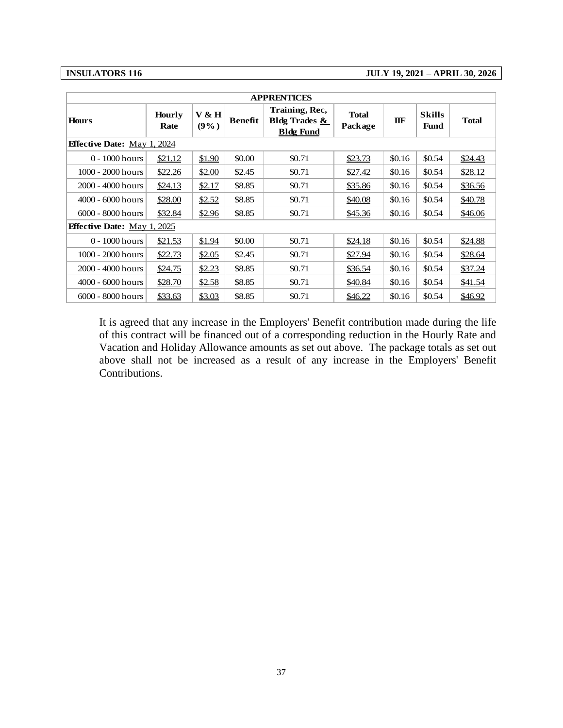**INSULATORS 116** **JULY 19, 2021 – APRIL 30, 2026**

| APPRENTICES | | | | | | | | |
|---|---|---|---|---|---|---|---|---|
| **Hours** | **Hourly Rate** | **V & H (9%)** | **Benefit** | **Training, Rec, Bldg Trades & Bldg Fund** | **Total Package** | **IIF** | **Skills Fund** | **Total** |
| **Effective Date:** May 1, 2024 | | | | | | | | |
| 0 - 1000 hours | $21.12 | $1.90 | $0.00 | $0.71 | $23.73 | $0.16 | $0.54 | $24.43 |
| 1000 - 2000 hours | $22.26 | $2.00 | $2.45 | $0.71 | $27.42 | $0.16 | $0.54 | $28.12 |
| 2000 - 4000 hours | $24.13 | $2.17 | $8.85 | $0.71 | $35.86 | $0.16 | $0.54 | $36.56 |
| 4000 - 6000 hours | $28.00 | $2.52 | $8.85 | $0.71 | $40.08 | $0.16 | $0.54 | $40.78 |
| 6000 - 8000 hours | $32.84 | $2.96 | $8.85 | $0.71 | $45.36 | $0.16 | $0.54 | $46.06 |
| **Effective Date:** May 1, 2025 | | | | | | | | |
| 0 - 1000 hours | $21.53 | $1.94 | $0.00 | $0.71 | $24.18 | $0.16 | $0.54 | $24.88 |
| 1000 - 2000 hours | $22.73 | $2.05 | $2.45 | $0.71 | $27.94 | $0.16 | $0.54 | $28.64 |
| 2000 - 4000 hours | $24.75 | $2.23 | $8.85 | $0.71 | $36.54 | $0.16 | $0.54 | $37.24 |
| 4000 - 6000 hours | $28.70 | $2.58 | $8.85 | $0.71 | $40.84 | $0.16 | $0.54 | $41.54 |
| 6000 - 8000 hours | $33.63 | $3.03 | $8.85 | $0.71 | $46.22 | $0.16 | $0.54 | $46.92 |

It is agreed that any increase in the Employers' Benefit contribution made during the life of this contract will be financed out of a corresponding reduction in the Hourly Rate and Vacation and Holiday Allowance amounts as set out above. The package totals as set out above shall not be increased as a result of any increase in the Employers' Benefit Contributions.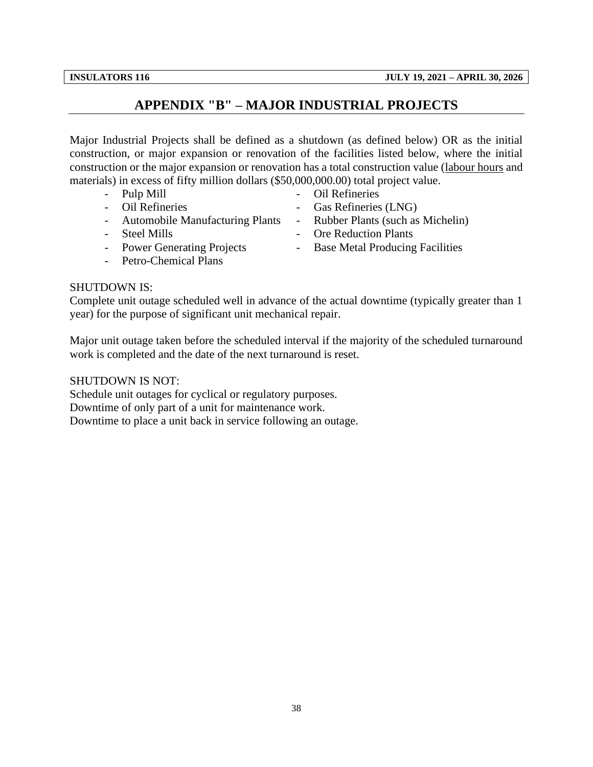# APPENDIX "B" – MAJOR INDUSTRIAL PROJECTS

Major Industrial Projects shall be defined as a shutdown (as defined below) OR as the initial construction, or major expansion or renovation of the facilities listed below, where the initial construction or the major expansion or renovation has a total construction value (labour hours and materials) in excess of fifty million dollars ($50,000,000.00) total project value.

- Pulp Mill
- Oil Refineries
- Automobile Manufacturing Plants
- Steel Mills
- Power Generating Projects
- Petro-Chemical Plans
- Oil Refineries
- Gas Refineries (LNG)
- Rubber Plants (such as Michelin)
- Ore Reduction Plants
- Base Metal Producing Facilities

SHUTDOWN IS:
Complete unit outage scheduled well in advance of the actual downtime (typically greater than 1 year) for the purpose of significant unit mechanical repair.

Major unit outage taken before the scheduled interval if the majority of the scheduled turnaround work is completed and the date of the next turnaround is reset.

SHUTDOWN IS NOT:
Schedule unit outages for cyclical or regulatory purposes.
Downtime of only part of a unit for maintenance work.
Downtime to place a unit back in service following an outage.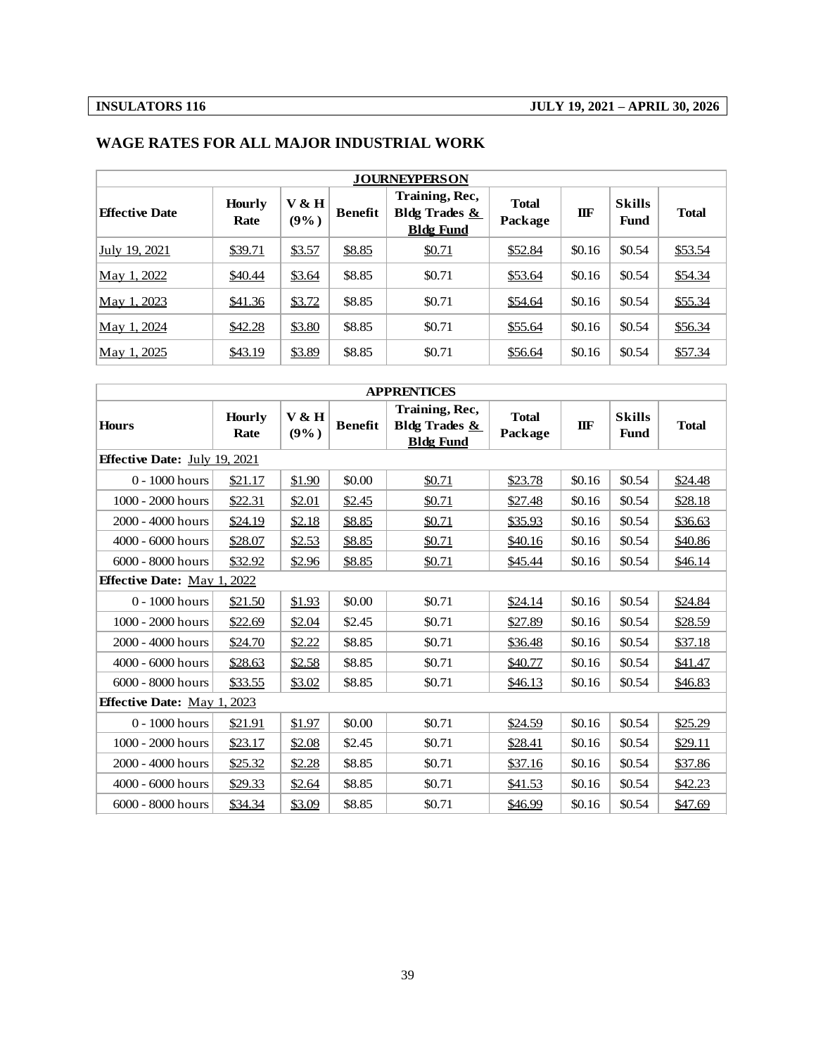| INSULATORS 116 | JULY 19, 2021 – APRIL 30, 2026 |
|---|---|

## WAGE RATES FOR ALL MAJOR INDUSTRIAL WORK

| JOURNEYPERSON | | | | | | | | |
|---|---|---|---|---|---|---|---|---|
| **Effective Date** | **Hourly Rate** | **V & H (9%)** | **Benefit** | **Training, Rec, Bldg Trades & Bldg Fund** | **Total Package** | **IIF** | **Skills Fund** | **Total** |
| July 19, 2021 | $39.71 | $3.57 | $8.85 | $0.71 | $52.84 | $0.16 | $0.54 | $53.54 |
| May 1, 2022 | $40.44 | $3.64 | $8.85 | $0.71 | $53.64 | $0.16 | $0.54 | $54.34 |
| May 1, 2023 | $41.36 | $3.72 | $8.85 | $0.71 | $54.64 | $0.16 | $0.54 | $55.34 |
| May 1, 2024 | $42.28 | $3.80 | $8.85 | $0.71 | $55.64 | $0.16 | $0.54 | $56.34 |
| May 1, 2025 | $43.19 | $3.89 | $8.85 | $0.71 | $56.64 | $0.16 | $0.54 | $57.34 |

| APPRENTICES | | | | | | | | |
|---|---|---|---|---|---|---|---|---|
| **Hours** | **Hourly Rate** | **V & H (9%)** | **Benefit** | **Training, Rec, Bldg Trades & Bldg Fund** | **Total Package** | **IIF** | **Skills Fund** | **Total** |
| **Effective Date:** July 19, 2021 | | | | | | | | |
| 0 - 1000 hours | $21.17 | $1.90 | $0.00 | $0.71 | $23.78 | $0.16 | $0.54 | $24.48 |
| 1000 - 2000 hours | $22.31 | $2.01 | $2.45 | $0.71 | $27.48 | $0.16 | $0.54 | $28.18 |
| 2000 - 4000 hours | $24.19 | $2.18 | $8.85 | $0.71 | $35.93 | $0.16 | $0.54 | $36.63 |
| 4000 - 6000 hours | $28.07 | $2.53 | $8.85 | $0.71 | $40.16 | $0.16 | $0.54 | $40.86 |
| 6000 - 8000 hours | $32.92 | $2.96 | $8.85 | $0.71 | $45.44 | $0.16 | $0.54 | $46.14 |
| **Effective Date:** May 1, 2022 | | | | | | | | |
| 0 - 1000 hours | $21.50 | $1.93 | $0.00 | $0.71 | $24.14 | $0.16 | $0.54 | $24.84 |
| 1000 - 2000 hours | $22.69 | $2.04 | $2.45 | $0.71 | $27.89 | $0.16 | $0.54 | $28.59 |
| 2000 - 4000 hours | $24.70 | $2.22 | $8.85 | $0.71 | $36.48 | $0.16 | $0.54 | $37.18 |
| 4000 - 6000 hours | $28.63 | $2.58 | $8.85 | $0.71 | $40.77 | $0.16 | $0.54 | $41.47 |
| 6000 - 8000 hours | $33.55 | $3.02 | $8.85 | $0.71 | $46.13 | $0.16 | $0.54 | $46.83 |
| **Effective Date:** May 1, 2023 | | | | | | | | |
| 0 - 1000 hours | $21.91 | $1.97 | $0.00 | $0.71 | $24.59 | $0.16 | $0.54 | $25.29 |
| 1000 - 2000 hours | $23.17 | $2.08 | $2.45 | $0.71 | $28.41 | $0.16 | $0.54 | $29.11 |
| 2000 - 4000 hours | $25.32 | $2.28 | $8.85 | $0.71 | $37.16 | $0.16 | $0.54 | $37.86 |
| 4000 - 6000 hours | $29.33 | $2.64 | $8.85 | $0.71 | $41.53 | $0.16 | $0.54 | $42.23 |
| 6000 - 8000 hours | $34.34 | $3.09 | $8.85 | $0.71 | $46.99 | $0.16 | $0.54 | $47.69 |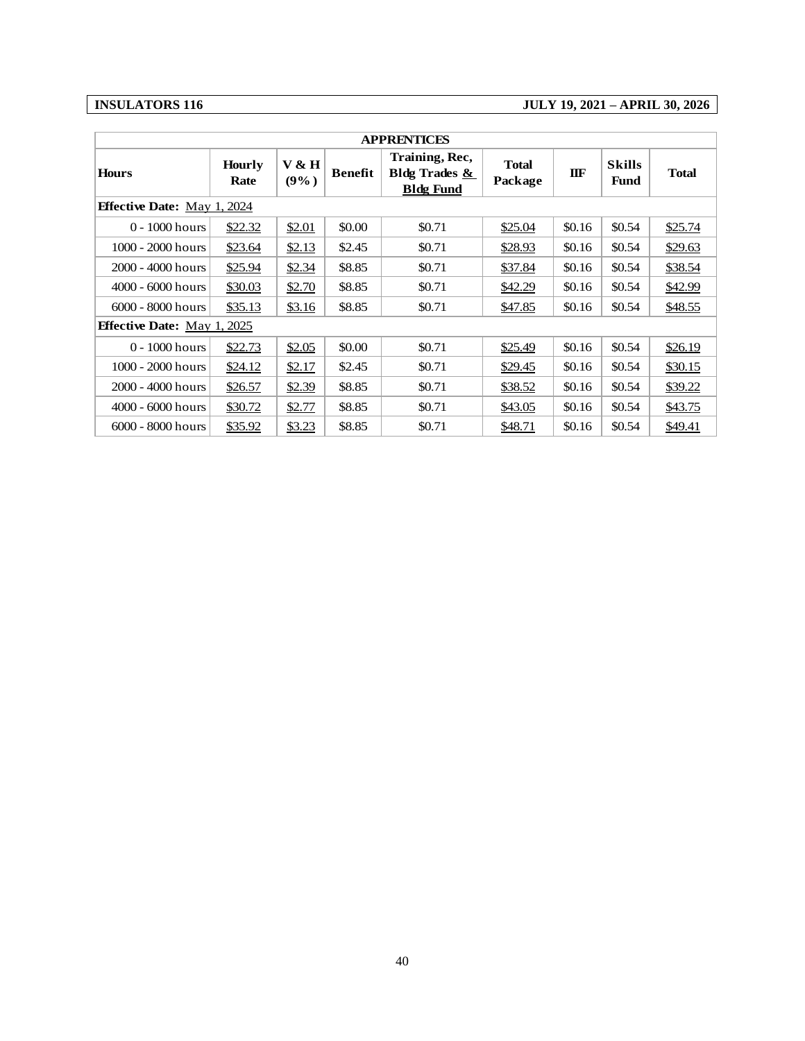**INSULATORS 116** | **JULY 19, 2021 – APRIL 30, 2026**

| APPRENTICES | | | | | | | | |
|---|---|---|---|---|---|---|---|---|
| **Hours** | **Hourly Rate** | **V & H (9%)** | **Benefit** | **Training, Rec, Bldg Trades & Bldg Fund** | **Total Package** | **IIF** | **Skills Fund** | **Total** |
| **Effective Date:** May 1, 2024 | | | | | | | | |
| 0 - 1000 hours | $22.32 | $2.01 | $0.00 | $0.71 | $25.04 | $0.16 | $0.54 | $25.74 |
| 1000 - 2000 hours | $23.64 | $2.13 | $2.45 | $0.71 | $28.93 | $0.16 | $0.54 | $29.63 |
| 2000 - 4000 hours | $25.94 | $2.34 | $8.85 | $0.71 | $37.84 | $0.16 | $0.54 | $38.54 |
| 4000 - 6000 hours | $30.03 | $2.70 | $8.85 | $0.71 | $42.29 | $0.16 | $0.54 | $42.99 |
| 6000 - 8000 hours | $35.13 | $3.16 | $8.85 | $0.71 | $47.85 | $0.16 | $0.54 | $48.55 |
| **Effective Date:** May 1, 2025 | | | | | | | | |
| 0 - 1000 hours | $22.73 | $2.05 | $0.00 | $0.71 | $25.49 | $0.16 | $0.54 | $26.19 |
| 1000 - 2000 hours | $24.12 | $2.17 | $2.45 | $0.71 | $29.45 | $0.16 | $0.54 | $30.15 |
| 2000 - 4000 hours | $26.57 | $2.39 | $8.85 | $0.71 | $38.52 | $0.16 | $0.54 | $39.22 |
| 4000 - 6000 hours | $30.72 | $2.77 | $8.85 | $0.71 | $43.05 | $0.16 | $0.54 | $43.75 |
| 6000 - 8000 hours | $35.92 | $3.23 | $8.85 | $0.71 | $48.71 | $0.16 | $0.54 | $49.41 |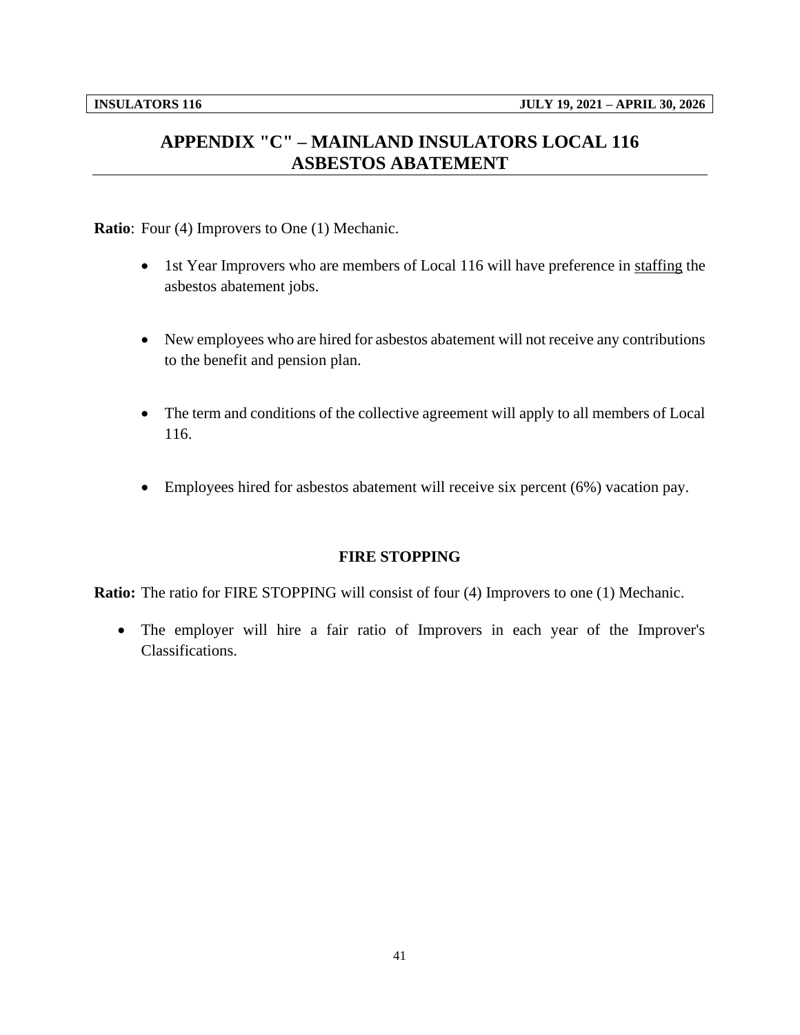# APPENDIX "C" – MAINLAND INSULATORS LOCAL 116 ASBESTOS ABATEMENT

**Ratio**: Four (4) Improvers to One (1) Mechanic.

- 1st Year Improvers who are members of Local 116 will have preference in staffing the asbestos abatement jobs.

- New employees who are hired for asbestos abatement will not receive any contributions to the benefit and pension plan.

- The term and conditions of the collective agreement will apply to all members of Local 116.

- Employees hired for asbestos abatement will receive six percent (6%) vacation pay.

## FIRE STOPPING

**Ratio:** The ratio for FIRE STOPPING will consist of four (4) Improvers to one (1) Mechanic.

- The employer will hire a fair ratio of Improvers in each year of the Improver's Classifications.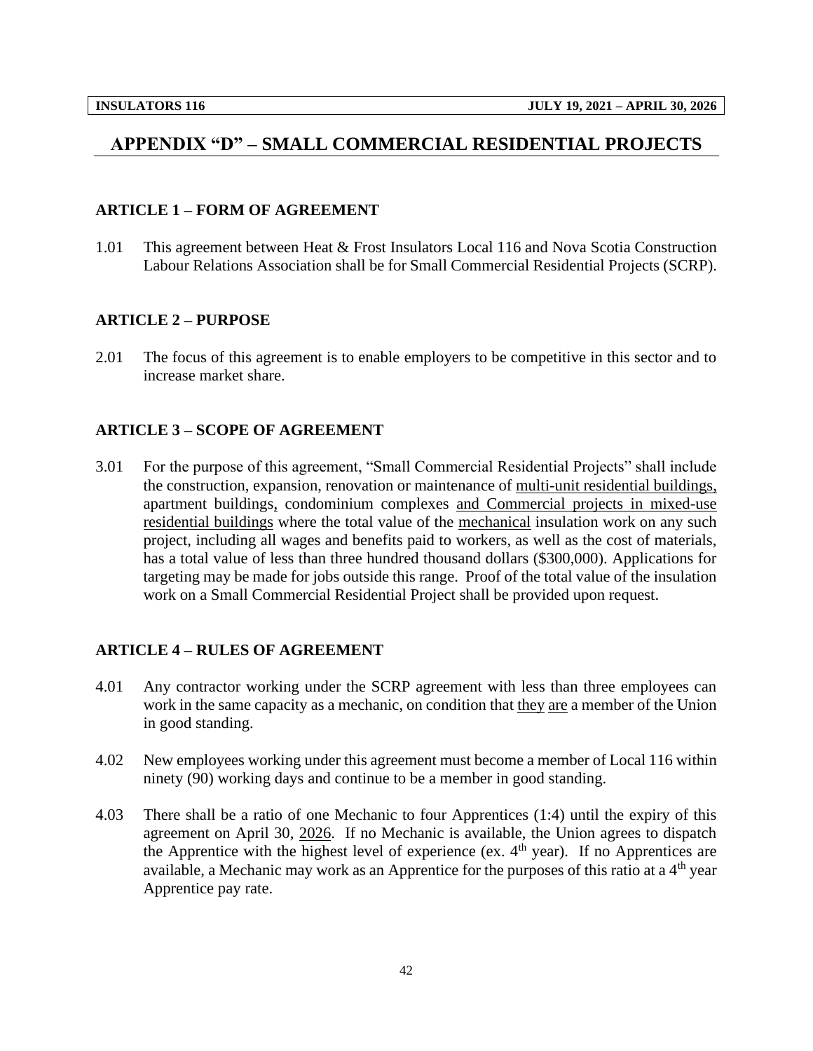# APPENDIX "D" – SMALL COMMERCIAL RESIDENTIAL PROJECTS

## ARTICLE 1 – FORM OF AGREEMENT

1.01 This agreement between Heat & Frost Insulators Local 116 and Nova Scotia Construction Labour Relations Association shall be for Small Commercial Residential Projects (SCRP).

## ARTICLE 2 – PURPOSE

2.01 The focus of this agreement is to enable employers to be competitive in this sector and to increase market share.

## ARTICLE 3 – SCOPE OF AGREEMENT

3.01 For the purpose of this agreement, "Small Commercial Residential Projects" shall include the construction, expansion, renovation or maintenance of multi-unit residential buildings, apartment buildings, condominium complexes and Commercial projects in mixed-use residential buildings where the total value of the mechanical insulation work on any such project, including all wages and benefits paid to workers, as well as the cost of materials, has a total value of less than three hundred thousand dollars ($300,000). Applications for targeting may be made for jobs outside this range. Proof of the total value of the insulation work on a Small Commercial Residential Project shall be provided upon request.

## ARTICLE 4 – RULES OF AGREEMENT

4.01 Any contractor working under the SCRP agreement with less than three employees can work in the same capacity as a mechanic, on condition that they are a member of the Union in good standing.

4.02 New employees working under this agreement must become a member of Local 116 within ninety (90) working days and continue to be a member in good standing.

4.03 There shall be a ratio of one Mechanic to four Apprentices (1:4) until the expiry of this agreement on April 30, 2026. If no Mechanic is available, the Union agrees to dispatch the Apprentice with the highest level of experience (ex. 4th year). If no Apprentices are available, a Mechanic may work as an Apprentice for the purposes of this ratio at a 4th year Apprentice pay rate.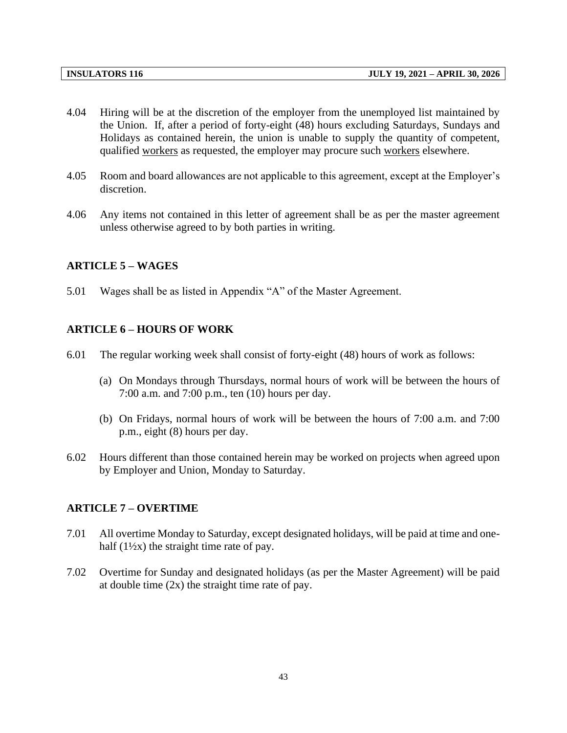4.04 Hiring will be at the discretion of the employer from the unemployed list maintained by the Union. If, after a period of forty-eight (48) hours excluding Saturdays, Sundays and Holidays as contained herein, the union is unable to supply the quantity of competent, qualified <u>workers</u> as requested, the employer may procure such <u>workers</u> elsewhere.

4.05 Room and board allowances are not applicable to this agreement, except at the Employer's discretion.

4.06 Any items not contained in this letter of agreement shall be as per the master agreement unless otherwise agreed to by both parties in writing.

## ARTICLE 5 – WAGES

5.01 Wages shall be as listed in Appendix "A" of the Master Agreement.

## ARTICLE 6 – HOURS OF WORK

6.01 The regular working week shall consist of forty-eight (48) hours of work as follows:

(a) On Mondays through Thursdays, normal hours of work will be between the hours of 7:00 a.m. and 7:00 p.m., ten (10) hours per day.

(b) On Fridays, normal hours of work will be between the hours of 7:00 a.m. and 7:00 p.m., eight (8) hours per day.

6.02 Hours different than those contained herein may be worked on projects when agreed upon by Employer and Union, Monday to Saturday.

## ARTICLE 7 – OVERTIME

7.01 All overtime Monday to Saturday, except designated holidays, will be paid at time and one-half (1½x) the straight time rate of pay.

7.02 Overtime for Sunday and designated holidays (as per the Master Agreement) will be paid at double time (2x) the straight time rate of pay.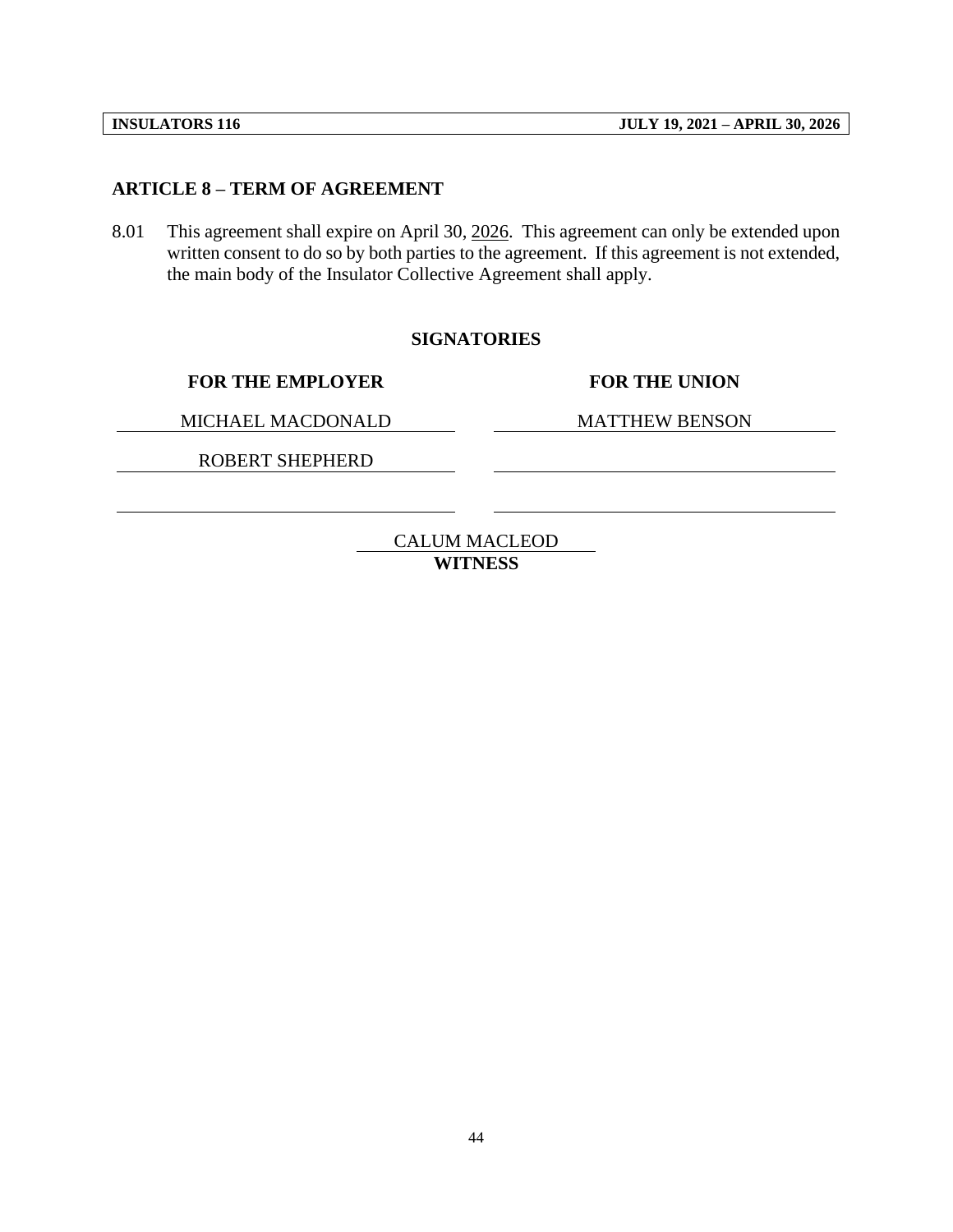## ARTICLE 8 – TERM OF AGREEMENT

8.01 This agreement shall expire on April 30, 2026. This agreement can only be extended upon written consent to do so by both parties to the agreement. If this agreement is not extended, the main body of the Insulator Collective Agreement shall apply.

**SIGNATORIES**

| FOR THE EMPLOYER | FOR THE UNION |
|---|---|
| MICHAEL MACDONALD | MATTHEW BENSON |
| ROBERT SHEPHERD | |
| | |

CALUM MACLEOD
**WITNESS**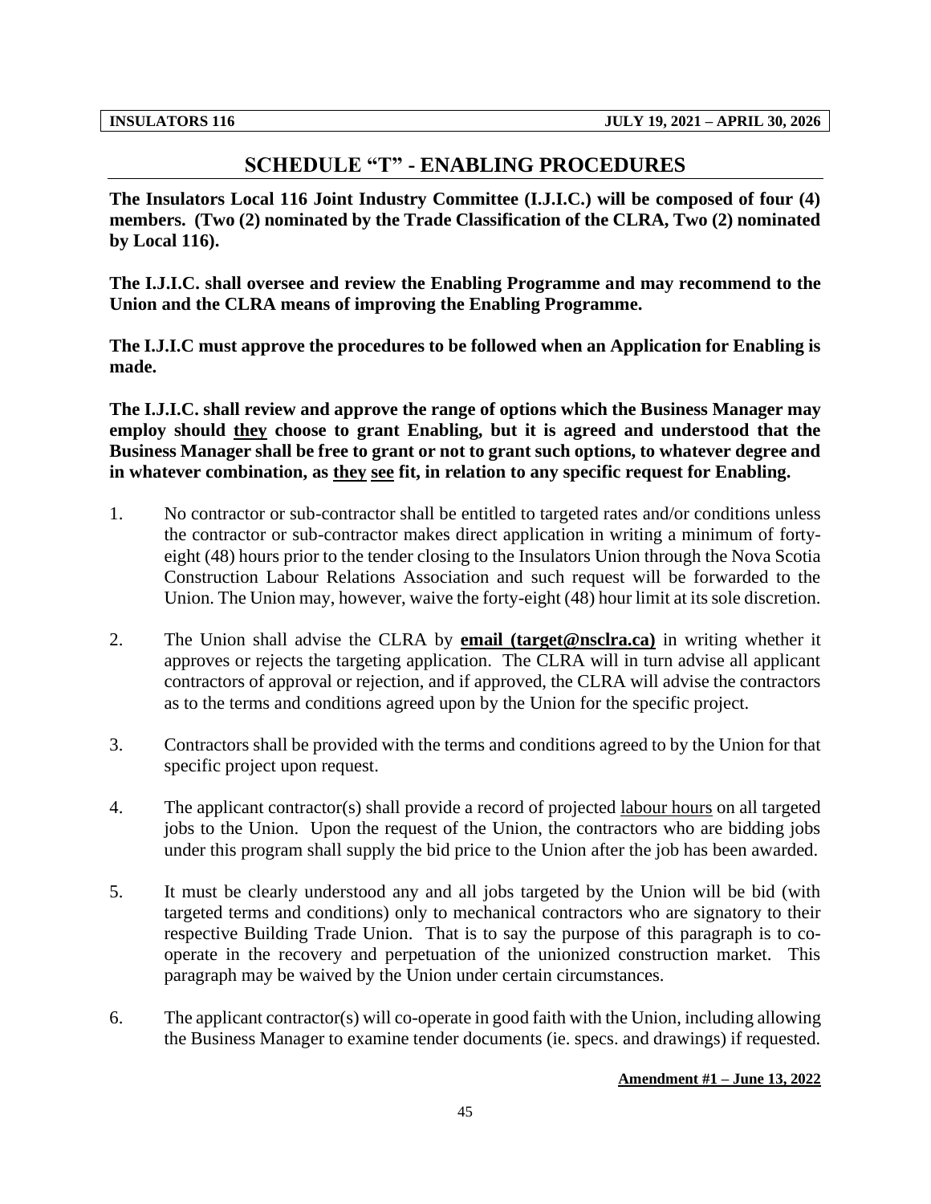# SCHEDULE "T" - ENABLING PROCEDURES

**The Insulators Local 116 Joint Industry Committee (I.J.I.C.) will be composed of four (4) members. (Two (2) nominated by the Trade Classification of the CLRA, Two (2) nominated by Local 116).**

**The I.J.I.C. shall oversee and review the Enabling Programme and may recommend to the Union and the CLRA means of improving the Enabling Programme.**

**The I.J.I.C must approve the procedures to be followed when an Application for Enabling is made.**

**The I.J.I.C. shall review and approve the range of options which the Business Manager may employ should <u>they</u> choose to grant Enabling, but it is agreed and understood that the Business Manager shall be free to grant or not to grant such options, to whatever degree and in whatever combination, as <u>they</u> <u>see</u> fit, in relation to any specific request for Enabling.**

1. No contractor or sub-contractor shall be entitled to targeted rates and/or conditions unless the contractor or sub-contractor makes direct application in writing a minimum of forty-eight (48) hours prior to the tender closing to the Insulators Union through the Nova Scotia Construction Labour Relations Association and such request will be forwarded to the Union. The Union may, however, waive the forty-eight (48) hour limit at its sole discretion.

2. The Union shall advise the CLRA by **<u>email (target@nsclra.ca)</u>** in writing whether it approves or rejects the targeting application. The CLRA will in turn advise all applicant contractors of approval or rejection, and if approved, the CLRA will advise the contractors as to the terms and conditions agreed upon by the Union for the specific project.

3. Contractors shall be provided with the terms and conditions agreed to by the Union for that specific project upon request.

4. The applicant contractor(s) shall provide a record of projected <u>labour hours</u> on all targeted jobs to the Union. Upon the request of the Union, the contractors who are bidding jobs under this program shall supply the bid price to the Union after the job has been awarded.

5. It must be clearly understood any and all jobs targeted by the Union will be bid (with targeted terms and conditions) only to mechanical contractors who are signatory to their respective Building Trade Union. That is to say the purpose of this paragraph is to co-operate in the recovery and perpetuation of the unionized construction market. This paragraph may be waived by the Union under certain circumstances.

6. The applicant contractor(s) will co-operate in good faith with the Union, including allowing the Business Manager to examine tender documents (ie. specs. and drawings) if requested.

**<u>Amendment #1 – June 13, 2022</u>**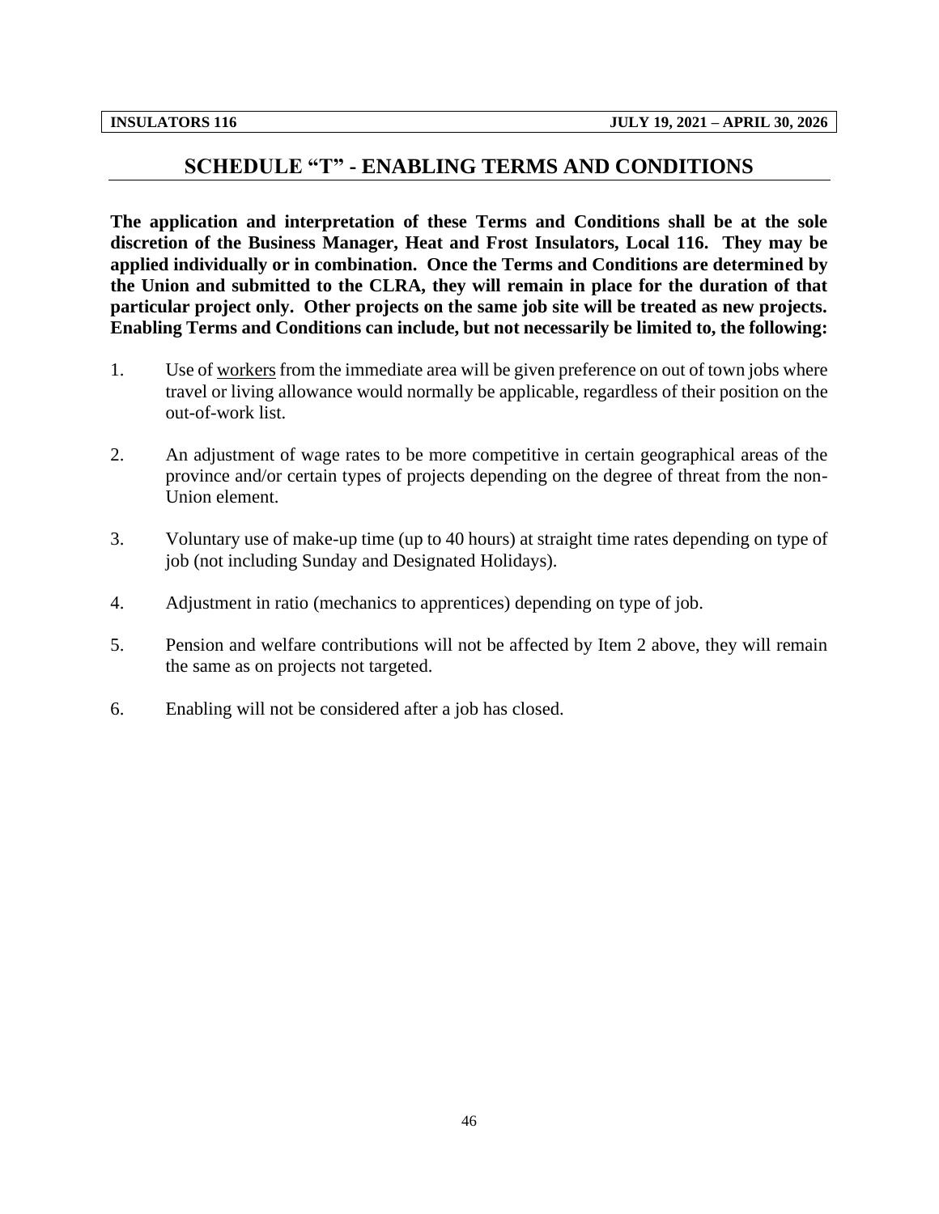## SCHEDULE "T" - ENABLING TERMS AND CONDITIONS

**The application and interpretation of these Terms and Conditions shall be at the sole discretion of the Business Manager, Heat and Frost Insulators, Local 116. They may be applied individually or in combination. Once the Terms and Conditions are determined by the Union and submitted to the CLRA, they will remain in place for the duration of that particular project only. Other projects on the same job site will be treated as new projects. Enabling Terms and Conditions can include, but not necessarily be limited to, the following:**

1. Use of workers from the immediate area will be given preference on out of town jobs where travel or living allowance would normally be applicable, regardless of their position on the out-of-work list.

2. An adjustment of wage rates to be more competitive in certain geographical areas of the province and/or certain types of projects depending on the degree of threat from the non-Union element.

3. Voluntary use of make-up time (up to 40 hours) at straight time rates depending on type of job (not including Sunday and Designated Holidays).

4. Adjustment in ratio (mechanics to apprentices) depending on type of job.

5. Pension and welfare contributions will not be affected by Item 2 above, they will remain the same as on projects not targeted.

6. Enabling will not be considered after a job has closed.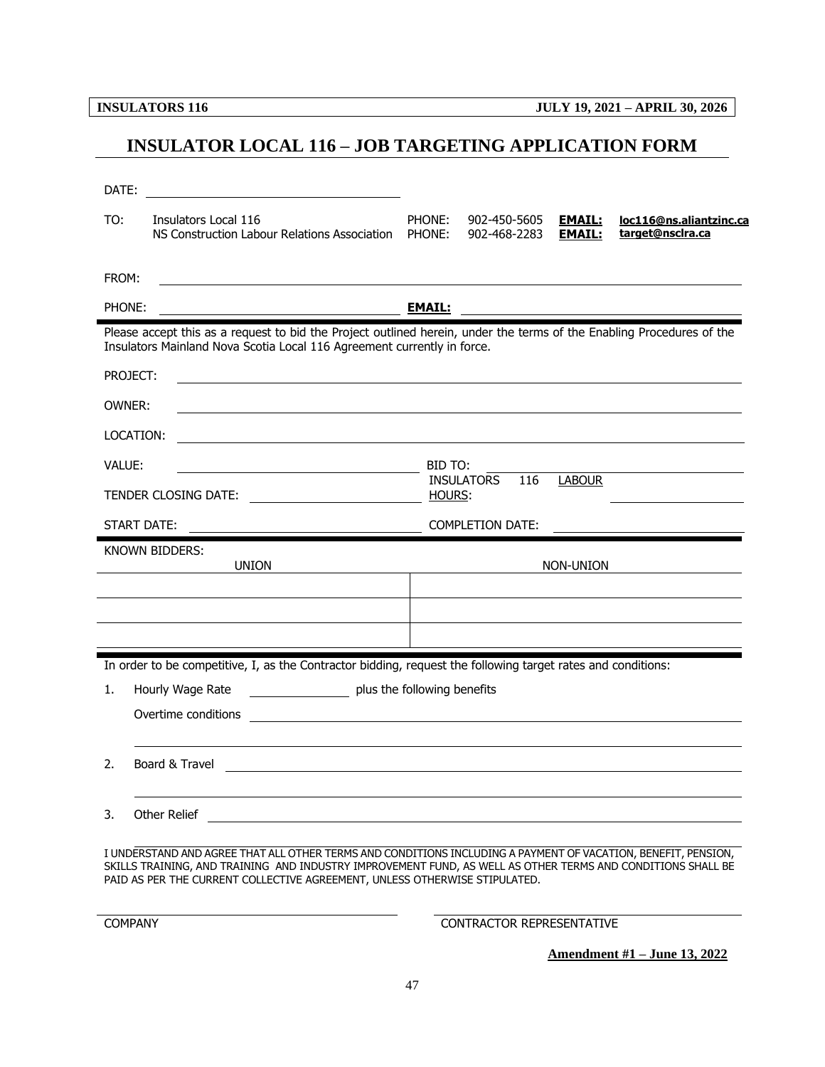# INSULATOR LOCAL 116 – JOB TARGETING APPLICATION FORM

DATE: ______________________________

| TO: | | | | |
|---|---|---|---|---|
| Insulators Local 116 | PHONE: | 902-450-5605 | **EMAIL:** | **loc116@ns.aliantzinc.ca** |
| NS Construction Labour Relations Association | PHONE: | 902-468-2283 | **EMAIL:** | **target@nsclra.ca** |

FROM: ______________________________

PHONE: ______________________________ **EMAIL:** ______________________________

Please accept this as a request to bid the Project outlined herein, under the terms of the Enabling Procedures of the Insulators Mainland Nova Scotia Local 116 Agreement currently in force.

PROJECT: ______________________________

OWNER: ______________________________

LOCATION: ______________________________

VALUE: ______________________________ BID TO: ______________________________

TENDER CLOSING DATE: ______________________________ INSULATORS 116 LABOUR HOURS: ______________________________

START DATE: ______________________________ COMPLETION DATE: ______________________________

KNOWN BIDDERS:

| UNION | NON-UNION |
|---|---|
| | |
| | |
| | |

In order to be competitive, I, as the Contractor bidding, request the following target rates and conditions:

1. Hourly Wage Rate ______________ plus the following benefits

   Overtime conditions ______________________________

   ______________________________

2. Board & Travel ______________________________

   ______________________________

3. Other Relief ______________________________

I UNDERSTAND AND AGREE THAT ALL OTHER TERMS AND CONDITIONS INCLUDING A PAYMENT OF VACATION, BENEFIT, PENSION, SKILLS TRAINING, AND TRAINING AND INDUSTRY IMPROVEMENT FUND, AS WELL AS OTHER TERMS AND CONDITIONS SHALL BE PAID AS PER THE CURRENT COLLECTIVE AGREEMENT, UNLESS OTHERWISE STIPULATED.

______________________________ ______________________________

COMPANY CONTRACTOR REPRESENTATIVE

**Amendment #1 – June 13, 2022**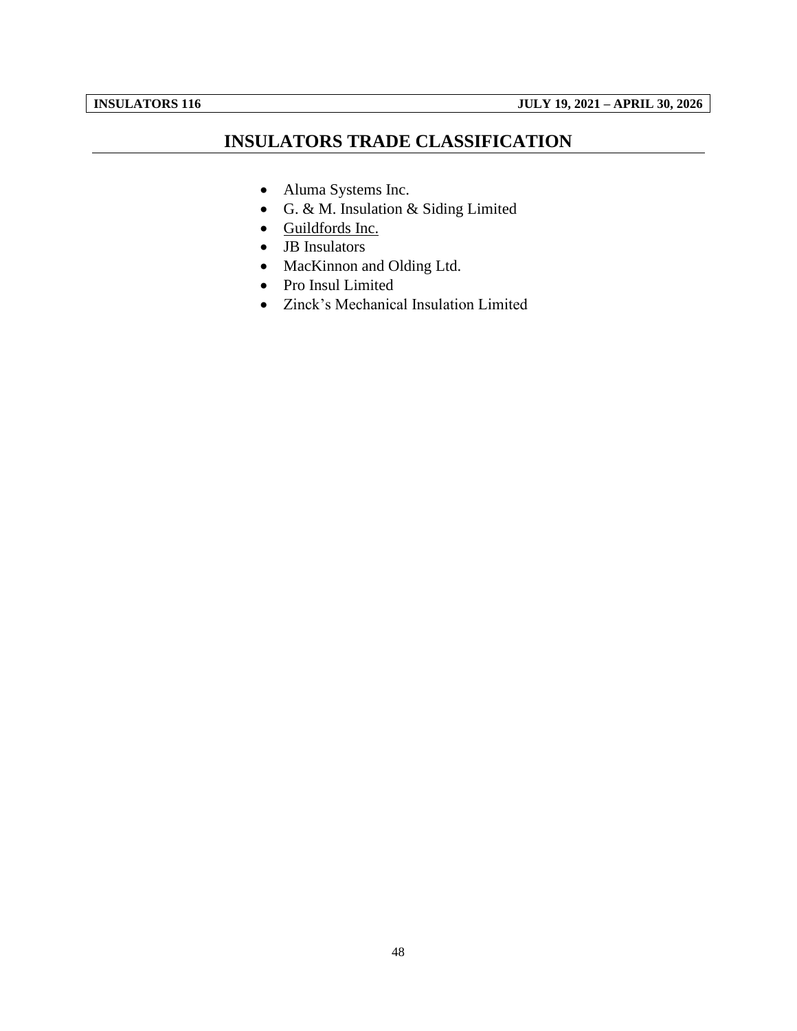# INSULATORS TRADE CLASSIFICATION

- Aluma Systems Inc.
- G. & M. Insulation & Siding Limited
- Guildfords Inc.
- JB Insulators
- MacKinnon and Olding Ltd.
- Pro Insul Limited
- Zinck's Mechanical Insulation Limited